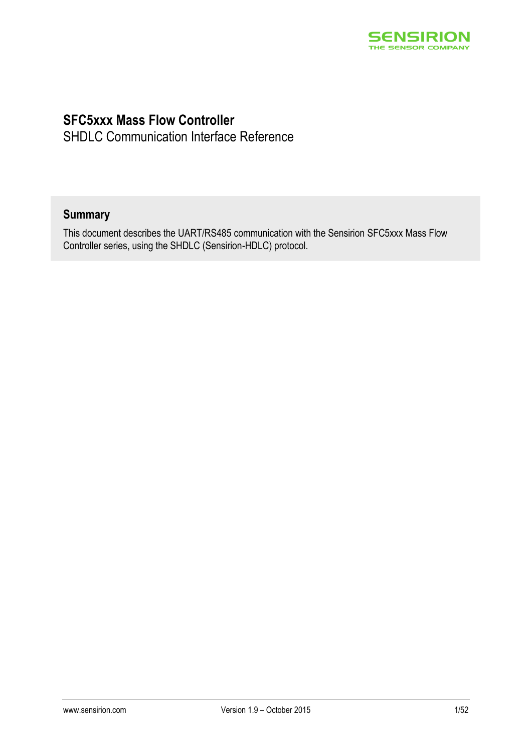# SFC5xxx Mass Flow Controller

SHDLC Communication Interface Reference

## Summary

This document describes the UART/RS485 communication with the Sensirion SFC5xxx Mass Flow Controller series, using the SHDLC (Sensirion-HDLC) protocol.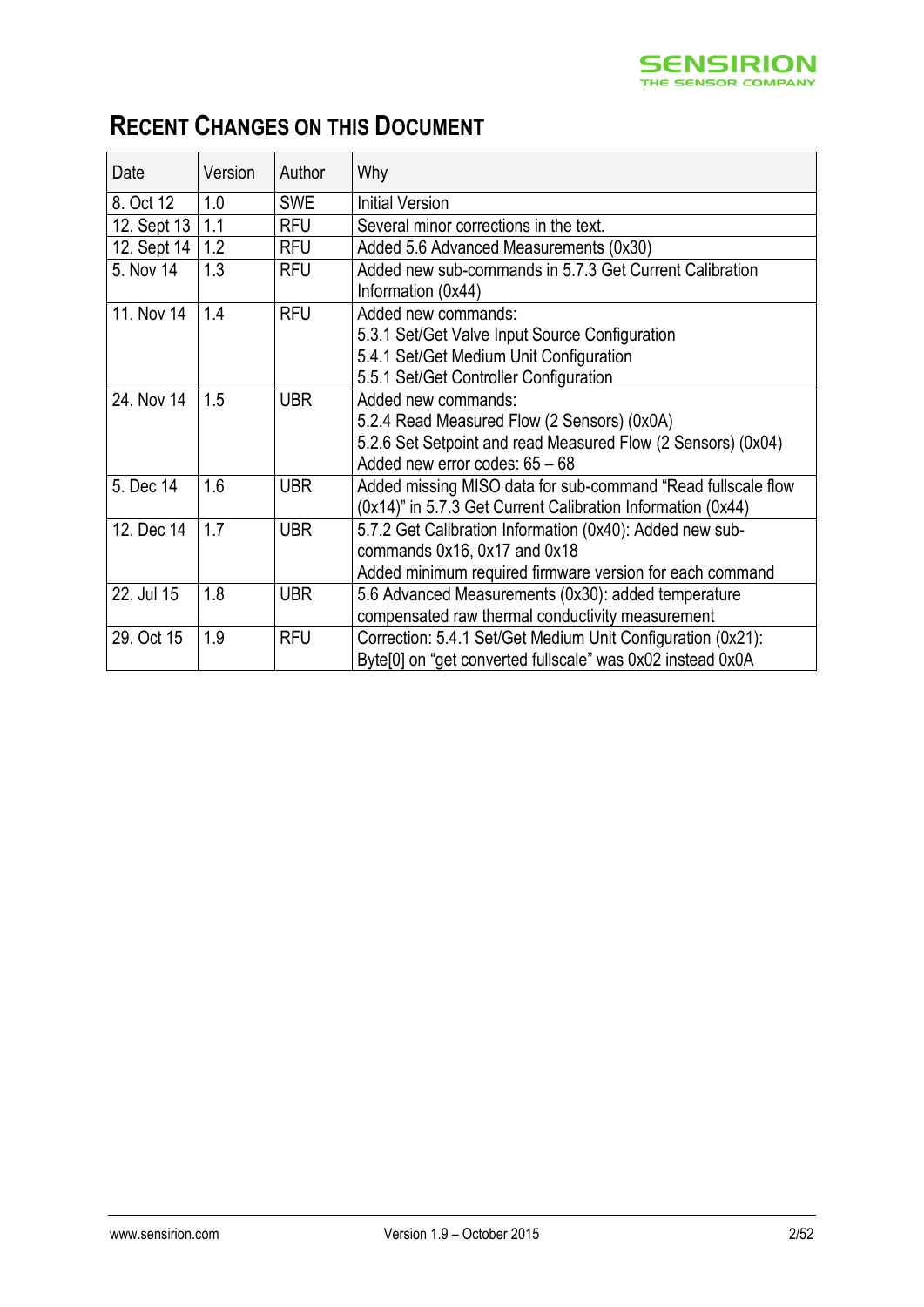# RECENT CHANGES ON THIS DOCUMENT

| Date | Version | Author | Why |
|---|---|---|---|
| 8. Oct 12 | 1.0 | SWE | Initial Version |
| 12. Sept 13 | 1.1 | RFU | Several minor corrections in the text. |
| 12. Sept 14 | 1.2 | RFU | Added 5.6 Advanced Measurements (0x30) |
| 5. Nov 14 | 1.3 | RFU | Added new sub-commands in 5.7.3 Get Current Calibration Information (0x44) |
| 11. Nov 14 | 1.4 | RFU | Added new commands:<br>5.3.1 Set/Get Valve Input Source Configuration<br>5.4.1 Set/Get Medium Unit Configuration<br>5.5.1 Set/Get Controller Configuration |
| 24. Nov 14 | 1.5 | UBR | Added new commands:<br>5.2.4 Read Measured Flow (2 Sensors) (0x0A)<br>5.2.6 Set Setpoint and read Measured Flow (2 Sensors) (0x04)<br>Added new error codes: 65 – 68 |
| 5. Dec 14 | 1.6 | UBR | Added missing MISO data for sub-command "Read fullscale flow (0x14)" in 5.7.3 Get Current Calibration Information (0x44) |
| 12. Dec 14 | 1.7 | UBR | 5.7.2 Get Calibration Information (0x40): Added new sub-commands 0x16, 0x17 and 0x18<br>Added minimum required firmware version for each command |
| 22. Jul 15 | 1.8 | UBR | 5.6 Advanced Measurements (0x30): added temperature compensated raw thermal conductivity measurement |
| 29. Oct 15 | 1.9 | RFU | Correction: 5.4.1 Set/Get Medium Unit Configuration (0x21): Byte[0] on "get converted fullscale" was 0x02 instead 0x0A |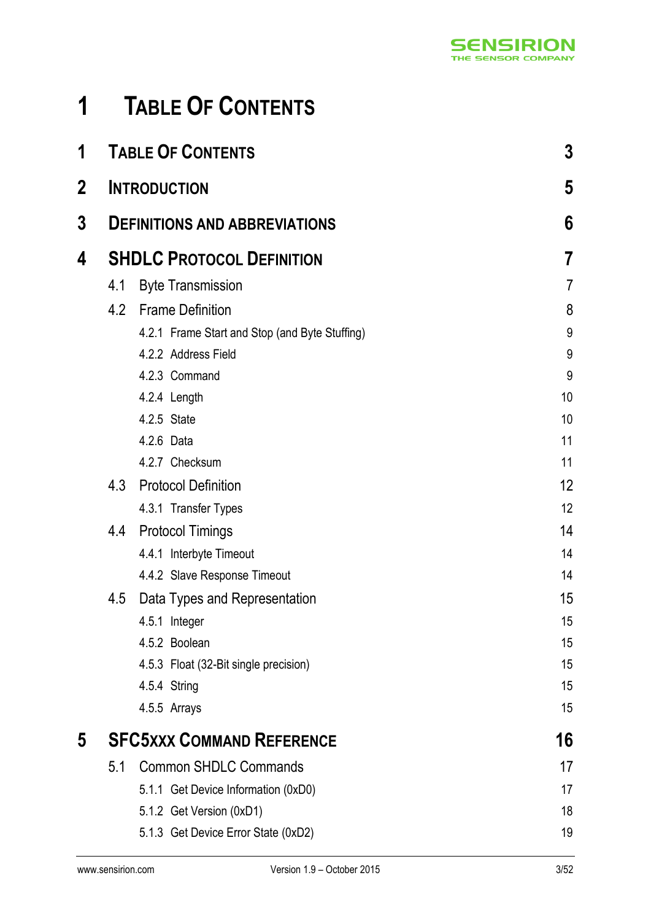# 1 Table Of Contents

| | | |
|---|---|---|
| **1** | **Table Of Contents** | **3** |
| **2** | **Introduction** | **5** |
| **3** | **Definitions and abbreviations** | **6** |
| **4** | **SHDLC Protocol Definition** | **7** |
| 4.1 | Byte Transmission | 7 |
| 4.2 | Frame Definition | 8 |
| 4.2.1 | Frame Start and Stop (and Byte Stuffing) | 9 |
| 4.2.2 | Address Field | 9 |
| 4.2.3 | Command | 9 |
| 4.2.4 | Length | 10 |
| 4.2.5 | State | 10 |
| 4.2.6 | Data | 11 |
| 4.2.7 | Checksum | 11 |
| 4.3 | Protocol Definition | 12 |
| 4.3.1 | Transfer Types | 12 |
| 4.4 | Protocol Timings | 14 |
| 4.4.1 | Interbyte Timeout | 14 |
| 4.4.2 | Slave Response Timeout | 14 |
| 4.5 | Data Types and Representation | 15 |
| 4.5.1 | Integer | 15 |
| 4.5.2 | Boolean | 15 |
| 4.5.3 | Float (32-Bit single precision) | 15 |
| 4.5.4 | String | 15 |
| 4.5.5 | Arrays | 15 |
| **5** | **SFC5xxx Command Reference** | **16** |
| 5.1 | Common SHDLC Commands | 17 |
| 5.1.1 | Get Device Information (0xD0) | 17 |
| 5.1.2 | Get Version (0xD1) | 18 |
| 5.1.3 | Get Device Error State (0xD2) | 19 |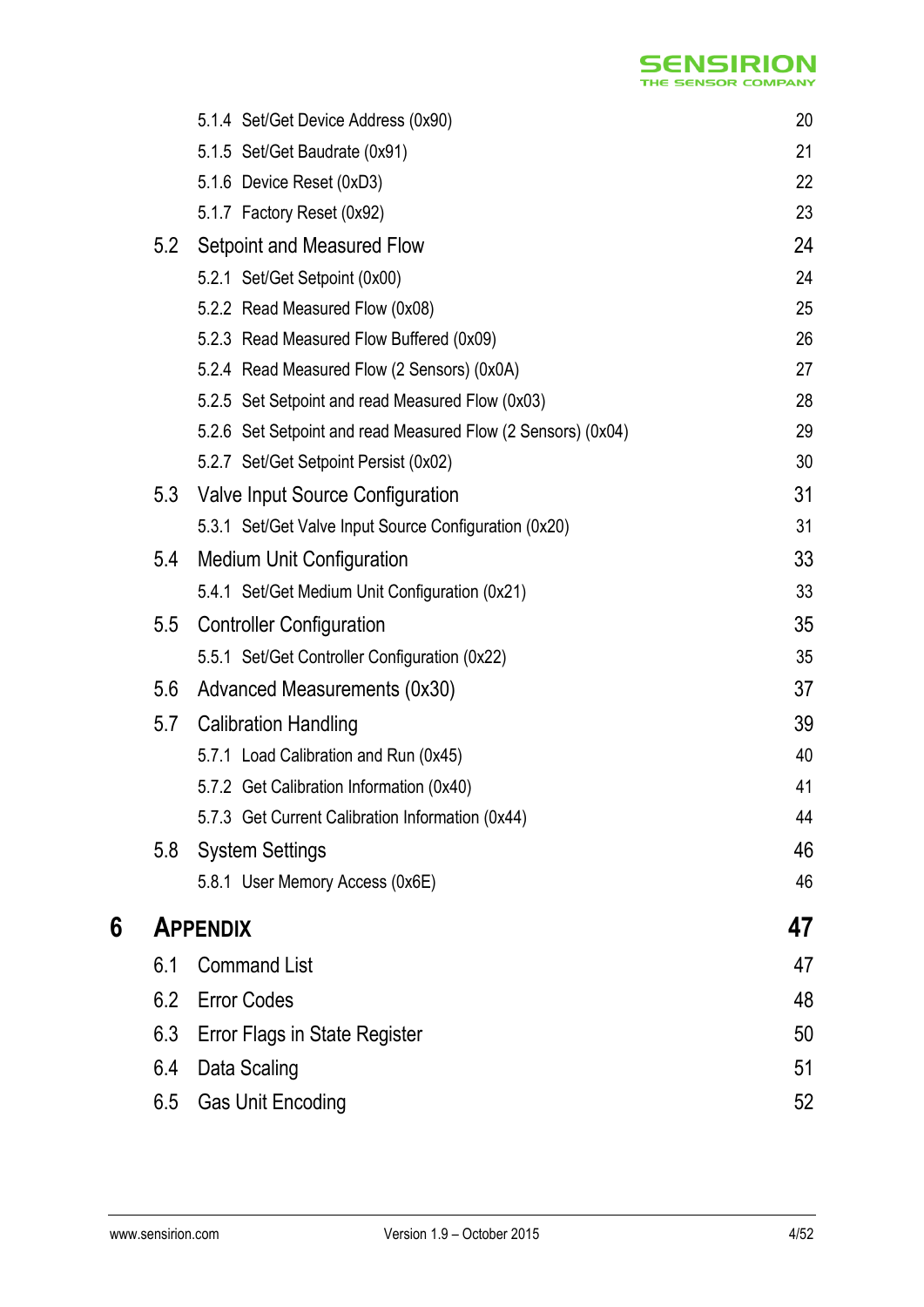5.1.4 Set/Get Device Address (0x90) 20
5.1.5 Set/Get Baudrate (0x91) 21
5.1.6 Device Reset (0xD3) 22
5.1.7 Factory Reset (0x92) 23

5.2 Setpoint and Measured Flow 24
5.2.1 Set/Get Setpoint (0x00) 24
5.2.2 Read Measured Flow (0x08) 25
5.2.3 Read Measured Flow Buffered (0x09) 26
5.2.4 Read Measured Flow (2 Sensors) (0x0A) 27
5.2.5 Set Setpoint and read Measured Flow (0x03) 28
5.2.6 Set Setpoint and read Measured Flow (2 Sensors) (0x04) 29
5.2.7 Set/Get Setpoint Persist (0x02) 30

5.3 Valve Input Source Configuration 31
5.3.1 Set/Get Valve Input Source Configuration (0x20) 31

5.4 Medium Unit Configuration 33
5.4.1 Set/Get Medium Unit Configuration (0x21) 33

5.5 Controller Configuration 35
5.5.1 Set/Get Controller Configuration (0x22) 35

5.6 Advanced Measurements (0x30) 37

5.7 Calibration Handling 39
5.7.1 Load Calibration and Run (0x45) 40
5.7.2 Get Calibration Information (0x40) 41
5.7.3 Get Current Calibration Information (0x44) 44

5.8 System Settings 46
5.8.1 User Memory Access (0x6E) 46

**6 APPENDIX 47**

6.1 Command List 47
6.2 Error Codes 48
6.3 Error Flags in State Register 50
6.4 Data Scaling 51
6.5 Gas Unit Encoding 52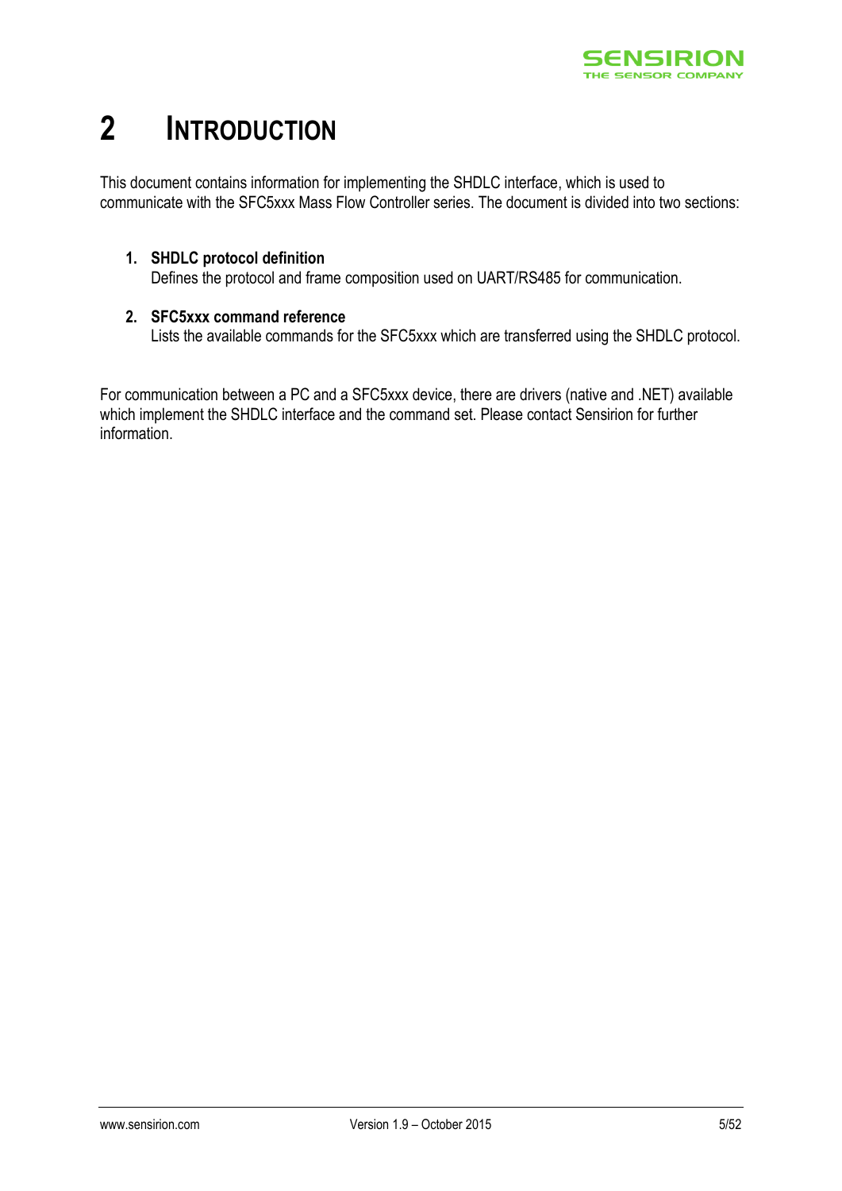# 2 INTRODUCTION

This document contains information for implementing the SHDLC interface, which is used to communicate with the SFC5xxx Mass Flow Controller series. The document is divided into two sections:

1. **SHDLC protocol definition**
   Defines the protocol and frame composition used on UART/RS485 for communication.

2. **SFC5xxx command reference**
   Lists the available commands for the SFC5xxx which are transferred using the SHDLC protocol.

For communication between a PC and a SFC5xxx device, there are drivers (native and .NET) available which implement the SHDLC interface and the command set. Please contact Sensirion for further information.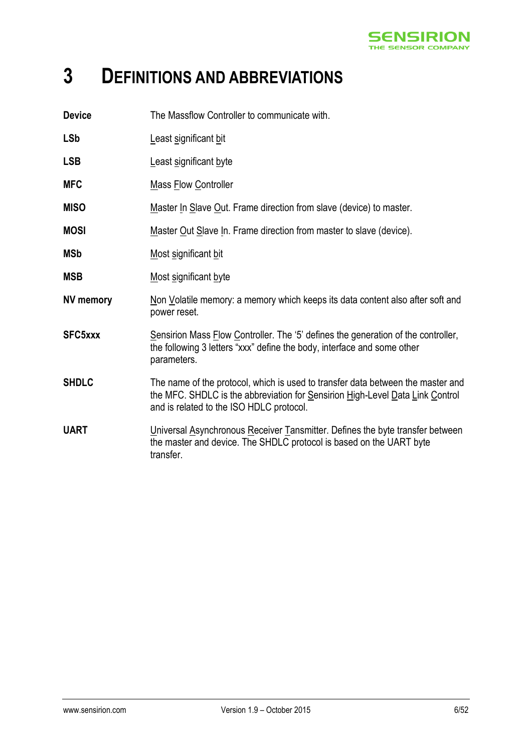# 3 Definitions and Abbreviations

| | |
|---|---|
| **Device** | The Massflow Controller to communicate with. |
| **LSb** | Least significant bit |
| **LSB** | Least significant byte |
| **MFC** | Mass Flow Controller |
| **MISO** | Master In Slave Out. Frame direction from slave (device) to master. |
| **MOSI** | Master Out Slave In. Frame direction from master to slave (device). |
| **MSb** | Most significant bit |
| **MSB** | Most significant byte |
| **NV memory** | Non Volatile memory: a memory which keeps its data content also after soft and power reset. |
| **SFC5xxx** | Sensirion Mass Flow Controller. The '5' defines the generation of the controller, the following 3 letters "xxx" define the body, interface and some other parameters. |
| **SHDLC** | The name of the protocol, which is used to transfer data between the master and the MFC. SHDLC is the abbreviation for Sensirion High-Level Data Link Control and is related to the ISO HDLC protocol. |
| **UART** | Universal Asynchronous Receiver Tansmitter. Defines the byte transfer between the master and device. The SHDLC protocol is based on the UART byte transfer. |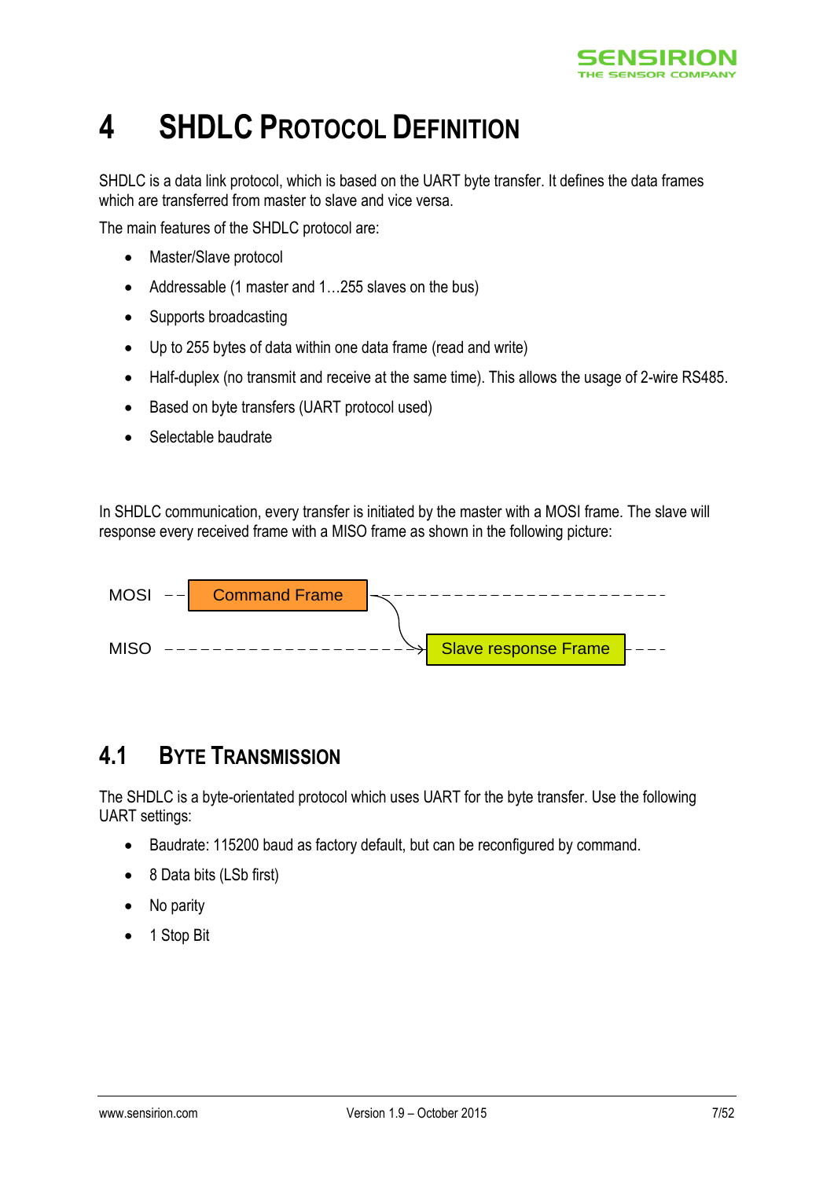# 4 SHDLC Protocol Definition

SHDLC is a data link protocol, which is based on the UART byte transfer. It defines the data frames which are transferred from master to slave and vice versa.

The main features of the SHDLC protocol are:

- Master/Slave protocol
- Addressable (1 master and 1…255 slaves on the bus)
- Supports broadcasting
- Up to 255 bytes of data within one data frame (read and write)
- Half-duplex (no transmit and receive at the same time). This allows the usage of 2-wire RS485.
- Based on byte transfers (UART protocol used)
- Selectable baudrate

In SHDLC communication, every transfer is initiated by the master with a MOSI frame. The slave will response every received frame with a MISO frame as shown in the following picture:

MOSI – – Command Frame – – – – – – – – – – – – – – – – – – – – – – –

MISO – – – – – – – – – – – – – – – – – – – – → Slave response Frame – – – –

## 4.1 Byte Transmission

The SHDLC is a byte-orientated protocol which uses UART for the byte transfer. Use the following UART settings:

- Baudrate: 115200 baud as factory default, but can be reconfigured by command.
- 8 Data bits (LSb first)
- No parity
- 1 Stop Bit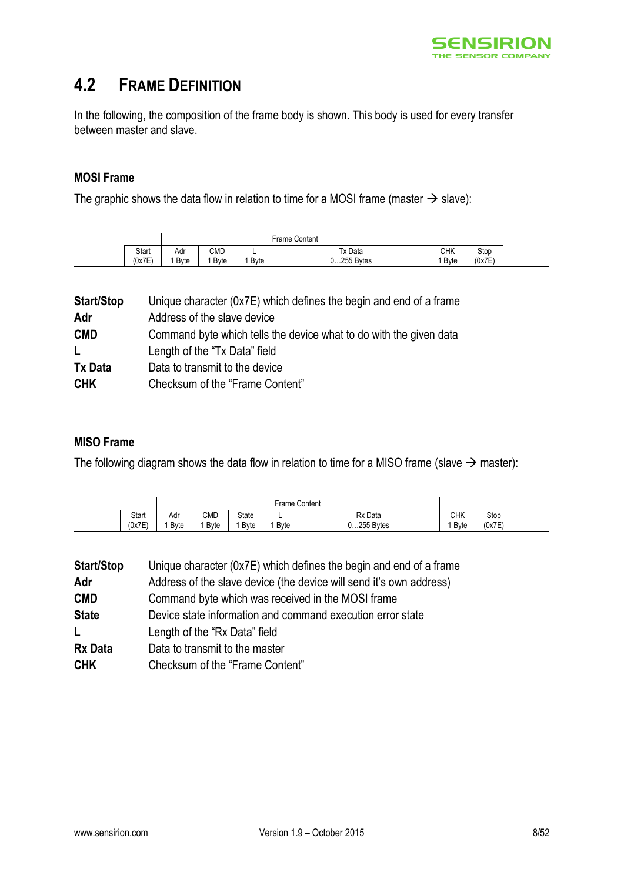## 4.2 Frame Definition

In the following, the composition of the frame body is shown. This body is used for every transfer between master and slave.

### MOSI Frame

The graphic shows the data flow in relation to time for a MOSI frame (master → slave):

| | Frame Content | | | | |
|---|---|---|---|---|---|---|
| Start (0x7E) | Adr 1 Byte | CMD 1 Byte | L 1 Byte | Tx Data 0…255 Bytes | CHK 1 Byte | Stop (0x7E) |

| | |
|---|---|
| **Start/Stop** | Unique character (0x7E) which defines the begin and end of a frame |
| **Adr** | Address of the slave device |
| **CMD** | Command byte which tells the device what to do with the given data |
| **L** | Length of the "Tx Data" field |
| **Tx Data** | Data to transmit to the device |
| **CHK** | Checksum of the "Frame Content" |

### MISO Frame

The following diagram shows the data flow in relation to time for a MISO frame (slave → master):

| | Frame Content | | | | | | |
|---|---|---|---|---|---|---|---|
| Start (0x7E) | Adr 1 Byte | CMD 1 Byte | State 1 Byte | L 1 Byte | Rx Data 0…255 Bytes | CHK 1 Byte | Stop (0x7E) |

| | |
|---|---|
| **Start/Stop** | Unique character (0x7E) which defines the begin and end of a frame |
| **Adr** | Address of the slave device (the device will send it's own address) |
| **CMD** | Command byte which was received in the MOSI frame |
| **State** | Device state information and command execution error state |
| **L** | Length of the "Rx Data" field |
| **Rx Data** | Data to transmit to the master |
| **CHK** | Checksum of the "Frame Content" |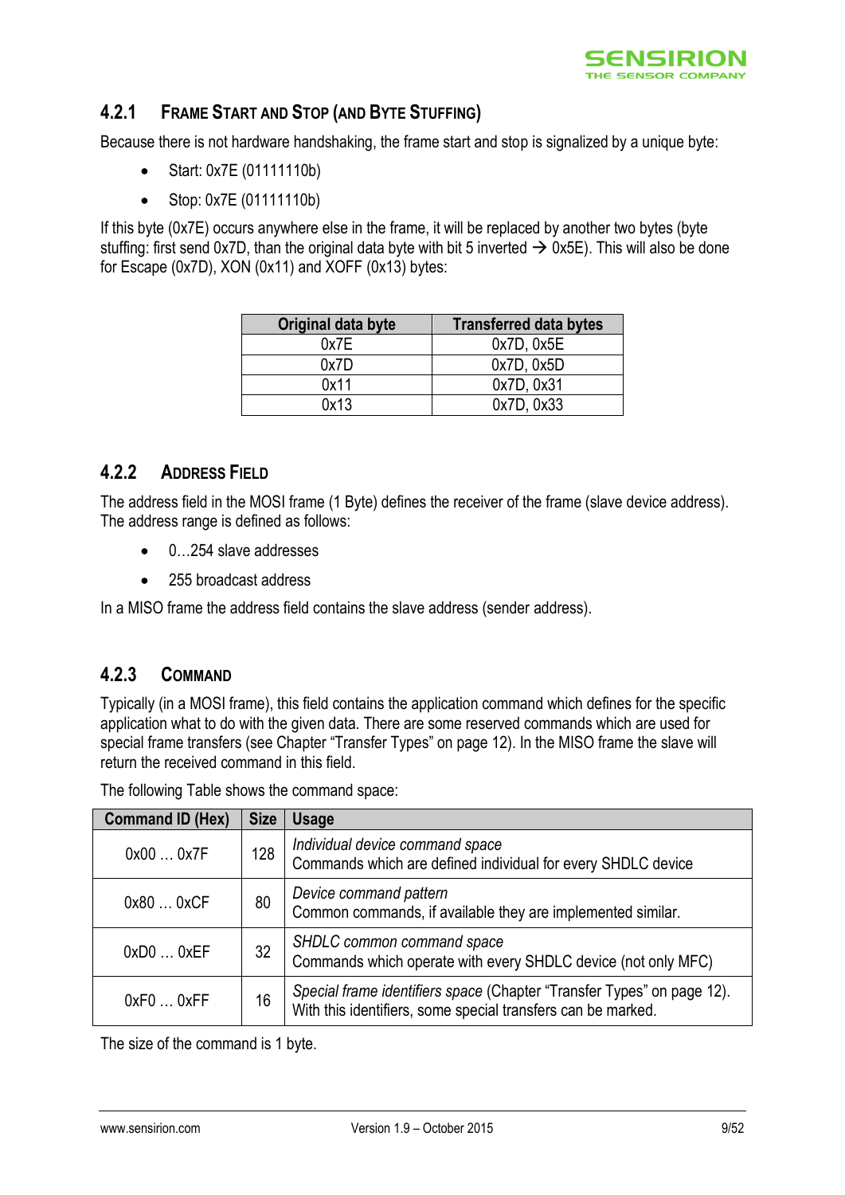### 4.2.1 Frame Start and Stop (and Byte Stuffing)

Because there is not hardware handshaking, the frame start and stop is signalized by a unique byte:

- Start: 0x7E (01111110b)
- Stop: 0x7E (01111110b)

If this byte (0x7E) occurs anywhere else in the frame, it will be replaced by another two bytes (byte stuffing: first send 0x7D, than the original data byte with bit 5 inverted → 0x5E). This will also be done for Escape (0x7D), XON (0x11) and XOFF (0x13) bytes:

| Original data byte | Transferred data bytes |
|---|---|
| 0x7E | 0x7D, 0x5E |
| 0x7D | 0x7D, 0x5D |
| 0x11 | 0x7D, 0x31 |
| 0x13 | 0x7D, 0x33 |

### 4.2.2 Address Field

The address field in the MOSI frame (1 Byte) defines the receiver of the frame (slave device address). The address range is defined as follows:

- 0…254 slave addresses
- 255 broadcast address

In a MISO frame the address field contains the slave address (sender address).

### 4.2.3 Command

Typically (in a MOSI frame), this field contains the application command which defines for the specific application what to do with the given data. There are some reserved commands which are used for special frame transfers (see Chapter "Transfer Types" on page 12). In the MISO frame the slave will return the received command in this field.

The following Table shows the command space:

| Command ID (Hex) | Size | Usage |
|---|---|---|
| 0x00 … 0x7F | 128 | *Individual device command space*<br>Commands which are defined individual for every SHDLC device |
| 0x80 … 0xCF | 80 | *Device command pattern*<br>Common commands, if available they are implemented similar. |
| 0xD0 … 0xEF | 32 | *SHDLC common command space*<br>Commands which operate with every SHDLC device (not only MFC) |
| 0xF0 … 0xFF | 16 | *Special frame identifiers space* (Chapter "Transfer Types" on page 12).<br>With this identifiers, some special transfers can be marked. |

The size of the command is 1 byte.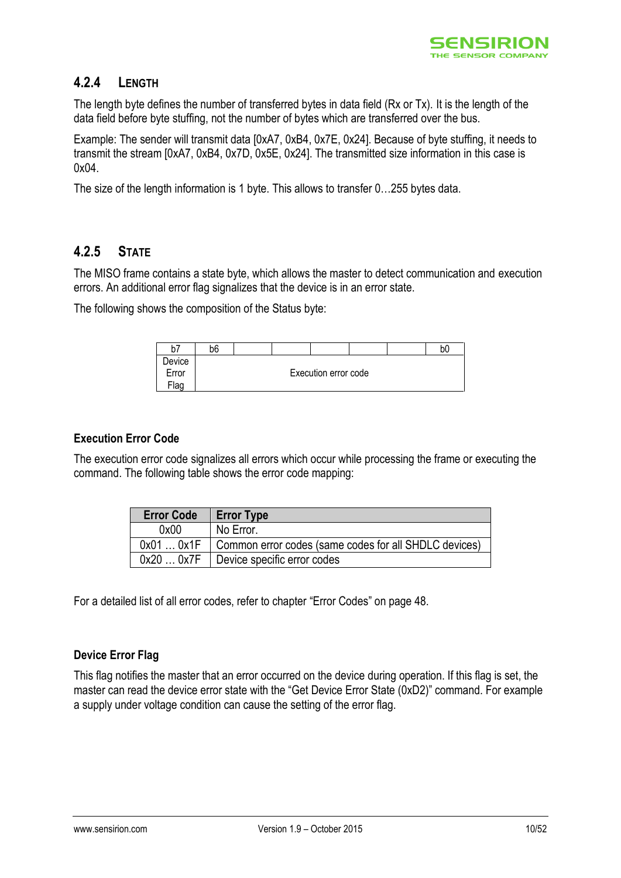### 4.2.4 Length

The length byte defines the number of transferred bytes in data field (Rx or Tx). It is the length of the data field before byte stuffing, not the number of bytes which are transferred over the bus.

Example: The sender will transmit data [0xA7, 0xB4, 0x7E, 0x24]. Because of byte stuffing, it needs to transmit the stream [0xA7, 0xB4, 0x7D, 0x5E, 0x24]. The transmitted size information in this case is 0x04.

The size of the length information is 1 byte. This allows to transfer 0…255 bytes data.

### 4.2.5 State

The MISO frame contains a state byte, which allows the master to detect communication and execution errors. An additional error flag signalizes that the device is in an error state.

The following shows the composition of the Status byte:

| b7 | b6 | | | | | | b0 |
|---|---|---|---|---|---|---|---|
| Device Error Flag | Execution error code | | | | | | |

**Execution Error Code**

The execution error code signalizes all errors which occur while processing the frame or executing the command. The following table shows the error code mapping:

| Error Code | Error Type |
|---|---|
| 0x00 | No Error. |
| 0x01 … 0x1F | Common error codes (same codes for all SHDLC devices) |
| 0x20 … 0x7F | Device specific error codes |

For a detailed list of all error codes, refer to chapter "Error Codes" on page 48.

**Device Error Flag**

This flag notifies the master that an error occurred on the device during operation. If this flag is set, the master can read the device error state with the "Get Device Error State (0xD2)" command. For example a supply under voltage condition can cause the setting of the error flag.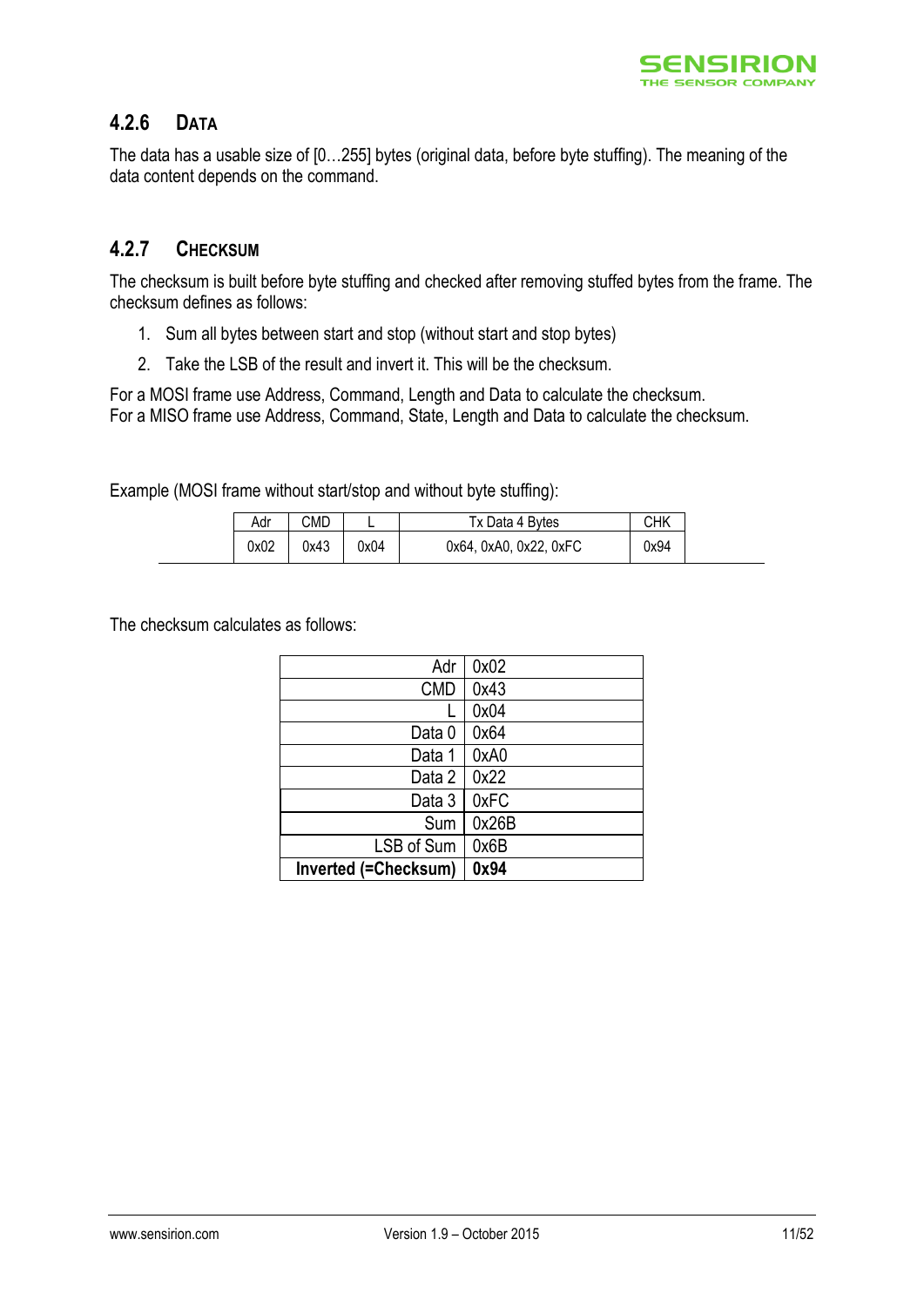### 4.2.6 DATA

The data has a usable size of [0…255] bytes (original data, before byte stuffing). The meaning of the data content depends on the command.

### 4.2.7 CHECKSUM

The checksum is built before byte stuffing and checked after removing stuffed bytes from the frame. The checksum defines as follows:

1. Sum all bytes between start and stop (without start and stop bytes)
2. Take the LSB of the result and invert it. This will be the checksum.

For a MOSI frame use Address, Command, Length and Data to calculate the checksum.
For a MISO frame use Address, Command, State, Length and Data to calculate the checksum.

Example (MOSI frame without start/stop and without byte stuffing):

| Adr | CMD | L | Tx Data 4 Bytes | CHK |
|---|---|---|---|---|
| 0x02 | 0x43 | 0x04 | 0x64, 0xA0, 0x22, 0xFC | 0x94 |

The checksum calculates as follows:

| | |
|---|---|
| Adr | 0x02 |
| CMD | 0x43 |
| L | 0x04 |
| Data 0 | 0x64 |
| Data 1 | 0xA0 |
| Data 2 | 0x22 |
| Data 3 | 0xFC |
| Sum | 0x26B |
| LSB of Sum | 0x6B |
| **Inverted (=Checksum)** | **0x94** |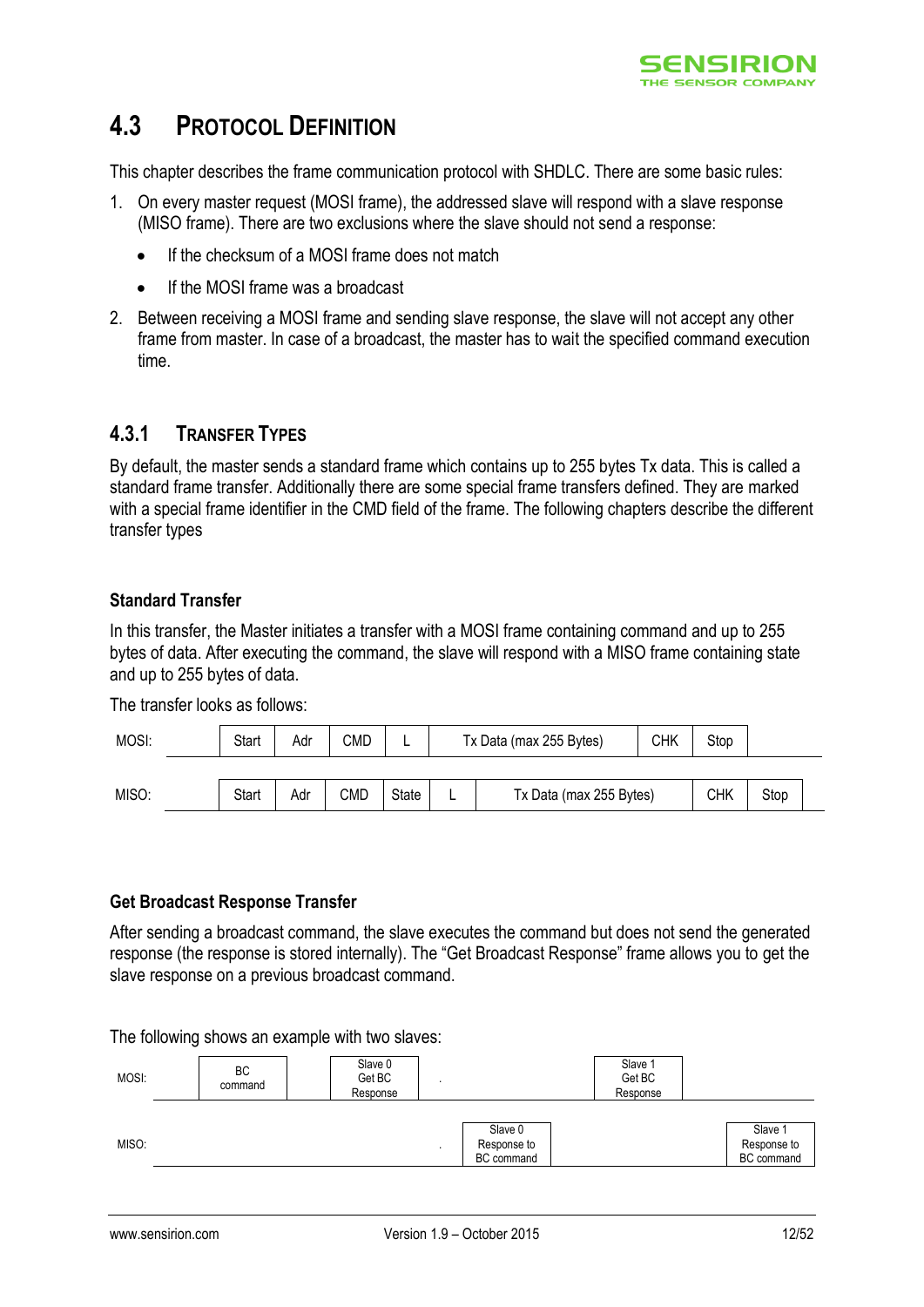## 4.3 Protocol Definition

This chapter describes the frame communication protocol with SHDLC. There are some basic rules:

1. On every master request (MOSI frame), the addressed slave will respond with a slave response (MISO frame). There are two exclusions where the slave should not send a response:
   - If the checksum of a MOSI frame does not match
   - If the MOSI frame was a broadcast
2. Between receiving a MOSI frame and sending slave response, the slave will not accept any other frame from master. In case of a broadcast, the master has to wait the specified command execution time.

### 4.3.1 Transfer Types

By default, the master sends a standard frame which contains up to 255 bytes Tx data. This is called a standard frame transfer. Additionally there are some special frame transfers defined. They are marked with a special frame identifier in the CMD field of the frame. The following chapters describe the different transfer types

**Standard Transfer**

In this transfer, the Master initiates a transfer with a MOSI frame containing command and up to 255 bytes of data. After executing the command, the slave will respond with a MISO frame containing state and up to 255 bytes of data.

The transfer looks as follows:

| MOSI: | Start | Adr | CMD | L | Tx Data (max 255 Bytes) | CHK | Stop |
|---|---|---|---|---|---|---|---|

| MISO: | Start | Adr | CMD | State | L | Tx Data (max 255 Bytes) | CHK | Stop |
|---|---|---|---|---|---|---|---|---|

**Get Broadcast Response Transfer**

After sending a broadcast command, the slave executes the command but does not send the generated response (the response is stored internally). The "Get Broadcast Response" frame allows you to get the slave response on a previous broadcast command.

The following shows an example with two slaves:

| | | | | | |
|---|---|---|---|---|---|
| MOSI: | BC command | Slave 0 Get BC Response | | Slave 1 Get BC Response | |
| MISO: | | | Slave 0 Response to BC command | | Slave 1 Response to BC command |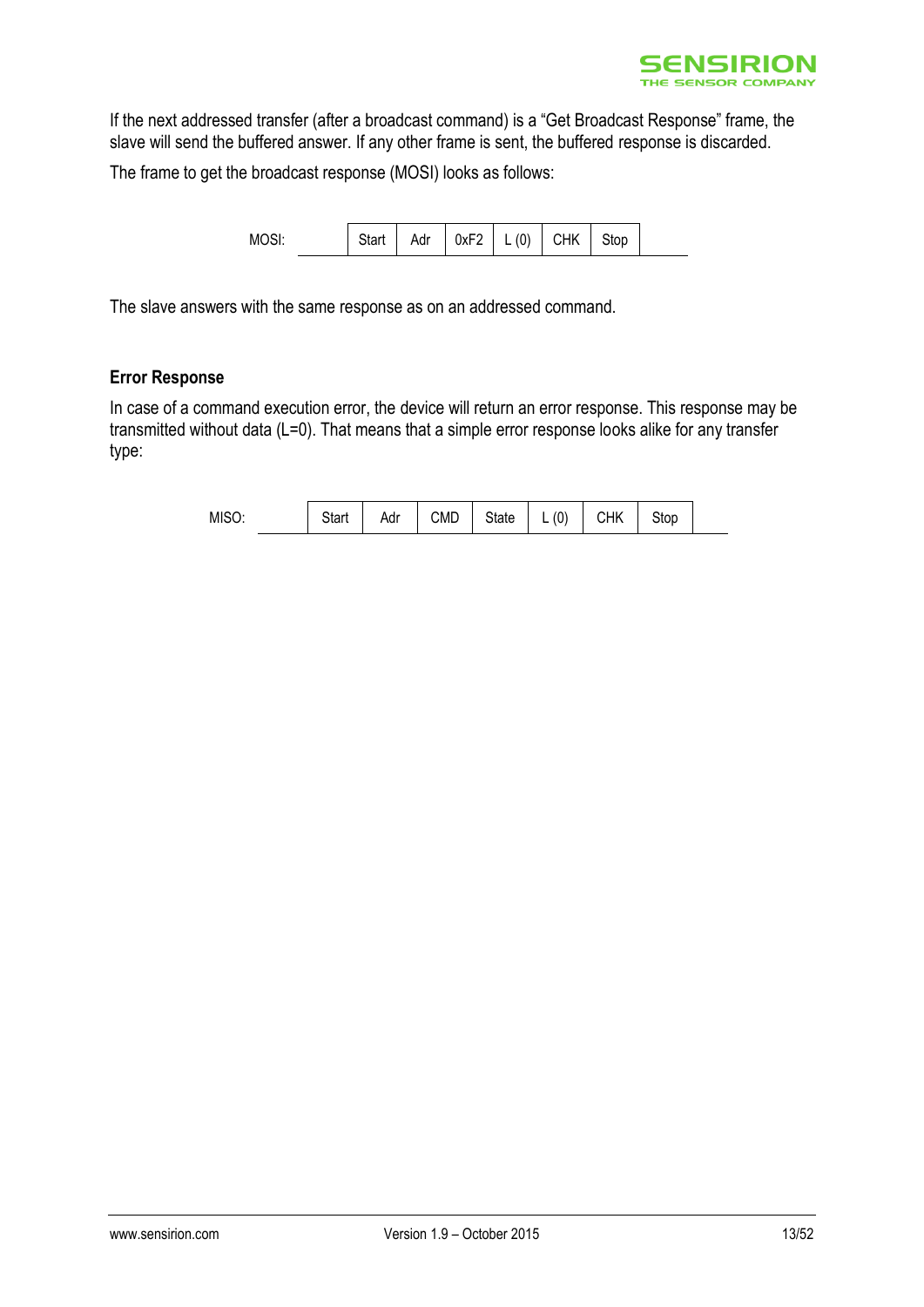If the next addressed transfer (after a broadcast command) is a "Get Broadcast Response" frame, the slave will send the buffered answer. If any other frame is sent, the buffered response is discarded.

The frame to get the broadcast response (MOSI) looks as follows:

| MOSI: | Start | Adr | 0xF2 | L (0) | CHK | Stop |
|---|---|---|---|---|---|---|

The slave answers with the same response as on an addressed command.

**Error Response**

In case of a command execution error, the device will return an error response. This response may be transmitted without data (L=0). That means that a simple error response looks alike for any transfer type:

| MISO: | Start | Adr | CMD | State | L (0) | CHK | Stop |
|---|---|---|---|---|---|---|---|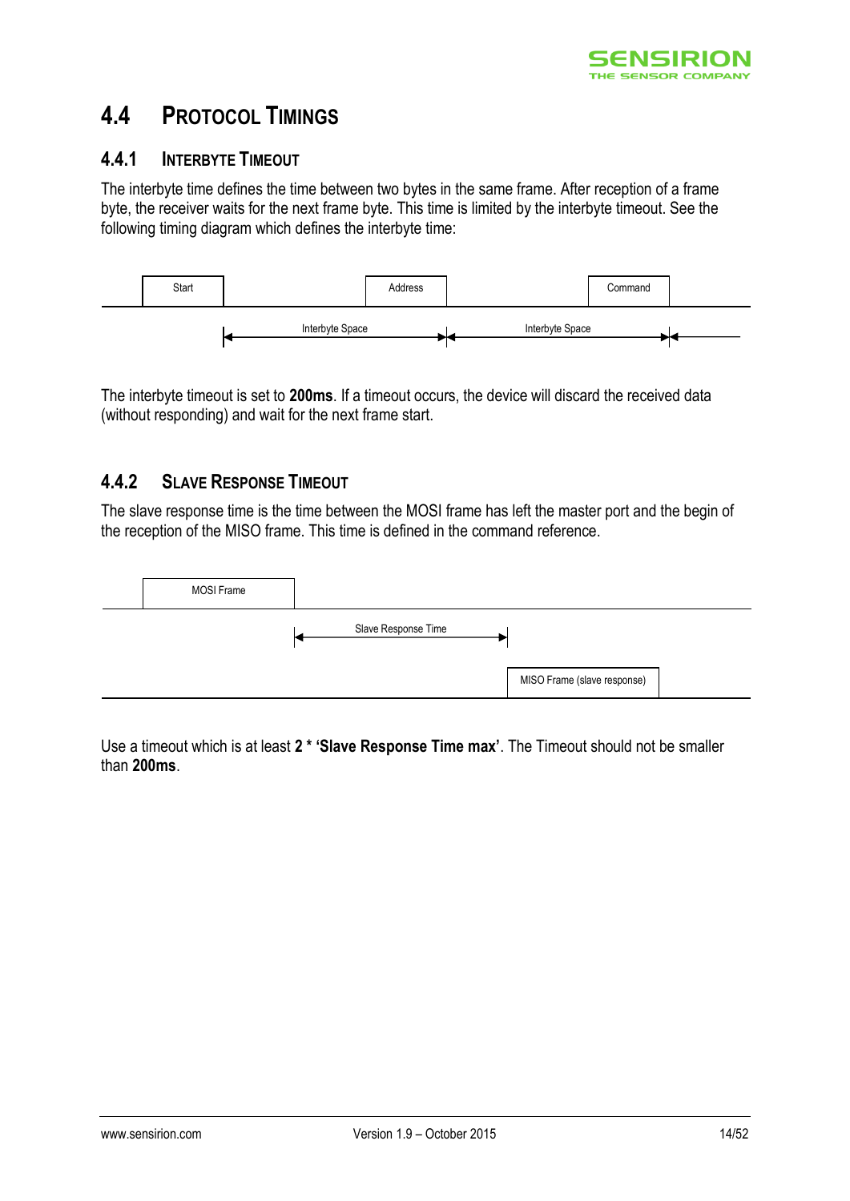## 4.4 Protocol Timings

### 4.4.1 Interbyte Timeout

The interbyte time defines the time between two bytes in the same frame. After reception of a frame byte, the receiver waits for the next frame byte. This time is limited by the interbyte timeout. See the following timing diagram which defines the interbyte time:

Start | Interbyte Space | Address | Interbyte Space | Command

The interbyte timeout is set to **200ms**. If a timeout occurs, the device will discard the received data (without responding) and wait for the next frame start.

### 4.4.2 Slave Response Timeout

The slave response time is the time between the MOSI frame has left the master port and the begin of the reception of the MISO frame. This time is defined in the command reference.

MOSI Frame | Slave Response Time | MISO Frame (slave response)

Use a timeout which is at least **2 * 'Slave Response Time max'**. The Timeout should not be smaller than **200ms**.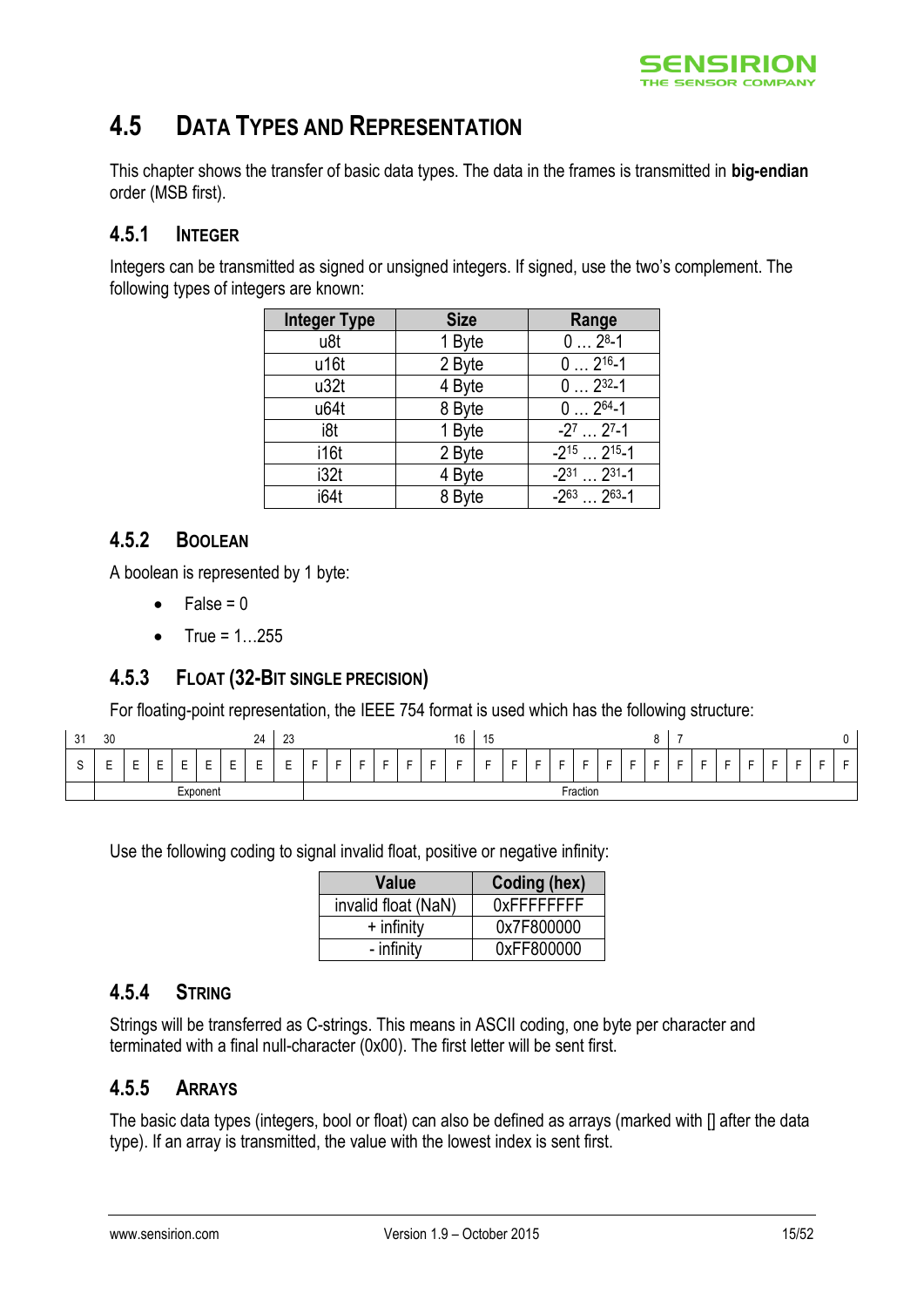## 4.5 Data Types and Representation

This chapter shows the transfer of basic data types. The data in the frames is transmitted in **big-endian** order (MSB first).

### 4.5.1 Integer

Integers can be transmitted as signed or unsigned integers. If signed, use the two's complement. The following types of integers are known:

| Integer Type | Size | Range |
|---|---|---|
| u8t | 1 Byte | $0 \ldots 2^8$-1 |
| u16t | 2 Byte | $0 \ldots 2^{16}$-1 |
| u32t | 4 Byte | $0 \ldots 2^{32}$-1 |
| u64t | 8 Byte | $0 \ldots 2^{64}$-1 |
| i8t | 1 Byte | $-2^7 \ldots 2^7$-1 |
| i16t | 2 Byte | $-2^{15} \ldots 2^{15}$-1 |
| i32t | 4 Byte | $-2^{31} \ldots 2^{31}$-1 |
| i64t | 8 Byte | $-2^{63} \ldots 2^{63}$-1 |

### 4.5.2 Boolean

A boolean is represented by 1 byte:

- False = 0
- True = 1…255

### 4.5.3 Float (32-Bit single precision)

For floating-point representation, the IEEE 754 format is used which has the following structure:

| 31 | 30 | | | | | | 24 | 23 | | | | | | | 16 | 15 | | | | | | | 8 | 7 | | | | | | | 0 |
|---|---|---|---|---|---|---|---|---|---|---|---|---|---|---|---|---|---|---|---|---|---|---|---|---|---|---|---|---|---|---|---|
| S | E | E | E | E | E | E | E | E | F | F | F | F | F | F | F | F | F | F | F | F | F | F | F | F | F | F | F | F | F | F | F |
| | Exponent | | | | | | | | Fraction | | | | | | | | | | | | | | | | | | | | | | |

Use the following coding to signal invalid float, positive or negative infinity:

| Value | Coding (hex) |
|---|---|
| invalid float (NaN) | 0xFFFFFFFF |
| + infinity | 0x7F800000 |
| - infinity | 0xFF800000 |

### 4.5.4 String

Strings will be transferred as C-strings. This means in ASCII coding, one byte per character and terminated with a final null-character (0x00). The first letter will be sent first.

### 4.5.5 Arrays

The basic data types (integers, bool or float) can also be defined as arrays (marked with [] after the data type). If an array is transmitted, the value with the lowest index is sent first.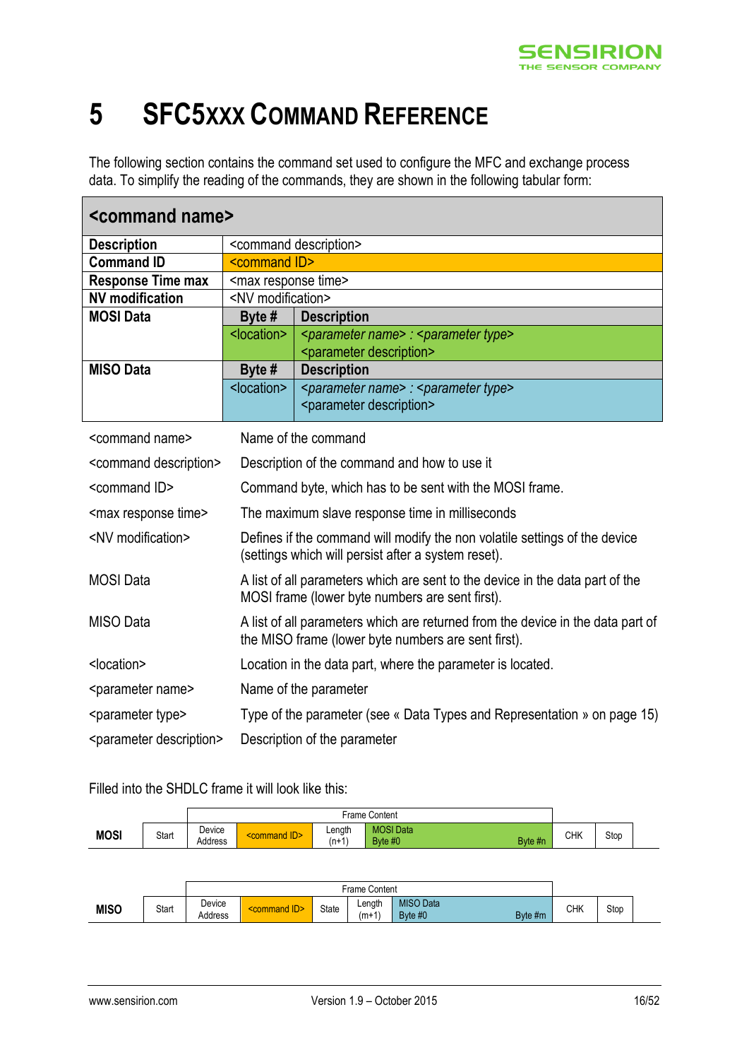# 5 SFC5xxx Command Reference

The following section contains the command set used to configure the MFC and exchange process data. To simplify the reading of the commands, they are shown in the following tabular form:

| **<command name>** | | |
|---|---|---|
| **Description** | <command description> | |
| **Command ID** | <command ID> | |
| **Response Time max** | <max response time> | |
| **NV modification** | <NV modification> | |
| **MOSI Data** | **Byte #** | **Description** |
| | <location> | *<parameter name> : <parameter type>* <parameter description> |
| **MISO Data** | **Byte #** | **Description** |
| | <location> | *<parameter name> : <parameter type>* <parameter description> |

| | |
|---|---|
| <command name> | Name of the command |
| <command description> | Description of the command and how to use it |
| <command ID> | Command byte, which has to be sent with the MOSI frame. |
| <max response time> | The maximum slave response time in milliseconds |
| <NV modification> | Defines if the command will modify the non volatile settings of the device (settings which will persist after a system reset). |
| MOSI Data | A list of all parameters which are sent to the device in the data part of the MOSI frame (lower byte numbers are sent first). |
| MISO Data | A list of all parameters which are returned from the device in the data part of the MISO frame (lower byte numbers are sent first). |
| <location> | Location in the data part, where the parameter is located. |
| <parameter name> | Name of the parameter |
| <parameter type> | Type of the parameter (see « Data Types and Representation » on page 15) |
| <parameter description> | Description of the parameter |

Filled into the SHDLC frame it will look like this:

| | | Frame Content | | | | | |
|---|---|---|---|---|---|---|---|
| **MOSI** | Start | Device Address | <command ID> | Length (n+1) | MOSI Data Byte #0 … Byte #n | CHK | Stop |

| | | Frame Content | | | | | | |
|---|---|---|---|---|---|---|---|---|
| **MISO** | Start | Device Address | <command ID> | State | Length (m+1) | MISO Data Byte #0 … Byte #m | CHK | Stop |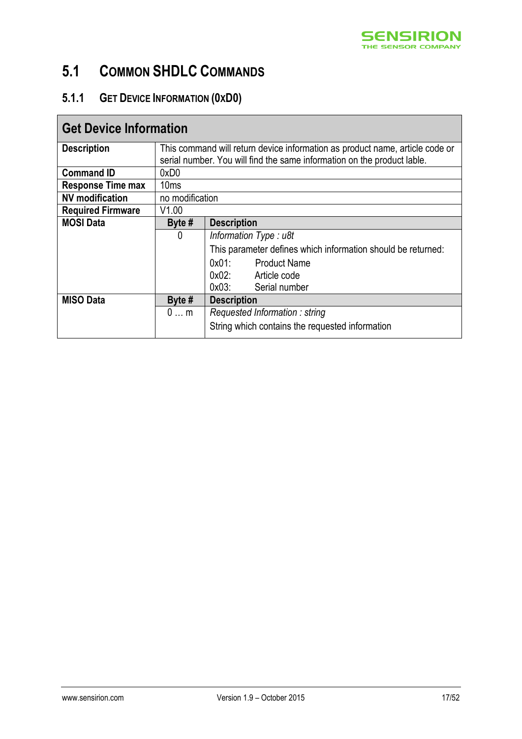## 5.1 Common SHDLC Commands

### 5.1.1 Get Device Information (0xD0)

| Get Device Information | | |
|---|---|---|
| **Description** | This command will return device information as product name, article code or serial number. You will find the same information on the product lable. | |
| **Command ID** | 0xD0 | |
| **Response Time max** | 10ms | |
| **NV modification** | no modification | |
| **Required Firmware** | V1.00 | |
| **MOSI Data** | **Byte #** | **Description** |
| | 0 | *Information Type : u8t*<br>This parameter defines which information should be returned:<br>0x01: Product Name<br>0x02: Article code<br>0x03: Serial number |
| **MISO Data** | **Byte #** | **Description** |
| | 0 … m | *Requested Information : string*<br>String which contains the requested information |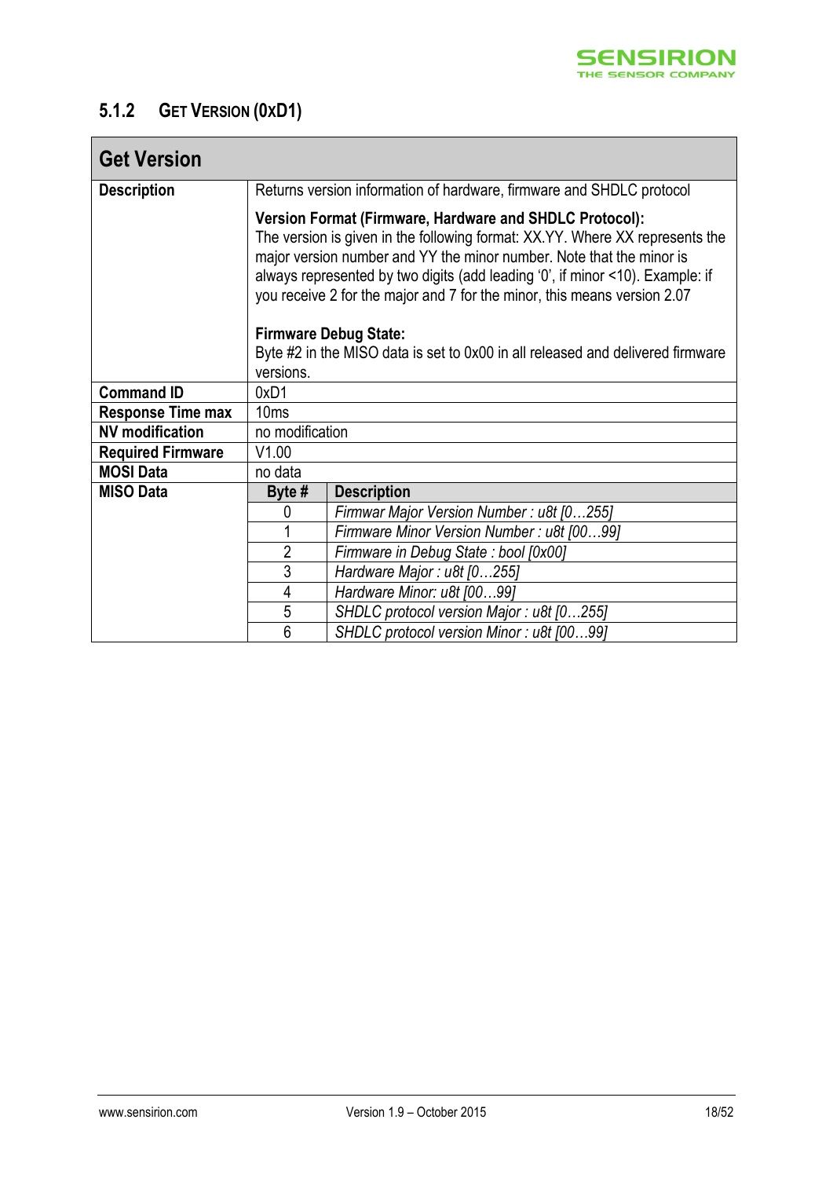### 5.1.2 Get Version (0xD1)

| Get Version | | |
|---|---|---|
| **Description** | Returns version information of hardware, firmware and SHDLC protocol<br><br>**Version Format (Firmware, Hardware and SHDLC Protocol):**<br>The version is given in the following format: XX.YY. Where XX represents the major version number and YY the minor number. Note that the minor is always represented by two digits (add leading '0', if minor <10). Example: if you receive 2 for the major and 7 for the minor, this means version 2.07<br><br>**Firmware Debug State:**<br>Byte #2 in the MISO data is set to 0x00 in all released and delivered firmware versions. | |
| **Command ID** | 0xD1 | |
| **Response Time max** | 10ms | |
| **NV modification** | no modification | |
| **Required Firmware** | V1.00 | |
| **MOSI Data** | no data | |
| **MISO Data** | **Byte #** | **Description** |
| | 0 | *Firmwar Major Version Number : u8t [0…255]* |
| | 1 | *Firmware Minor Version Number : u8t [00…99]* |
| | 2 | *Firmware in Debug State : bool [0x00]* |
| | 3 | *Hardware Major : u8t [0…255]* |
| | 4 | *Hardware Minor: u8t [00…99]* |
| | 5 | *SHDLC protocol version Major : u8t [0…255]* |
| | 6 | *SHDLC protocol version Minor : u8t [00…99]* |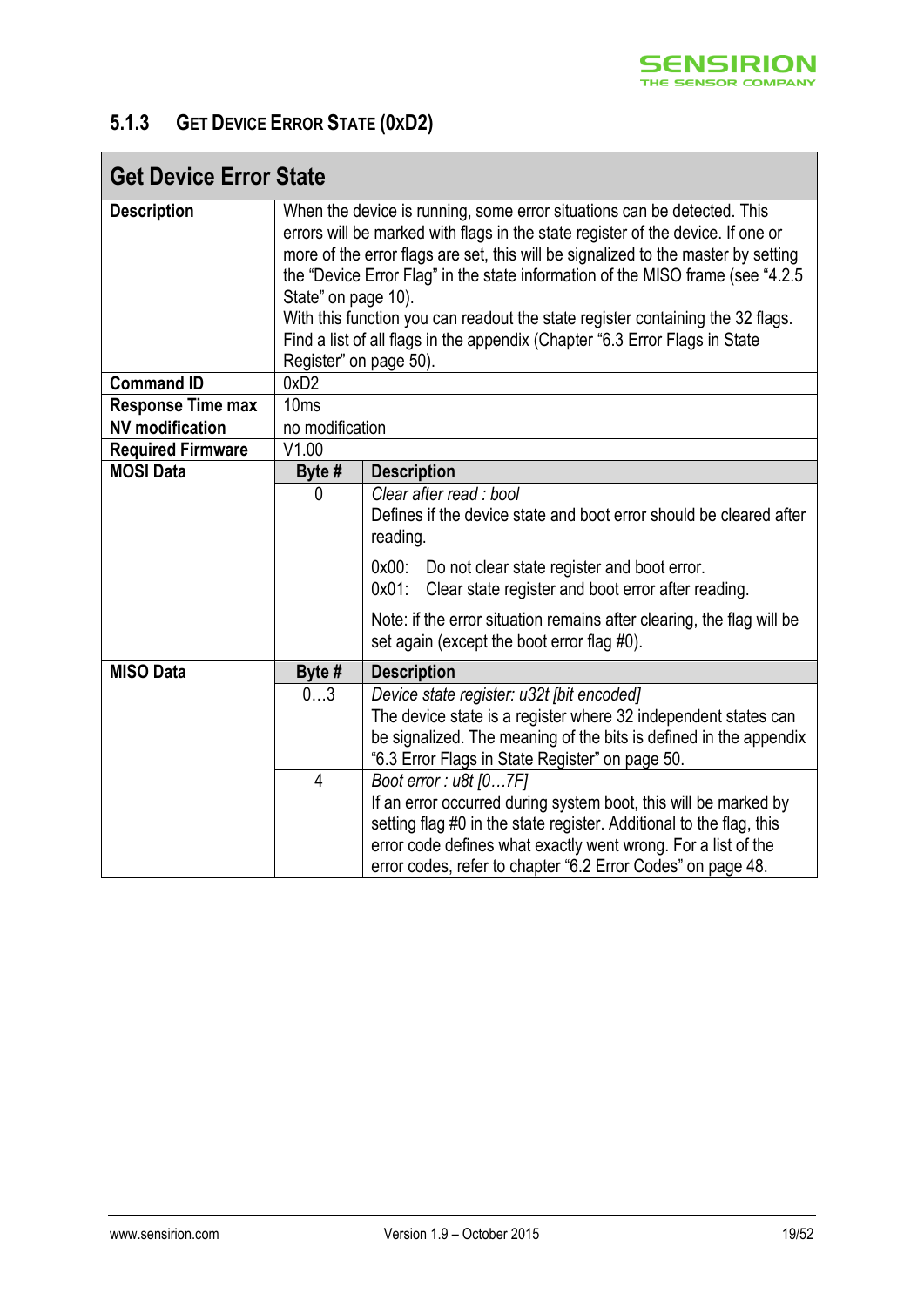### 5.1.3 Get Device Error State (0xD2)

| **Get Device Error State** | | |
|---|---|---|
| **Description** | When the device is running, some error situations can be detected. This errors will be marked with flags in the state register of the device. If one or more of the error flags are set, this will be signalized to the master by setting the "Device Error Flag" in the state information of the MISO frame (see "4.2.5 State" on page 10).<br>With this function you can readout the state register containing the 32 flags. Find a list of all flags in the appendix (Chapter "6.3 Error Flags in State Register" on page 50). | |
| **Command ID** | 0xD2 | |
| **Response Time max** | 10ms | |
| **NV modification** | no modification | |
| **Required Firmware** | V1.00 | |
| **MOSI Data** | **Byte #** | **Description** |
| | 0 | *Clear after read : bool*<br>Defines if the device state and boot error should be cleared after reading.<br>0x00: Do not clear state register and boot error.<br>0x01: Clear state register and boot error after reading.<br>Note: if the error situation remains after clearing, the flag will be set again (except the boot error flag #0). |
| **MISO Data** | **Byte #** | **Description** |
| | 0…3 | *Device state register: u32t [bit encoded]*<br>The device state is a register where 32 independent states can be signalized. The meaning of the bits is defined in the appendix "6.3 Error Flags in State Register" on page 50. |
| | 4 | *Boot error : u8t [0…7F]*<br>If an error occurred during system boot, this will be marked by setting flag #0 in the state register. Additional to the flag, this error code defines what exactly went wrong. For a list of the error codes, refer to chapter "6.2 Error Codes" on page 48. |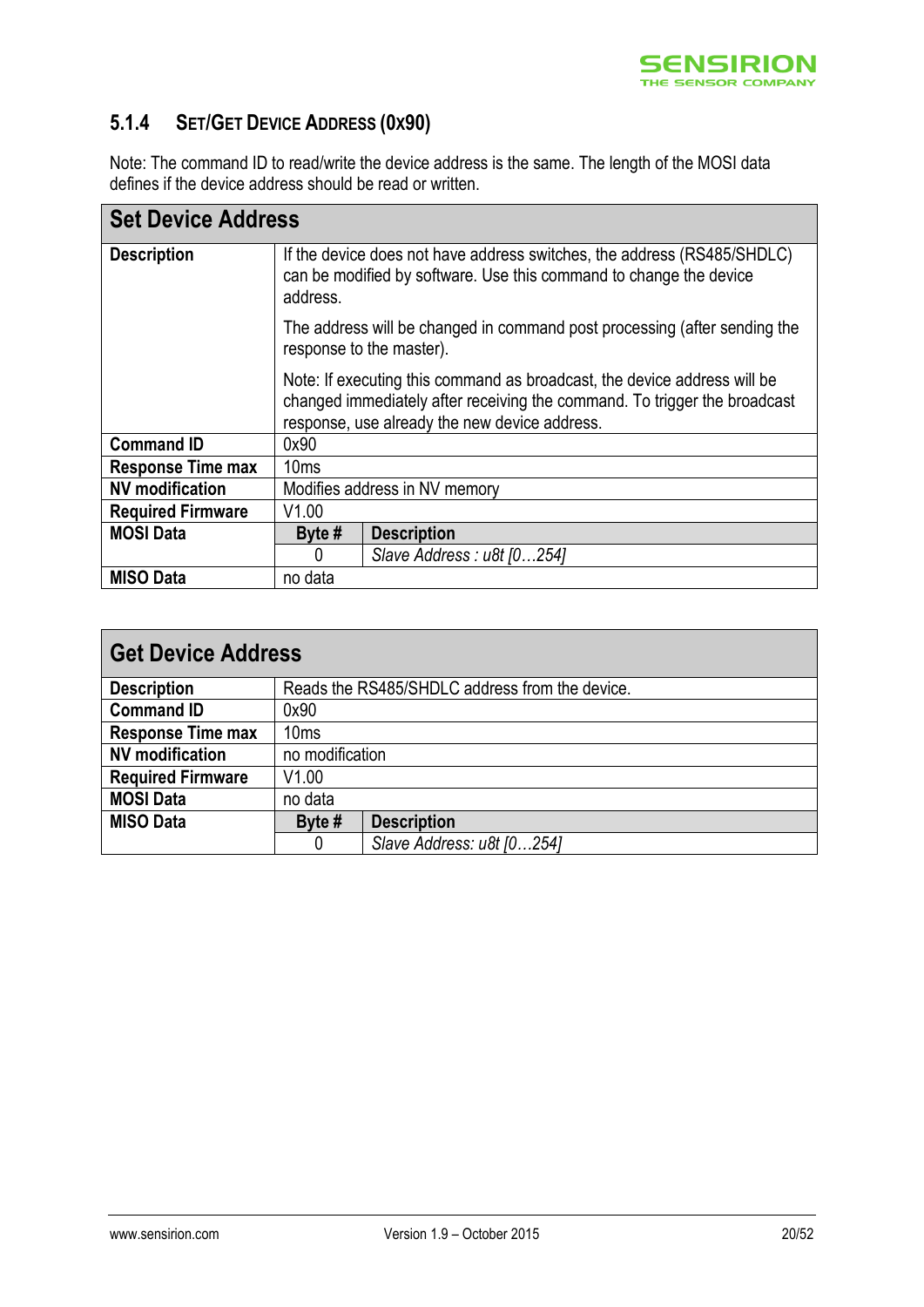### 5.1.4 Set/Get Device Address (0x90)

Note: The command ID to read/write the device address is the same. The length of the MOSI data defines if the device address should be read or written.

| **Set Device Address** | | |
|---|---|---|
| **Description** | If the device does not have address switches, the address (RS485/SHDLC) can be modified by software. Use this command to change the device address.<br><br>The address will be changed in command post processing (after sending the response to the master).<br><br>Note: If executing this command as broadcast, the device address will be changed immediately after receiving the command. To trigger the broadcast response, use already the new device address. | |
| **Command ID** | 0x90 | |
| **Response Time max** | 10ms | |
| **NV modification** | Modifies address in NV memory | |
| **Required Firmware** | V1.00 | |
| **MOSI Data** | **Byte #** | **Description** |
| | 0 | *Slave Address : u8t [0…254]* |
| **MISO Data** | no data | |

| **Get Device Address** | | |
|---|---|---|
| **Description** | Reads the RS485/SHDLC address from the device. | |
| **Command ID** | 0x90 | |
| **Response Time max** | 10ms | |
| **NV modification** | no modification | |
| **Required Firmware** | V1.00 | |
| **MOSI Data** | no data | |
| **MISO Data** | **Byte #** | **Description** |
| | 0 | *Slave Address: u8t [0…254]* |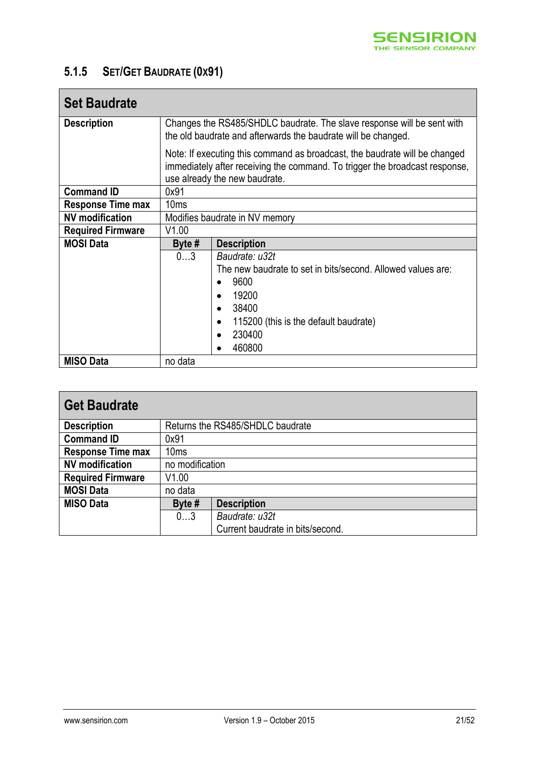### 5.1.5 Set/Get Baudrate (0x91)

| Set Baudrate | | |
|---|---|---|
| **Description** | Changes the RS485/SHDLC baudrate. The slave response will be sent with the old baudrate and afterwards the baudrate will be changed.<br><br>Note: If executing this command as broadcast, the baudrate will be changed immediately after receiving the command. To trigger the broadcast response, use already the new baudrate. | |
| **Command ID** | 0x91 | |
| **Response Time max** | 10ms | |
| **NV modification** | Modifies baudrate in NV memory | |
| **Required Firmware** | V1.00 | |
| **MOSI Data** | **Byte #** | **Description** |
| | 0…3 | *Baudrate: u32t*<br>The new baudrate to set in bits/second. Allowed values are:<br>• 9600<br>• 19200<br>• 38400<br>• 115200 (this is the default baudrate)<br>• 230400<br>• 460800 |
| **MISO Data** | no data | |

| Get Baudrate | | |
|---|---|---|
| **Description** | Returns the RS485/SHDLC baudrate | |
| **Command ID** | 0x91 | |
| **Response Time max** | 10ms | |
| **NV modification** | no modification | |
| **Required Firmware** | V1.00 | |
| **MOSI Data** | no data | |
| **MISO Data** | **Byte #** | **Description** |
| | 0…3 | *Baudrate: u32t*<br>Current baudrate in bits/second. |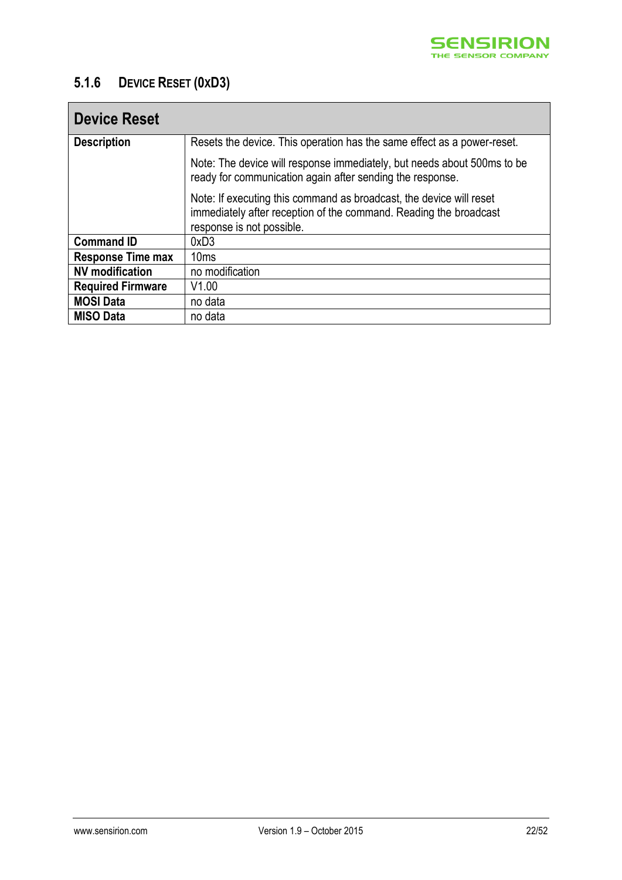### 5.1.6 Device Reset (0xD3)

| Device Reset | |
|---|---|
| **Description** | Resets the device. This operation has the same effect as a power-reset.<br><br>Note: The device will response immediately, but needs about 500ms to be ready for communication again after sending the response.<br><br>Note: If executing this command as broadcast, the device will reset immediately after reception of the command. Reading the broadcast response is not possible. |
| **Command ID** | 0xD3 |
| **Response Time max** | 10ms |
| **NV modification** | no modification |
| **Required Firmware** | V1.00 |
| **MOSI Data** | no data |
| **MISO Data** | no data |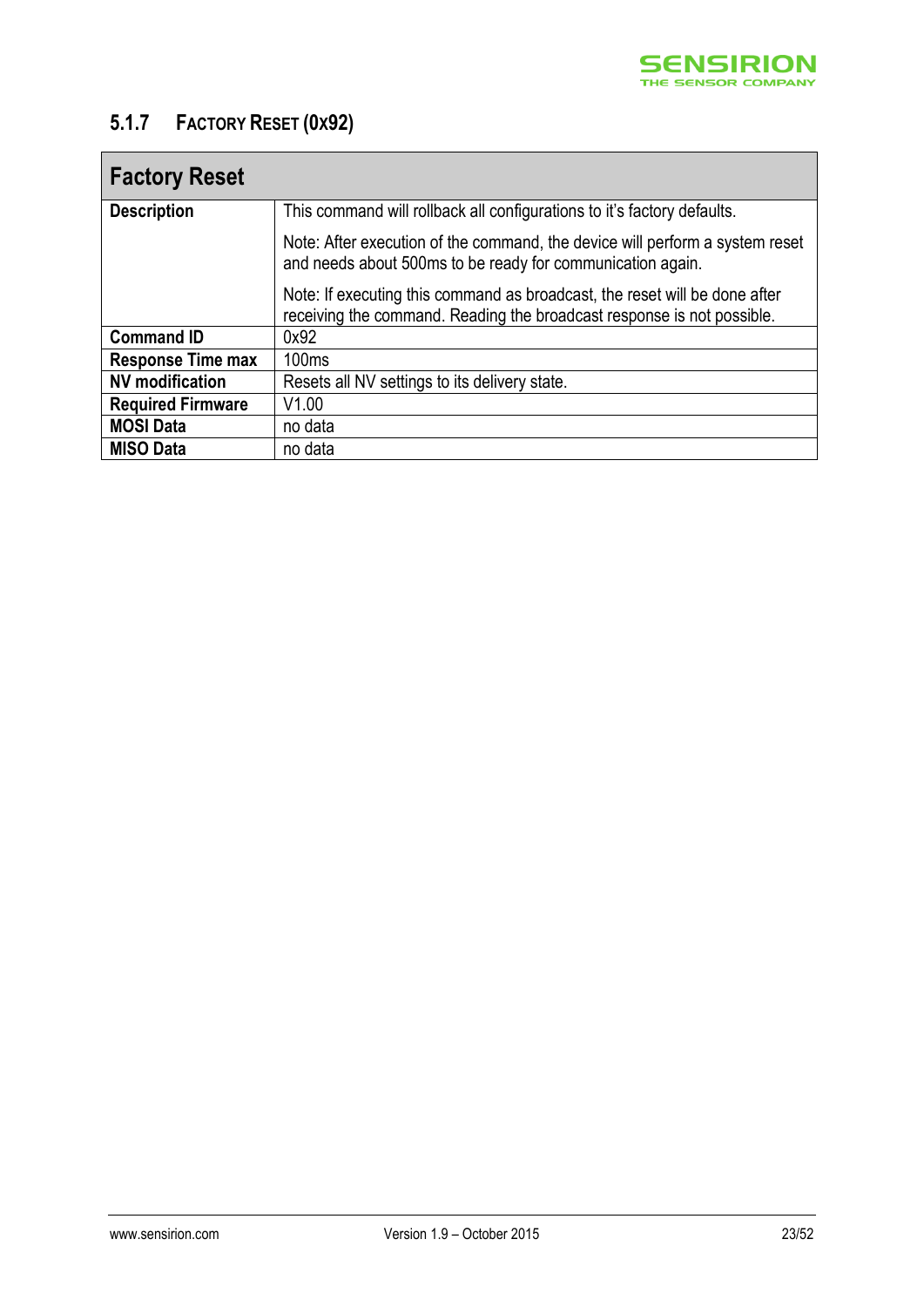### 5.1.7 Factory Reset (0x92)

| Factory Reset | |
|---|---|
| **Description** | This command will rollback all configurations to it's factory defaults.<br><br>Note: After execution of the command, the device will perform a system reset and needs about 500ms to be ready for communication again.<br><br>Note: If executing this command as broadcast, the reset will be done after receiving the command. Reading the broadcast response is not possible. |
| **Command ID** | 0x92 |
| **Response Time max** | 100ms |
| **NV modification** | Resets all NV settings to its delivery state. |
| **Required Firmware** | V1.00 |
| **MOSI Data** | no data |
| **MISO Data** | no data |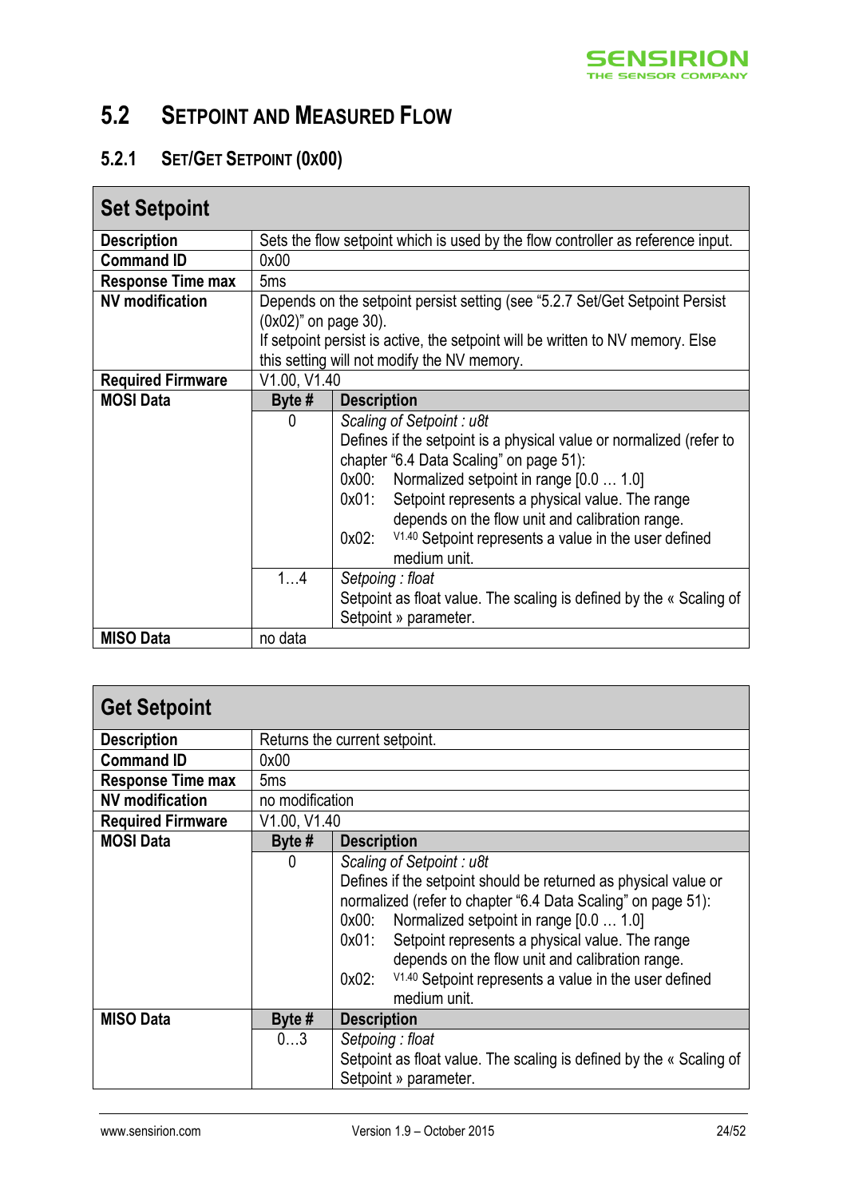## 5.2 Setpoint and Measured Flow

### 5.2.1 Set/Get Setpoint (0x00)

| **Set Setpoint** | | |
|---|---|---|
| **Description** | Sets the flow setpoint which is used by the flow controller as reference input. | |
| **Command ID** | 0x00 | |
| **Response Time max** | 5ms | |
| **NV modification** | Depends on the setpoint persist setting (see "5.2.7 Set/Get Setpoint Persist (0x02)" on page 30).<br>If setpoint persist is active, the setpoint will be written to NV memory. Else this setting will not modify the NV memory. | |
| **Required Firmware** | V1.00, V1.40 | |
| **MOSI Data** | **Byte #** | **Description** |
| | 0 | *Scaling of Setpoint : u8t*<br>Defines if the setpoint is a physical value or normalized (refer to chapter "6.4 Data Scaling" on page 51):<br>0x00: Normalized setpoint in range [0.0 … 1.0]<br>0x01: Setpoint represents a physical value. The range depends on the flow unit and calibration range.<br>0x02: [V1.40] Setpoint represents a value in the user defined medium unit. |
| | 1…4 | *Setpoing : float*<br>Setpoint as float value. The scaling is defined by the « Scaling of Setpoint » parameter. |
| **MISO Data** | no data | |

| **Get Setpoint** | | |
|---|---|---|
| **Description** | Returns the current setpoint. | |
| **Command ID** | 0x00 | |
| **Response Time max** | 5ms | |
| **NV modification** | no modification | |
| **Required Firmware** | V1.00, V1.40 | |
| **MOSI Data** | **Byte #** | **Description** |
| | 0 | *Scaling of Setpoint : u8t*<br>Defines if the setpoint should be returned as physical value or normalized (refer to chapter "6.4 Data Scaling" on page 51):<br>0x00: Normalized setpoint in range [0.0 … 1.0]<br>0x01: Setpoint represents a physical value. The range depends on the flow unit and calibration range.<br>0x02: [V1.40] Setpoint represents a value in the user defined medium unit. |
| **MISO Data** | **Byte #** | **Description** |
| | 0…3 | *Setpoing : float*<br>Setpoint as float value. The scaling is defined by the « Scaling of Setpoint » parameter. |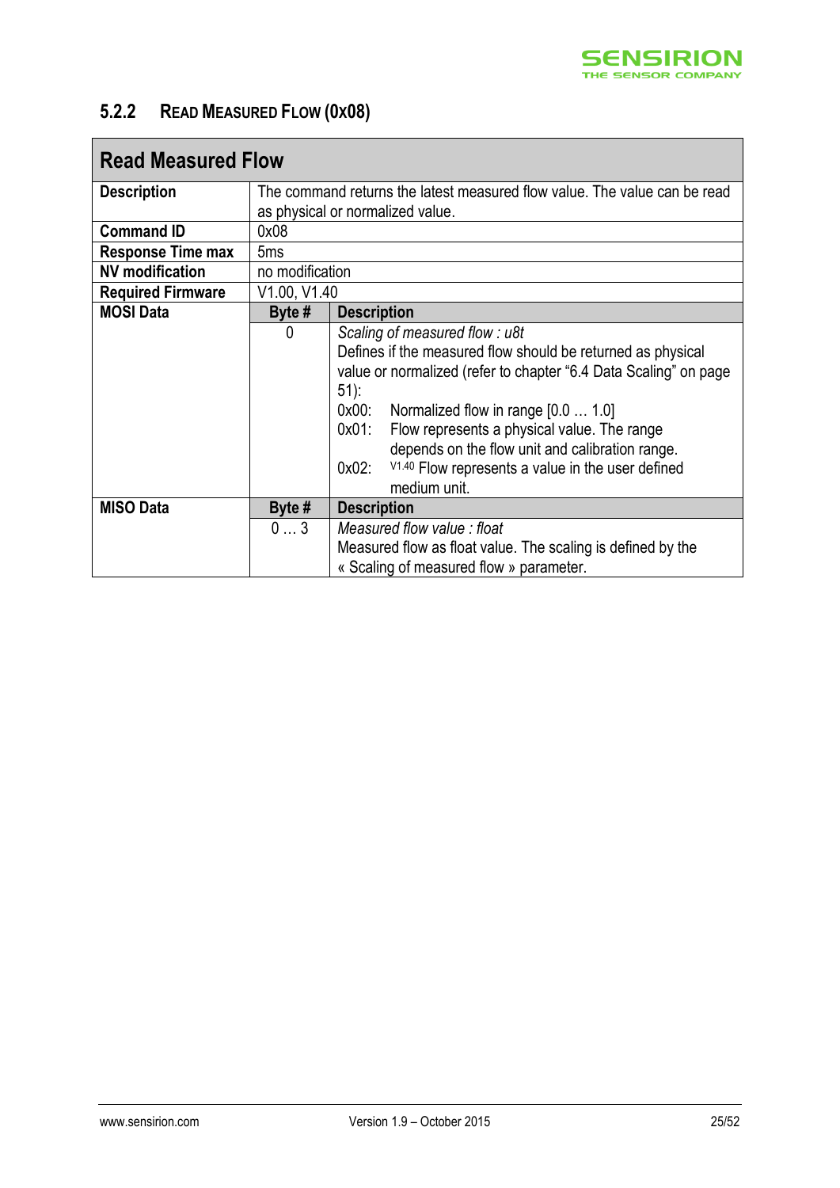### 5.2.2 Read Measured Flow (0x08)

| Read Measured Flow | | |
|---|---|---|
| **Description** | The command returns the latest measured flow value. The value can be read as physical or normalized value. | |
| **Command ID** | 0x08 | |
| **Response Time max** | 5ms | |
| **NV modification** | no modification | |
| **Required Firmware** | V1.00, V1.40 | |
| **MOSI Data** | **Byte #** | **Description** |
| | 0 | *Scaling of measured flow : u8t*<br>Defines if the measured flow should be returned as physical value or normalized (refer to chapter "6.4 Data Scaling" on page 51):<br>0x00: Normalized flow in range [0.0 … 1.0]<br>0x01: Flow represents a physical value. The range depends on the flow unit and calibration range.<br>0x02: V1.40 Flow represents a value in the user defined medium unit. |
| **MISO Data** | **Byte #** | **Description** |
| | 0 … 3 | *Measured flow value : float*<br>Measured flow as float value. The scaling is defined by the « Scaling of measured flow » parameter. |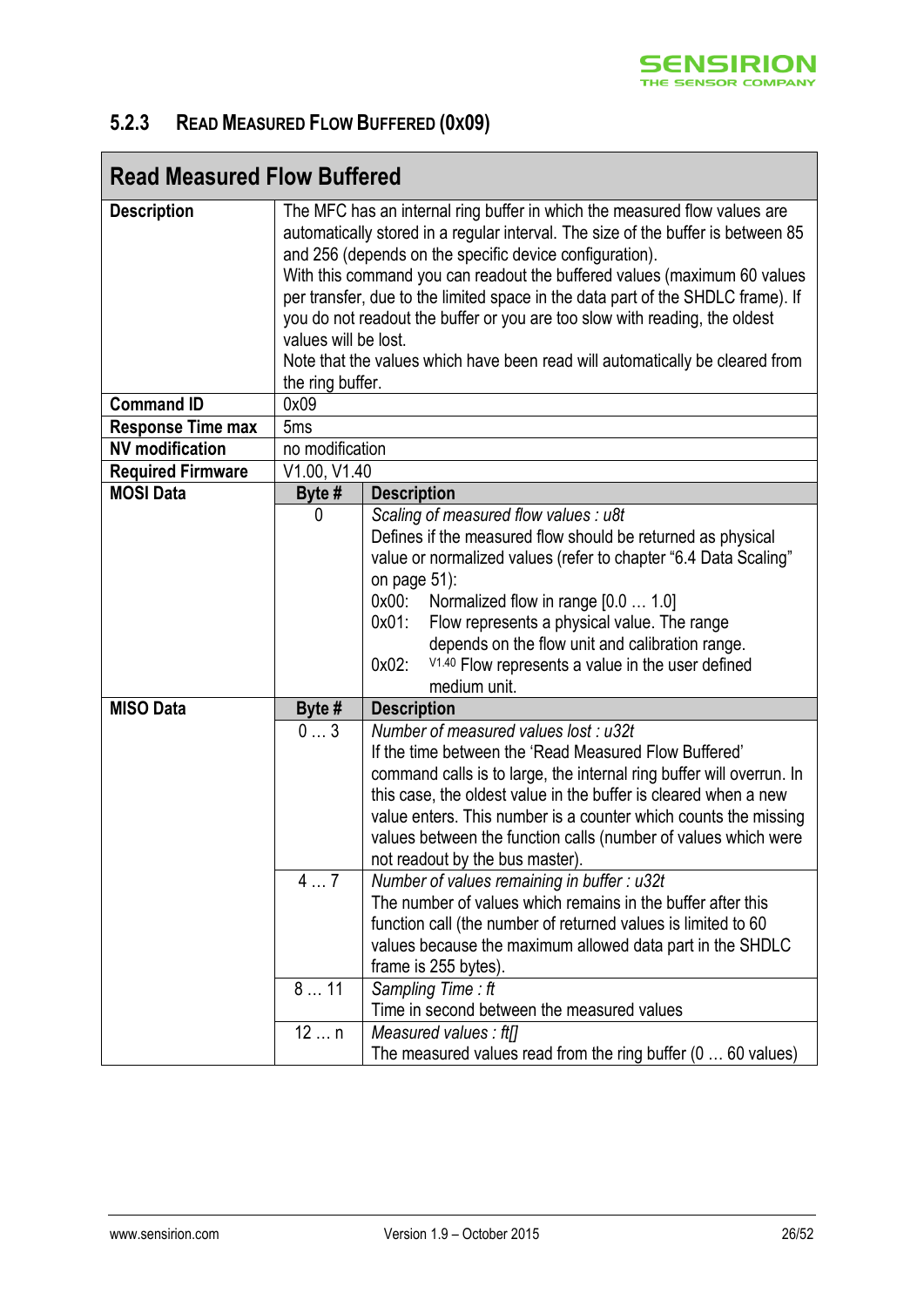### 5.2.3 Read Measured Flow Buffered (0x09)

| Read Measured Flow Buffered | | |
|---|---|---|
| **Description** | The MFC has an internal ring buffer in which the measured flow values are automatically stored in a regular interval. The size of the buffer is between 85 and 256 (depends on the specific device configuration).<br>With this command you can readout the buffered values (maximum 60 values per transfer, due to the limited space in the data part of the SHDLC frame). If you do not readout the buffer or you are too slow with reading, the oldest values will be lost.<br>Note that the values which have been read will automatically be cleared from the ring buffer. | |
| **Command ID** | 0x09 | |
| **Response Time max** | 5ms | |
| **NV modification** | no modification | |
| **Required Firmware** | V1.00, V1.40 | |
| **MOSI Data** | **Byte #** | **Description** |
| | 0 | *Scaling of measured flow values : u8t*<br>Defines if the measured flow should be returned as physical value or normalized values (refer to chapter "6.4 Data Scaling" on page 51):<br>0x00: Normalized flow in range [0.0 … 1.0]<br>0x01: Flow represents a physical value. The range depends on the flow unit and calibration range.<br>0x02: V1.40 Flow represents a value in the user defined medium unit. |
| **MISO Data** | **Byte #** | **Description** |
| | 0 … 3 | *Number of measured values lost : u32t*<br>If the time between the 'Read Measured Flow Buffered' command calls is to large, the internal ring buffer will overrun. In this case, the oldest value in the buffer is cleared when a new value enters. This number is a counter which counts the missing values between the function calls (number of values which were not readout by the bus master). |
| | 4 … 7 | *Number of values remaining in buffer : u32t*<br>The number of values which remains in the buffer after this function call (the number of returned values is limited to 60 values because the maximum allowed data part in the SHDLC frame is 255 bytes). |
| | 8 … 11 | *Sampling Time : ft*<br>Time in second between the measured values |
| | 12 … n | *Measured values : ft[]*<br>The measured values read from the ring buffer (0 … 60 values) |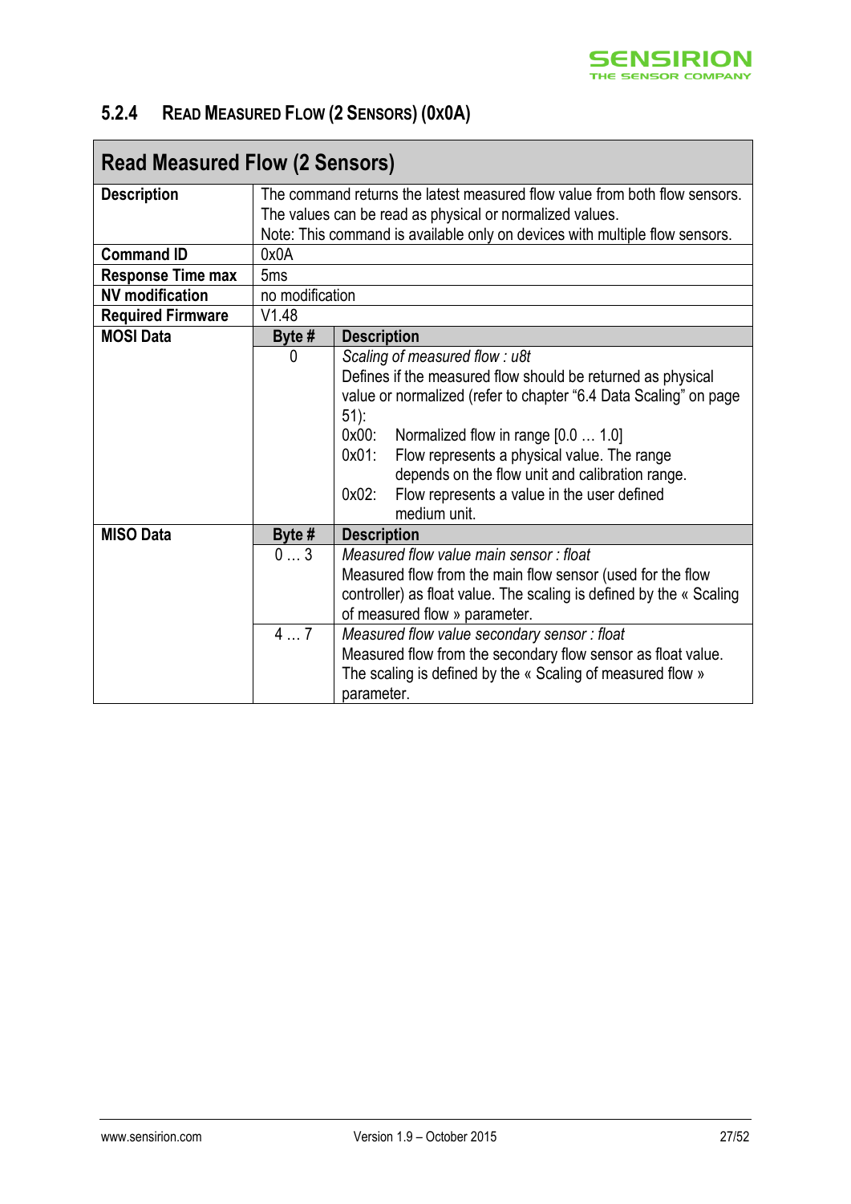### 5.2.4 Read Measured Flow (2 Sensors) (0x0A)

| **Read Measured Flow (2 Sensors)** | | |
|---|---|---|
| **Description** | The command returns the latest measured flow value from both flow sensors. The values can be read as physical or normalized values. Note: This command is available only on devices with multiple flow sensors. | |
| **Command ID** | 0x0A | |
| **Response Time max** | 5ms | |
| **NV modification** | no modification | |
| **Required Firmware** | V1.48 | |
| **MOSI Data** | **Byte #** | **Description** |
| | 0 | *Scaling of measured flow : u8t*<br>Defines if the measured flow should be returned as physical value or normalized (refer to chapter "6.4 Data Scaling" on page 51):<br>0x00: Normalized flow in range [0.0 … 1.0]<br>0x01: Flow represents a physical value. The range depends on the flow unit and calibration range.<br>0x02: Flow represents a value in the user defined medium unit. |
| **MISO Data** | **Byte #** | **Description** |
| | 0 … 3 | *Measured flow value main sensor : float*<br>Measured flow from the main flow sensor (used for the flow controller) as float value. The scaling is defined by the « Scaling of measured flow » parameter. |
| | 4 … 7 | *Measured flow value secondary sensor : float*<br>Measured flow from the secondary flow sensor as float value. The scaling is defined by the « Scaling of measured flow » parameter. |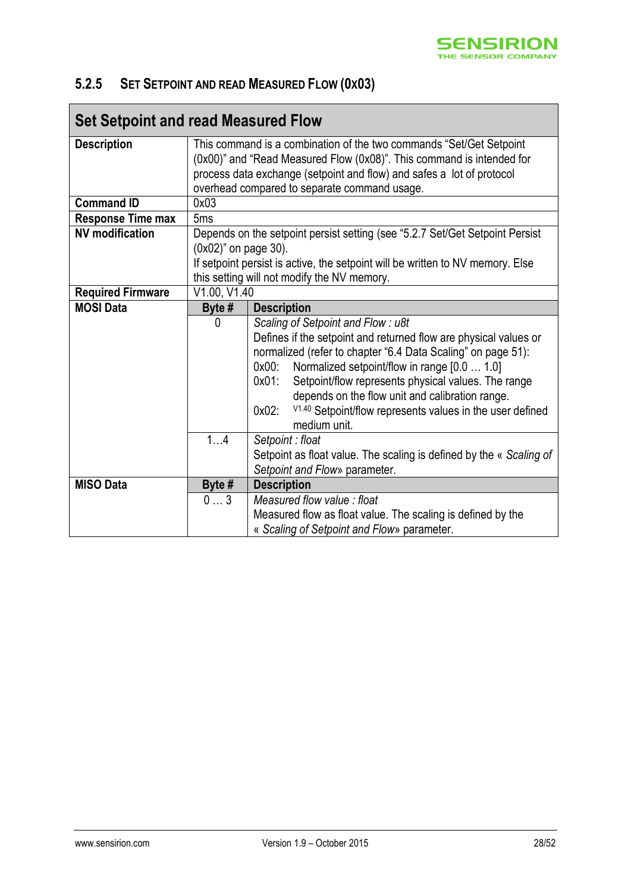### 5.2.5 Set Setpoint and read Measured Flow (0x03)

| Set Setpoint and read Measured Flow | | |
|---|---|---|
| **Description** | This command is a combination of the two commands "Set/Get Setpoint (0x00)" and "Read Measured Flow (0x08)". This command is intended for process data exchange (setpoint and flow) and safes a lot of protocol overhead compared to separate command usage. | |
| **Command ID** | 0x03 | |
| **Response Time max** | 5ms | |
| **NV modification** | Depends on the setpoint persist setting (see "5.2.7 Set/Get Setpoint Persist (0x02)" on page 30). If setpoint persist is active, the setpoint will be written to NV memory. Else this setting will not modify the NV memory. | |
| **Required Firmware** | V1.00, V1.40 | |
| **MOSI Data** | **Byte #** | **Description** |
| | 0 | *Scaling of Setpoint and Flow : u8t* Defines if the setpoint and returned flow are physical values or normalized (refer to chapter "6.4 Data Scaling" on page 51): 0x00: Normalized setpoint/flow in range [0.0 … 1.0] 0x01: Setpoint/flow represents physical values. The range depends on the flow unit and calibration range. 0x02: V1.40 Setpoint/flow represents values in the user defined medium unit. |
| | 1…4 | *Setpoint : float* Setpoint as float value. The scaling is defined by the « *Scaling of Setpoint and Flow*» parameter. |
| **MISO Data** | **Byte #** | **Description** |
| | 0 … 3 | *Measured flow value : float* Measured flow as float value. The scaling is defined by the « *Scaling of Setpoint and Flow*» parameter. |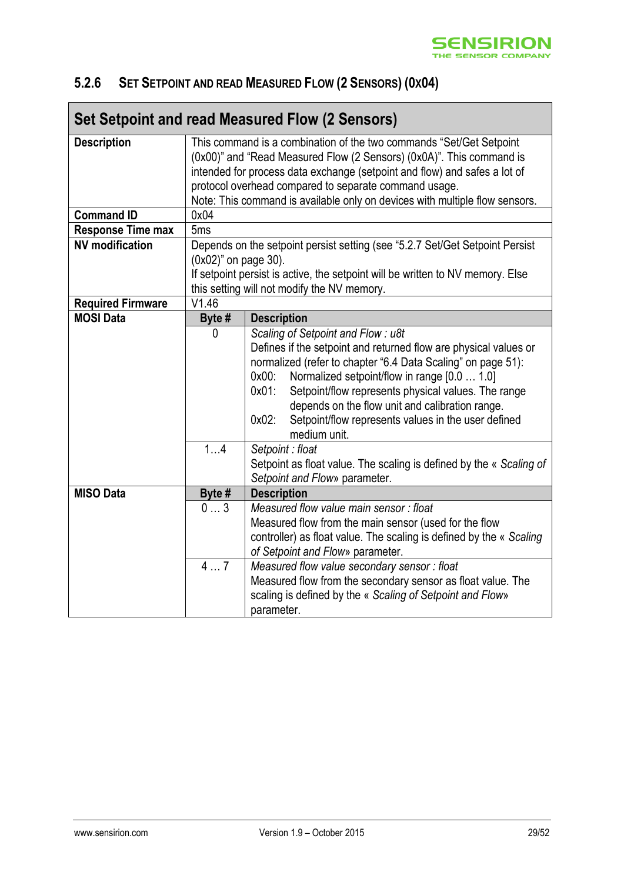### 5.2.6 Set Setpoint and read Measured Flow (2 Sensors) (0x04)

| **Set Setpoint and read Measured Flow (2 Sensors)** | | |
|---|---|---|
| **Description** | This command is a combination of the two commands "Set/Get Setpoint (0x00)" and "Read Measured Flow (2 Sensors) (0x0A)". This command is intended for process data exchange (setpoint and flow) and safes a lot of protocol overhead compared to separate command usage.<br>Note: This command is available only on devices with multiple flow sensors. | |
| **Command ID** | 0x04 | |
| **Response Time max** | 5ms | |
| **NV modification** | Depends on the setpoint persist setting (see "5.2.7 Set/Get Setpoint Persist (0x02)" on page 30).<br>If setpoint persist is active, the setpoint will be written to NV memory. Else this setting will not modify the NV memory. | |
| **Required Firmware** | V1.46 | |
| **MOSI Data** | **Byte #** | **Description** |
| | 0 | *Scaling of Setpoint and Flow : u8t*<br>Defines if the setpoint and returned flow are physical values or normalized (refer to chapter "6.4 Data Scaling" on page 51):<br>0x00: Normalized setpoint/flow in range [0.0 … 1.0]<br>0x01: Setpoint/flow represents physical values. The range depends on the flow unit and calibration range.<br>0x02: Setpoint/flow represents values in the user defined medium unit. |
| | 1…4 | *Setpoint : float*<br>Setpoint as float value. The scaling is defined by the « *Scaling of Setpoint and Flow*» parameter. |
| **MISO Data** | **Byte #** | **Description** |
| | 0 … 3 | *Measured flow value main sensor : float*<br>Measured flow from the main sensor (used for the flow controller) as float value. The scaling is defined by the « *Scaling of Setpoint and Flow*» parameter. |
| | 4 … 7 | *Measured flow value secondary sensor : float*<br>Measured flow from the secondary sensor as float value. The scaling is defined by the « *Scaling of Setpoint and Flow*» parameter. |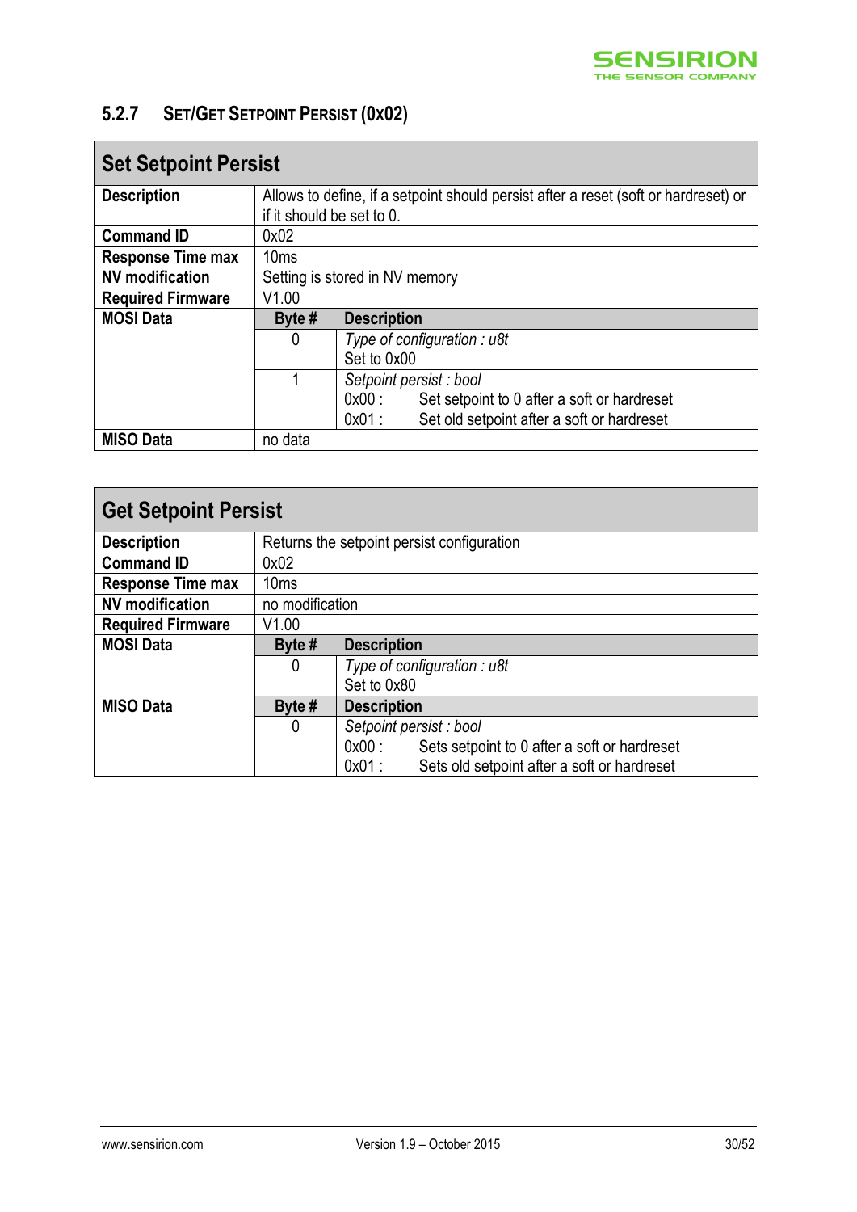### 5.2.7 Set/Get Setpoint Persist (0x02)

| **Set Setpoint Persist** | | |
|---|---|---|
| **Description** | Allows to define, if a setpoint should persist after a reset (soft or hardreset) or if it should be set to 0. | |
| **Command ID** | 0x02 | |
| **Response Time max** | 10ms | |
| **NV modification** | Setting is stored in NV memory | |
| **Required Firmware** | V1.00 | |
| **MOSI Data** | **Byte #** | **Description** |
| | 0 | *Type of configuration : u8t*<br>Set to 0x00 |
| | 1 | *Setpoint persist : bool*<br>0x00 : Set setpoint to 0 after a soft or hardreset<br>0x01 : Set old setpoint after a soft or hardreset |
| **MISO Data** | no data | |

| **Get Setpoint Persist** | | |
|---|---|---|
| **Description** | Returns the setpoint persist configuration | |
| **Command ID** | 0x02 | |
| **Response Time max** | 10ms | |
| **NV modification** | no modification | |
| **Required Firmware** | V1.00 | |
| **MOSI Data** | **Byte #** | **Description** |
| | 0 | *Type of configuration : u8t*<br>Set to 0x80 |
| **MISO Data** | **Byte #** | **Description** |
| | 0 | *Setpoint persist : bool*<br>0x00 : Sets setpoint to 0 after a soft or hardreset<br>0x01 : Sets old setpoint after a soft or hardreset |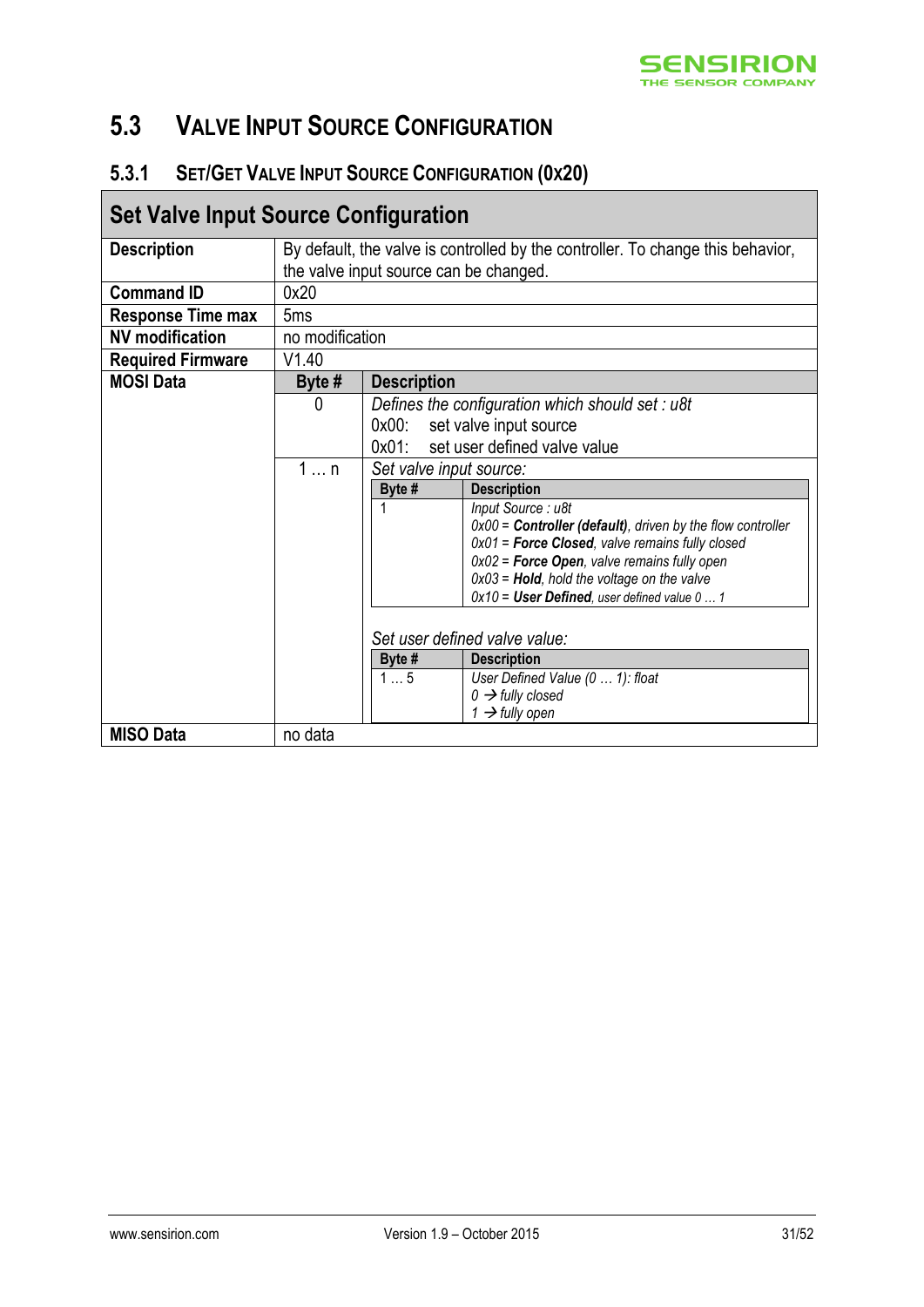## 5.3 Valve Input Source Configuration

### 5.3.1 Set/Get Valve Input Source Configuration (0x20)

| Set Valve Input Source Configuration | | |
|---|---|---|
| **Description** | By default, the valve is controlled by the controller. To change this behavior, the valve input source can be changed. | |
| **Command ID** | 0x20 | |
| **Response Time max** | 5ms | |
| **NV modification** | no modification | |
| **Required Firmware** | V1.40 | |
| **MOSI Data** | **Byte #** | **Description** |
| | 0 | *Defines the configuration which should set : u8t*<br>0x00: set valve input source<br>0x01: set user defined valve value |
| | 1 … n | *Set valve input source:*<br><br>**Byte #** 1 — **Description:**<br>*Input Source : u8t*<br>*0x00 = **Controller (default)**, driven by the flow controller*<br>*0x01 = **Force Closed**, valve remains fully closed*<br>*0x02 = **Force Open**, valve remains fully open*<br>*0x03 = **Hold**, hold the voltage on the valve*<br>*0x10 = **User Defined**, user defined value 0 … 1*<br><br>*Set user defined valve value:*<br><br>**Byte #** 1 … 5 — **Description:**<br>*User Defined Value (0 … 1): float*<br>*0 → fully closed*<br>*1 → fully open* |
| **MISO Data** | no data | |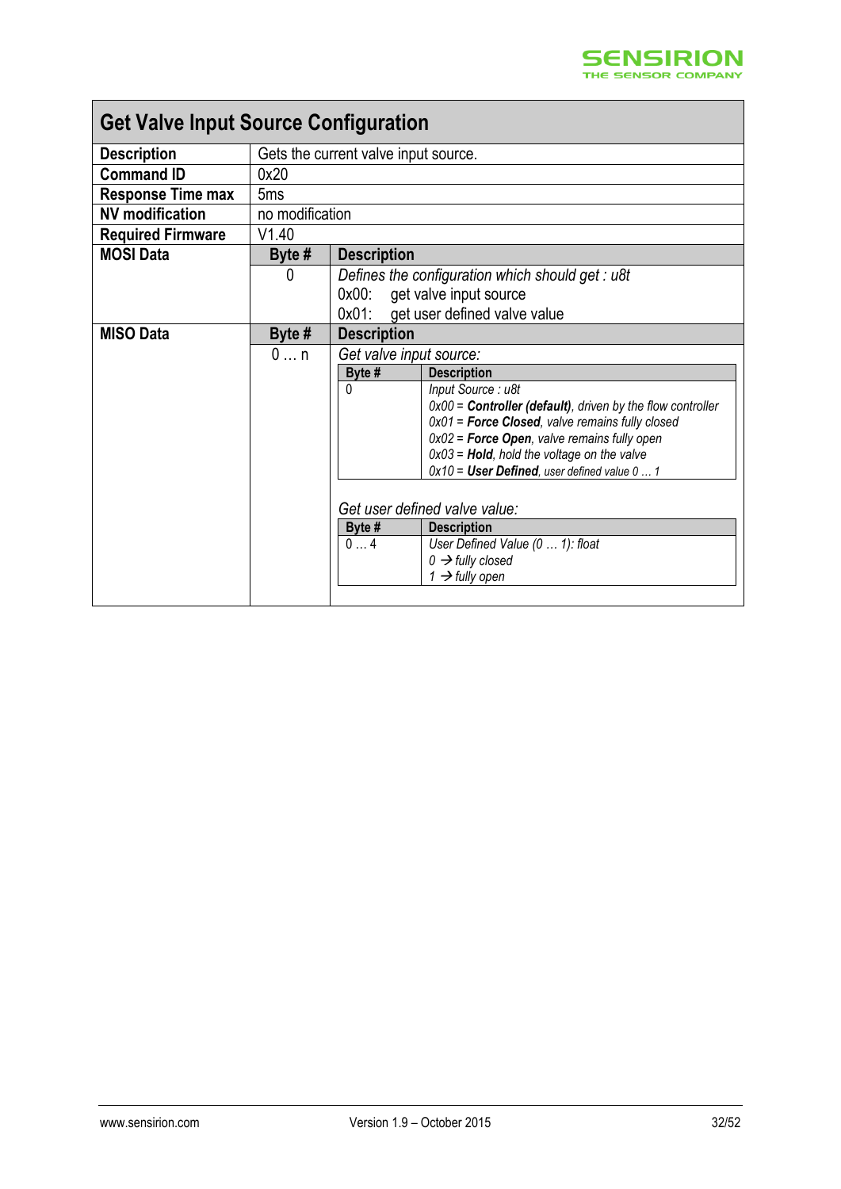## Get Valve Input Source Configuration

| | | |
|---|---|---|
| **Description** | Gets the current valve input source. | |
| **Command ID** | 0x20 | |
| **Response Time max** | 5ms | |
| **NV modification** | no modification | |
| **Required Firmware** | V1.40 | |
| **MOSI Data** | **Byte #** | **Description** |
| | 0 | *Defines the configuration which should get : u8t*<br>0x00: get valve input source<br>0x01: get user defined valve value |
| **MISO Data** | **Byte #** | **Description** |
| | 0 … n | *Get valve input source:* (see table A below)<br><br>*Get user defined valve value:* (see table B below) |

*Get valve input source:* (table A)

| Byte # | Description |
|---|---|
| 0 | *Input Source : u8t*<br>*0x00 = **Controller (default)**, driven by the flow controller*<br>*0x01 = **Force Closed**, valve remains fully closed*<br>*0x02 = **Force Open**, valve remains fully open*<br>*0x03 = **Hold**, hold the voltage on the valve*<br>*0x10 = **User Defined**, user defined value 0 … 1* |

*Get user defined valve value:* (table B)

| Byte # | Description |
|---|---|
| 0 … 4 | *User Defined Value (0 … 1): float*<br>*0 → fully closed*<br>*1 → fully open* |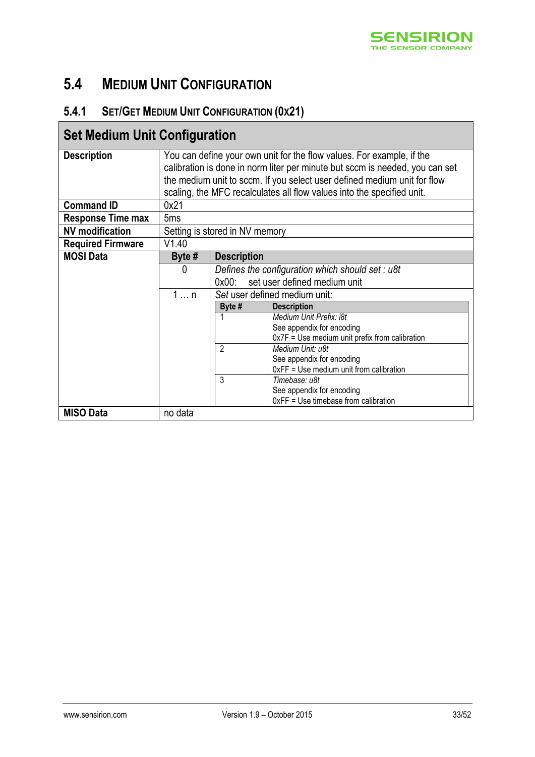## 5.4 MEDIUM UNIT CONFIGURATION

### 5.4.1 SET/GET MEDIUM UNIT CONFIGURATION (0X21)

| **Set Medium Unit Configuration** | | |
|---|---|---|
| **Description** | You can define your own unit for the flow values. For example, if the calibration is done in norm liter per minute but sccm is needed, you can set the medium unit to sccm. If you select user defined medium unit for flow scaling, the MFC recalculates all flow values into the specified unit. | |
| **Command ID** | 0x21 | |
| **Response Time max** | 5ms | |
| **NV modification** | Setting is stored in NV memory | |
| **Required Firmware** | V1.40 | |
| **MOSI Data** | **Byte #** | **Description** |
| | 0 | *Defines the configuration which should set : u8t*<br>0x00: set user defined medium unit |
| | 1 … n | *Set* user defined medium unit*:*<br><br>**Byte #** / **Description**<br>1: *Medium Unit Prefix: i8t*<br>See appendix for encoding<br>0x7F = Use medium unit prefix from calibration<br><br>2: *Medium Unit: u8t*<br>See appendix for encoding<br>0xFF = Use medium unit from calibration<br><br>3: *Timebase: u8t*<br>See appendix for encoding<br>0xFF = Use timebase from calibration |
| **MISO Data** | no data | |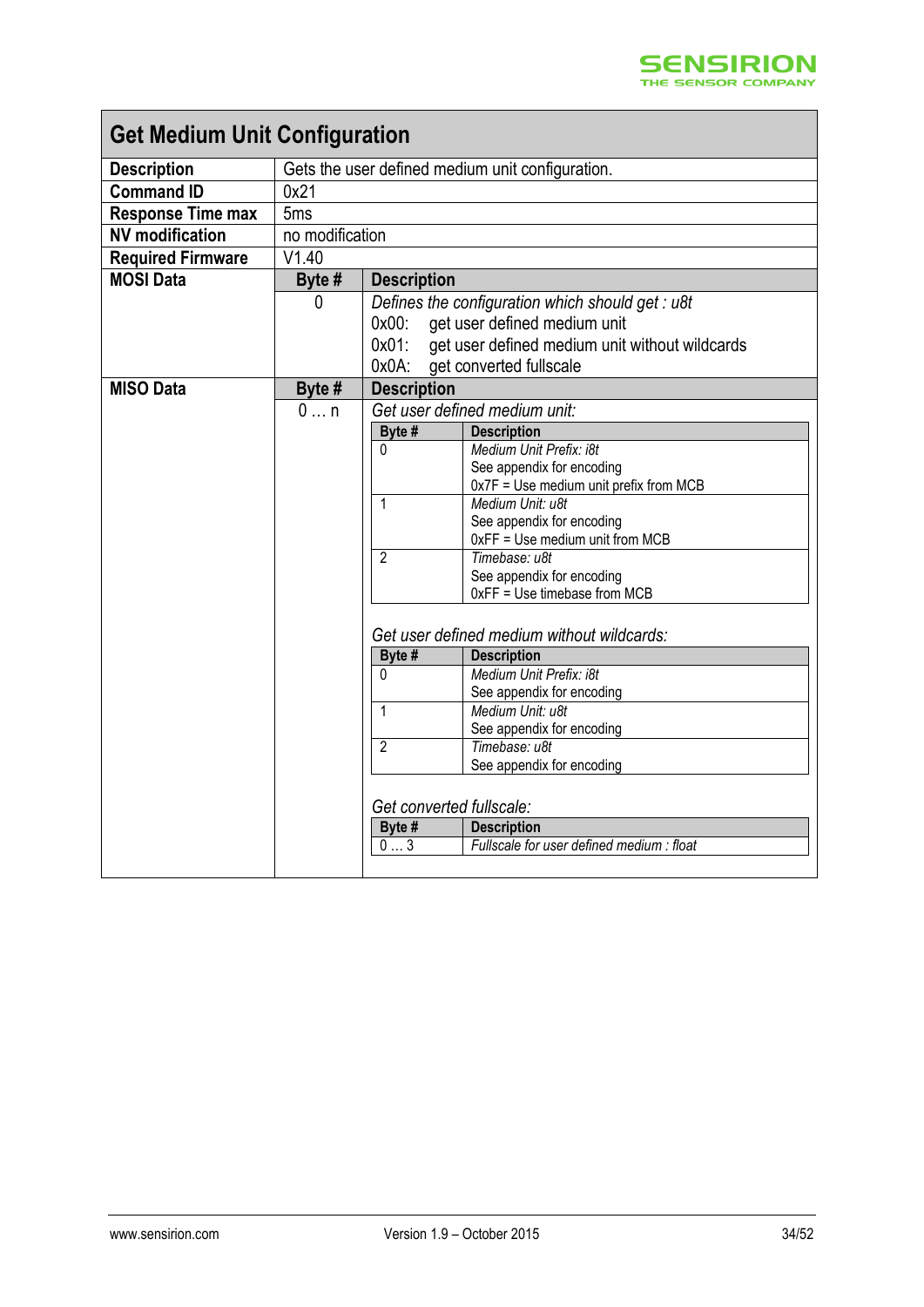## Get Medium Unit Configuration

| | | |
|---|---|---|
| **Description** | Gets the user defined medium unit configuration. | |
| **Command ID** | 0x21 | |
| **Response Time max** | 5ms | |
| **NV modification** | no modification | |
| **Required Firmware** | V1.40 | |
| **MOSI Data** | **Byte #** | **Description** |
| | 0 | *Defines the configuration which should get : u8t*<br>0x00: get user defined medium unit<br>0x01: get user defined medium unit without wildcards<br>0x0A: get converted fullscale |
| **MISO Data** | **Byte #** | **Description** |
| | 0 … n | *Get user defined medium unit:* (see table below)<br>*Get user defined medium without wildcards:* (see table below)<br>*Get converted fullscale:* (see table below) |

*Get user defined medium unit:*

| Byte # | Description |
|---|---|
| 0 | *Medium Unit Prefix: i8t*<br>See appendix for encoding<br>0x7F = Use medium unit prefix from MCB |
| 1 | *Medium Unit: u8t*<br>See appendix for encoding<br>0xFF = Use medium unit from MCB |
| 2 | *Timebase: u8t*<br>See appendix for encoding<br>0xFF = Use timebase from MCB |

*Get user defined medium without wildcards:*

| Byte # | Description |
|---|---|
| 0 | *Medium Unit Prefix: i8t*<br>See appendix for encoding |
| 1 | *Medium Unit: u8t*<br>See appendix for encoding |
| 2 | *Timebase: u8t*<br>See appendix for encoding |

*Get converted fullscale:*

| Byte # | Description |
|---|---|
| 0 … 3 | *Fullscale for user defined medium : float* |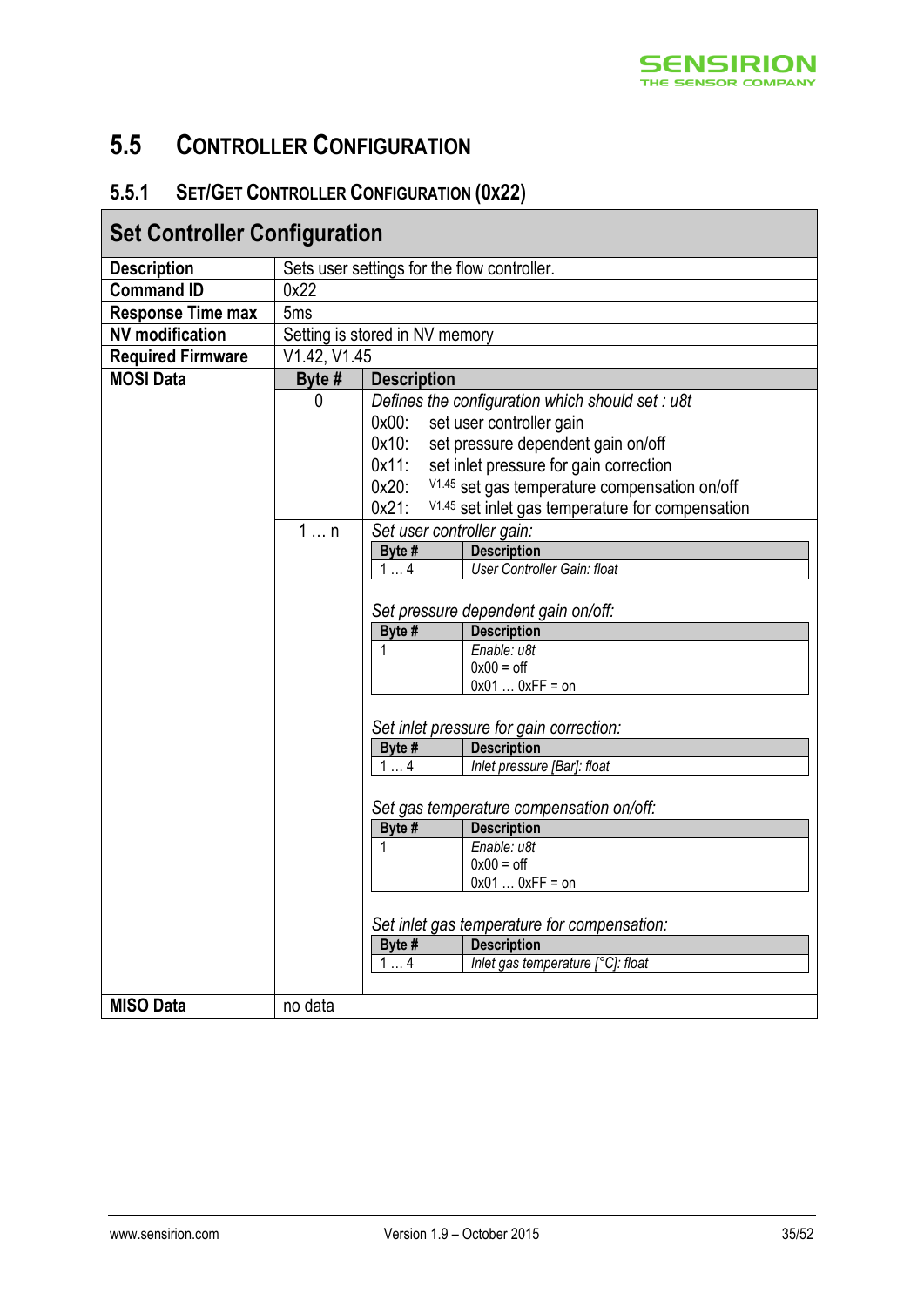## 5.5 Controller Configuration

### 5.5.1 Set/Get Controller Configuration (0x22)

| **Set Controller Configuration** | | |
|---|---|---|
| **Description** | Sets user settings for the flow controller. | |
| **Command ID** | 0x22 | |
| **Response Time max** | 5ms | |
| **NV modification** | Setting is stored in NV memory | |
| **Required Firmware** | V1.42, V1.45 | |
| **MOSI Data** | **Byte #** | **Description** |
| | 0 | *Defines the configuration which should set : u8t*<br>0x00: set user controller gain<br>0x10: set pressure dependent gain on/off<br>0x11: set inlet pressure for gain correction<br>0x20: V1.45 set gas temperature compensation on/off<br>0x21: V1.45 set inlet gas temperature for compensation |
| | 1 … n | *Set user controller gain:*<br>**Byte #** / **Description**<br>1 … 4: *User Controller Gain: float*<br><br>*Set pressure dependent gain on/off:*<br>**Byte #** / **Description**<br>1: *Enable: u8t*<br>0x00 = off<br>0x01 … 0xFF = on<br><br>*Set inlet pressure for gain correction:*<br>**Byte #** / **Description**<br>1 … 4: *Inlet pressure [Bar]: float*<br><br>*Set gas temperature compensation on/off:*<br>**Byte #** / **Description**<br>1: *Enable: u8t*<br>0x00 = off<br>0x01 … 0xFF = on<br><br>*Set inlet gas temperature for compensation:*<br>**Byte #** / **Description**<br>1 … 4: *Inlet gas temperature [°C]: float* |
| **MISO Data** | no data | |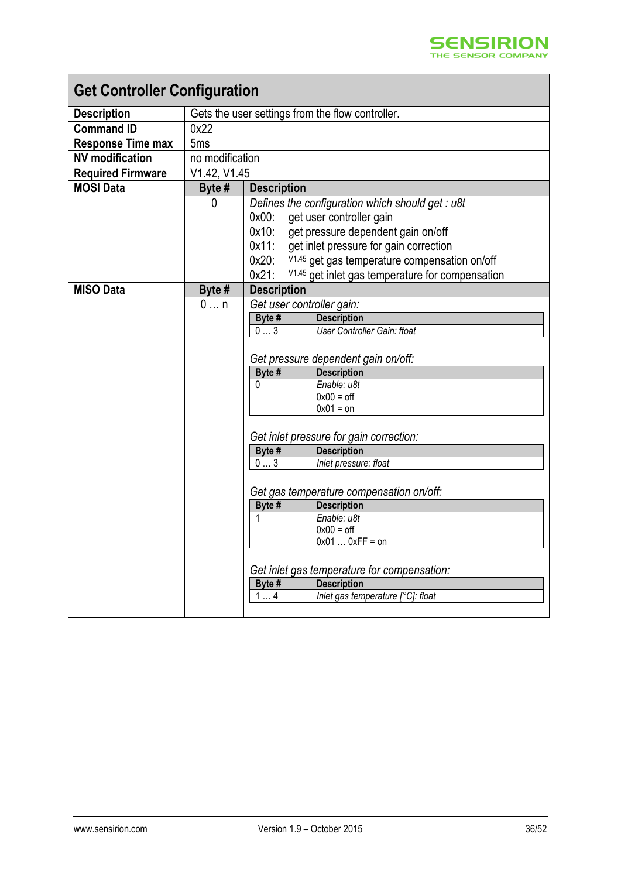## Get Controller Configuration

| | | |
|---|---|---|
| **Description** | Gets the user settings from the flow controller. | |
| **Command ID** | 0x22 | |
| **Response Time max** | 5ms | |
| **NV modification** | no modification | |
| **Required Firmware** | V1.42, V1.45 | |
| **MOSI Data** | **Byte #** | **Description** |
| | 0 | *Defines the configuration which should get : u8t*<br>0x00: get user controller gain<br>0x10: get pressure dependent gain on/off<br>0x11: get inlet pressure for gain correction<br>0x20: V1.45 get gas temperature compensation on/off<br>0x21: V1.45 get inlet gas temperature for compensation |
| **MISO Data** | **Byte #** | **Description** |
| | 0 … n | See sub-tables below |

*Get user controller gain:*

| Byte # | Description |
|---|---|
| 0 … 3 | *User Controller Gain: ftoat* |

*Get pressure dependent gain on/off:*

| Byte # | Description |
|---|---|
| 0 | *Enable: u8t*<br>0x00 = off<br>0x01 = on |

*Get inlet pressure for gain correction:*

| Byte # | Description |
|---|---|
| 0 … 3 | *Inlet pressure: float* |

*Get gas temperature compensation on/off:*

| Byte # | Description |
|---|---|
| 1 | *Enable: u8t*<br>0x00 = off<br>0x01 … 0xFF = on |

*Get inlet gas temperature for compensation:*

| Byte # | Description |
|---|---|
| 1 … 4 | *Inlet gas temperature [°C]: float* |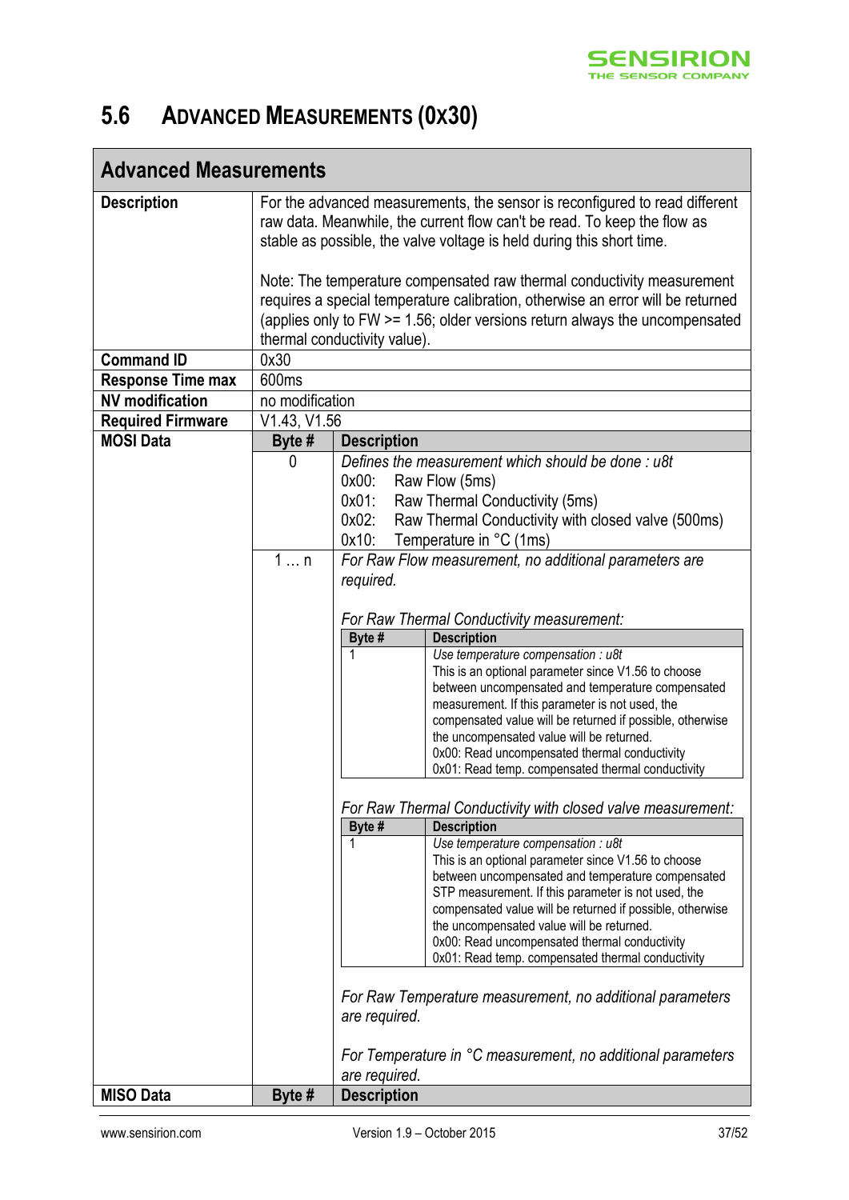## 5.6 Advanced Measurements (0x30)

| Advanced Measurements | | |
|---|---|---|
| **Description** | For the advanced measurements, the sensor is reconfigured to read different raw data. Meanwhile, the current flow can't be read. To keep the flow as stable as possible, the valve voltage is held during this short time.<br><br>Note: The temperature compensated raw thermal conductivity measurement requires a special temperature calibration, otherwise an error will be returned (applies only to FW >= 1.56; older versions return always the uncompensated thermal conductivity value). | |
| **Command ID** | 0x30 | |
| **Response Time max** | 600ms | |
| **NV modification** | no modification | |
| **Required Firmware** | V1.43, V1.56 | |
| **MOSI Data** | **Byte #** | **Description** |
| | 0 | *Defines the measurement which should be done : u8t*<br>0x00: Raw Flow (5ms)<br>0x01: Raw Thermal Conductivity (5ms)<br>0x02: Raw Thermal Conductivity with closed valve (500ms)<br>0x10: Temperature in °C (1ms) |
| | 1 … n | *For Raw Flow measurement, no additional parameters are required.*<br><br>*For Raw Thermal Conductivity measurement:*<br>**Byte #** 1 – *Use temperature compensation : u8t*<br>This is an optional parameter since V1.56 to choose between uncompensated and temperature compensated measurement. If this parameter is not used, the compensated value will be returned if possible, otherwise the uncompensated value will be returned.<br>0x00: Read uncompensated thermal conductivity<br>0x01: Read temp. compensated thermal conductivity<br><br>*For Raw Thermal Conductivity with closed valve measurement:*<br>**Byte #** 1 – *Use temperature compensation : u8t*<br>This is an optional parameter since V1.56 to choose between uncompensated and temperature compensated STP measurement. If this parameter is not used, the compensated value will be returned if possible, otherwise the uncompensated value will be returned.<br>0x00: Read uncompensated thermal conductivity<br>0x01: Read temp. compensated thermal conductivity<br><br>*For Raw Temperature measurement, no additional parameters are required.*<br><br>*For Temperature in °C measurement, no additional parameters are required.* |
| **MISO Data** | **Byte #** | **Description** |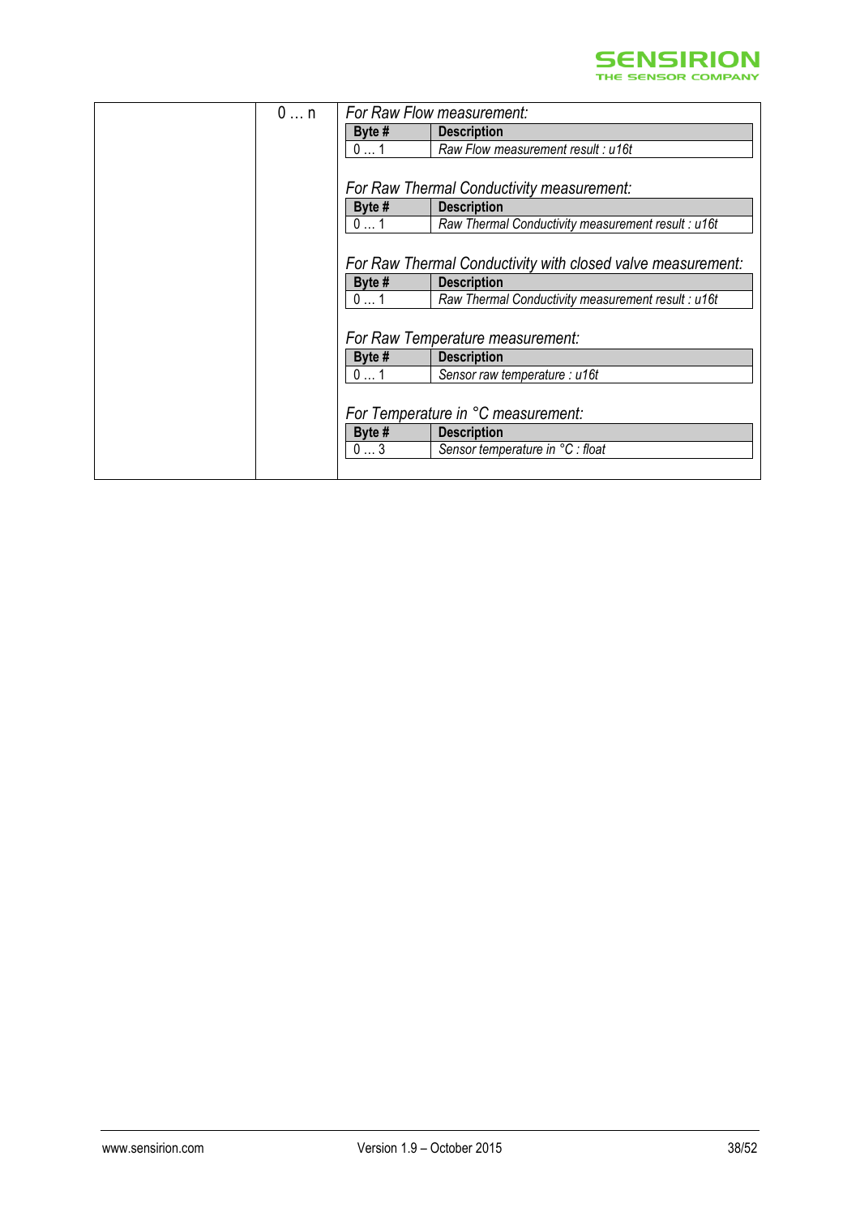| | 0 … n | *For Raw Flow measurement:*<br><br>**Byte #** \| **Description**<br>0 … 1 \| *Raw Flow measurement result : u16t*<br><br>*For Raw Thermal Conductivity measurement:*<br><br>**Byte #** \| **Description**<br>0 … 1 \| *Raw Thermal Conductivity measurement result : u16t*<br><br>*For Raw Thermal Conductivity with closed valve measurement:*<br><br>**Byte #** \| **Description**<br>0 … 1 \| *Raw Thermal Conductivity measurement result : u16t*<br><br>*For Raw Temperature measurement:*<br><br>**Byte #** \| **Description**<br>0 … 1 \| *Sensor raw temperature : u16t*<br><br>*For Temperature in °C measurement:*<br><br>**Byte #** \| **Description**<br>0 … 3 \| *Sensor temperature in °C : float* |
|---|---|---|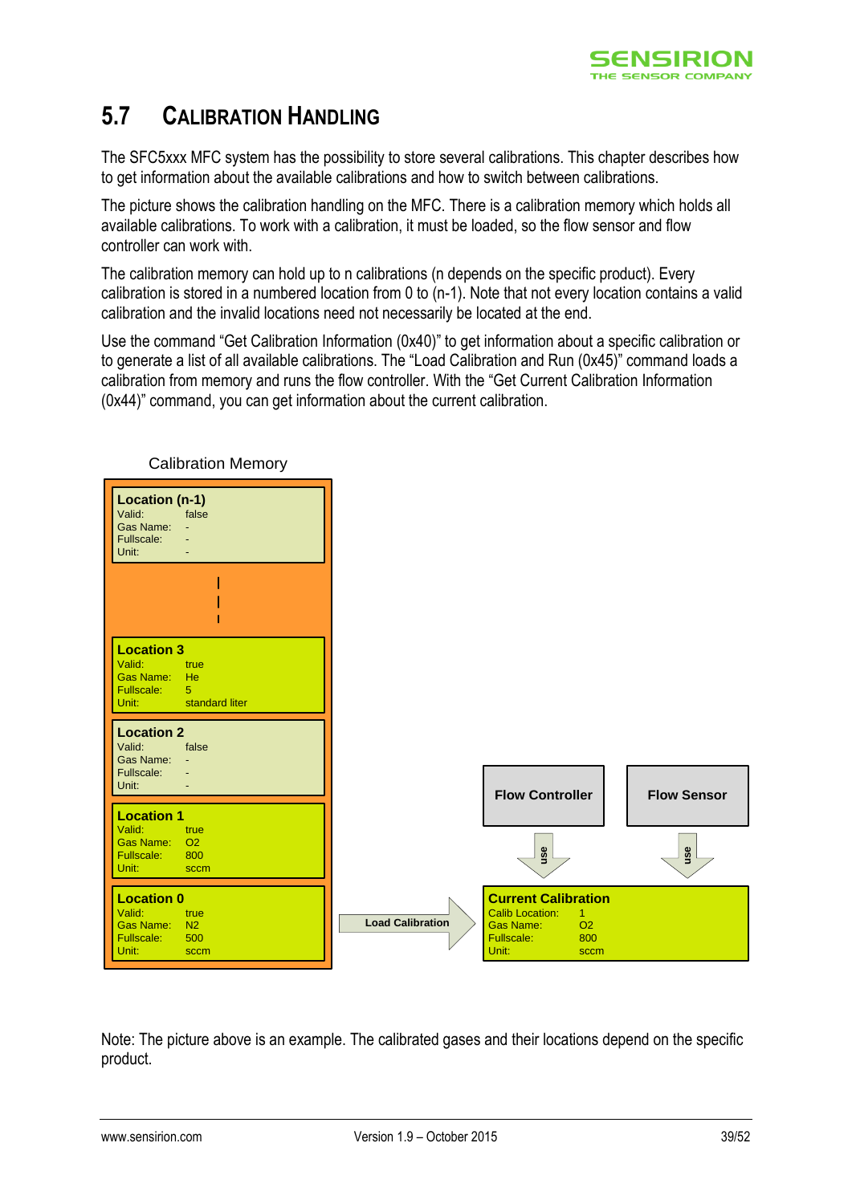## 5.7 Calibration Handling

The SFC5xxx MFC system has the possibility to store several calibrations. This chapter describes how to get information about the available calibrations and how to switch between calibrations.

The picture shows the calibration handling on the MFC. There is a calibration memory which holds all available calibrations. To work with a calibration, it must be loaded, so the flow sensor and flow controller can work with.

The calibration memory can hold up to n calibrations (n depends on the specific product). Every calibration is stored in a numbered location from 0 to (n-1). Note that not every location contains a valid calibration and the invalid locations need not necessarily be located at the end.

Use the command "Get Calibration Information (0x40)" to get information about a specific calibration or to generate a list of all available calibrations. The "Load Calibration and Run (0x45)" command loads a calibration from memory and runs the flow controller. With the "Get Current Calibration Information (0x44)" command, you can get information about the current calibration.

Calibration Memory

**Location (n-1)**
Valid: false
Gas Name: -
Fullscale: -
Unit: -

**Location 3**
Valid: true
Gas Name: He
Fullscale: 5
Unit: standard liter

**Location 2**
Valid: false
Gas Name: -
Fullscale: -
Unit: -

**Location 1**
Valid: true
Gas Name: O2
Fullscale: 800
Unit: sccm

**Location 0**
Valid: true
Gas Name: N2
Fullscale: 500
Unit: sccm

Load Calibration

**Flow Controller** — use

**Flow Sensor** — use

**Current Calibration**
Calib Location: 1
Gas Name: O2
Fullscale: 800
Unit: sccm

Note: The picture above is an example. The calibrated gases and their locations depend on the specific product.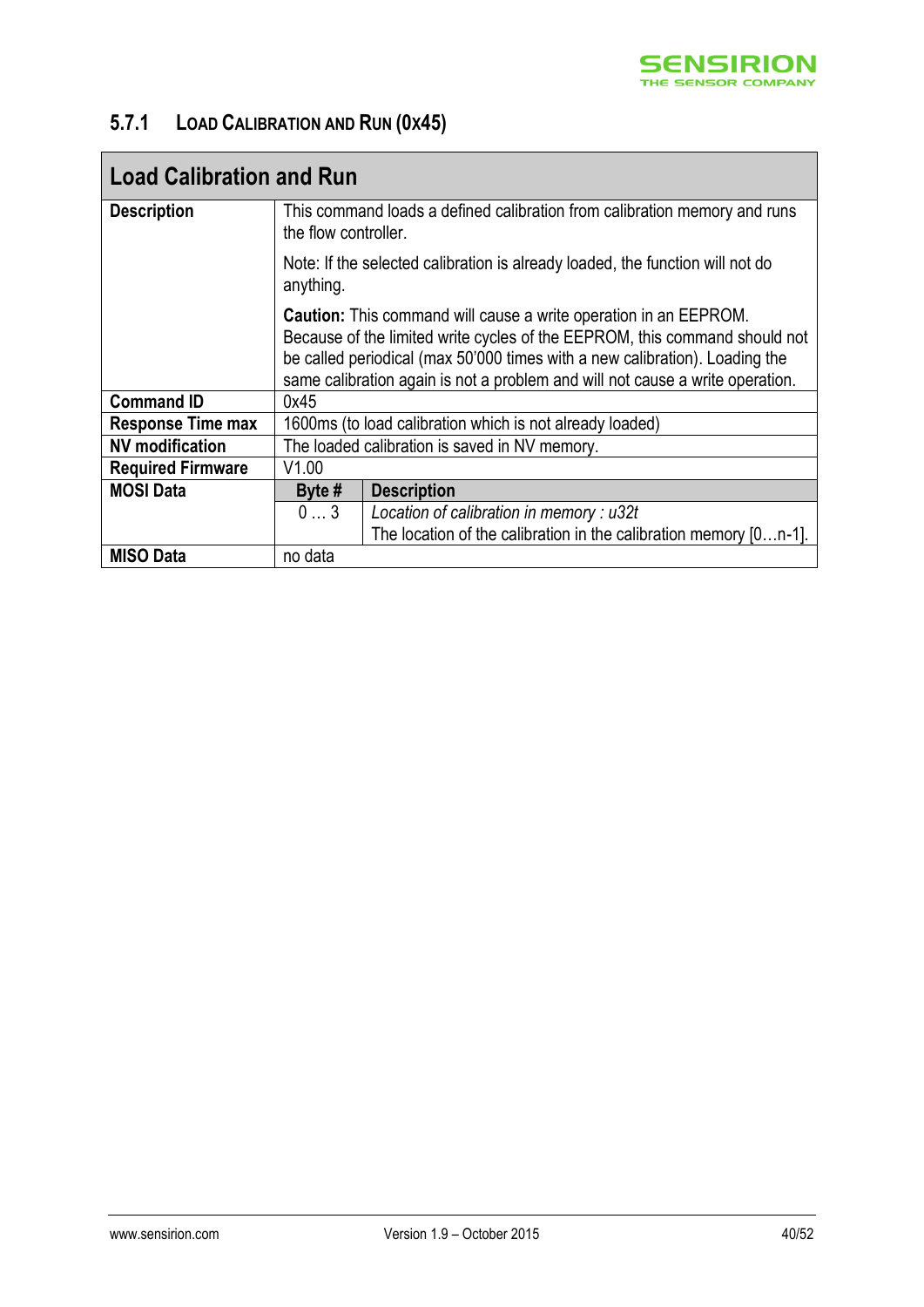### 5.7.1 Load Calibration and Run (0x45)

| Load Calibration and Run | | |
|---|---|---|
| **Description** | This command loads a defined calibration from calibration memory and runs the flow controller.<br><br>Note: If the selected calibration is already loaded, the function will not do anything.<br><br>**Caution:** This command will cause a write operation in an EEPROM. Because of the limited write cycles of the EEPROM, this command should not be called periodical (max 50'000 times with a new calibration). Loading the same calibration again is not a problem and will not cause a write operation. | |
| **Command ID** | 0x45 | |
| **Response Time max** | 1600ms (to load calibration which is not already loaded) | |
| **NV modification** | The loaded calibration is saved in NV memory. | |
| **Required Firmware** | V1.00 | |
| **MOSI Data** | **Byte #** | **Description** |
| | 0 … 3 | *Location of calibration in memory : u32t*<br>The location of the calibration in the calibration memory [0…n-1]. |
| **MISO Data** | no data | |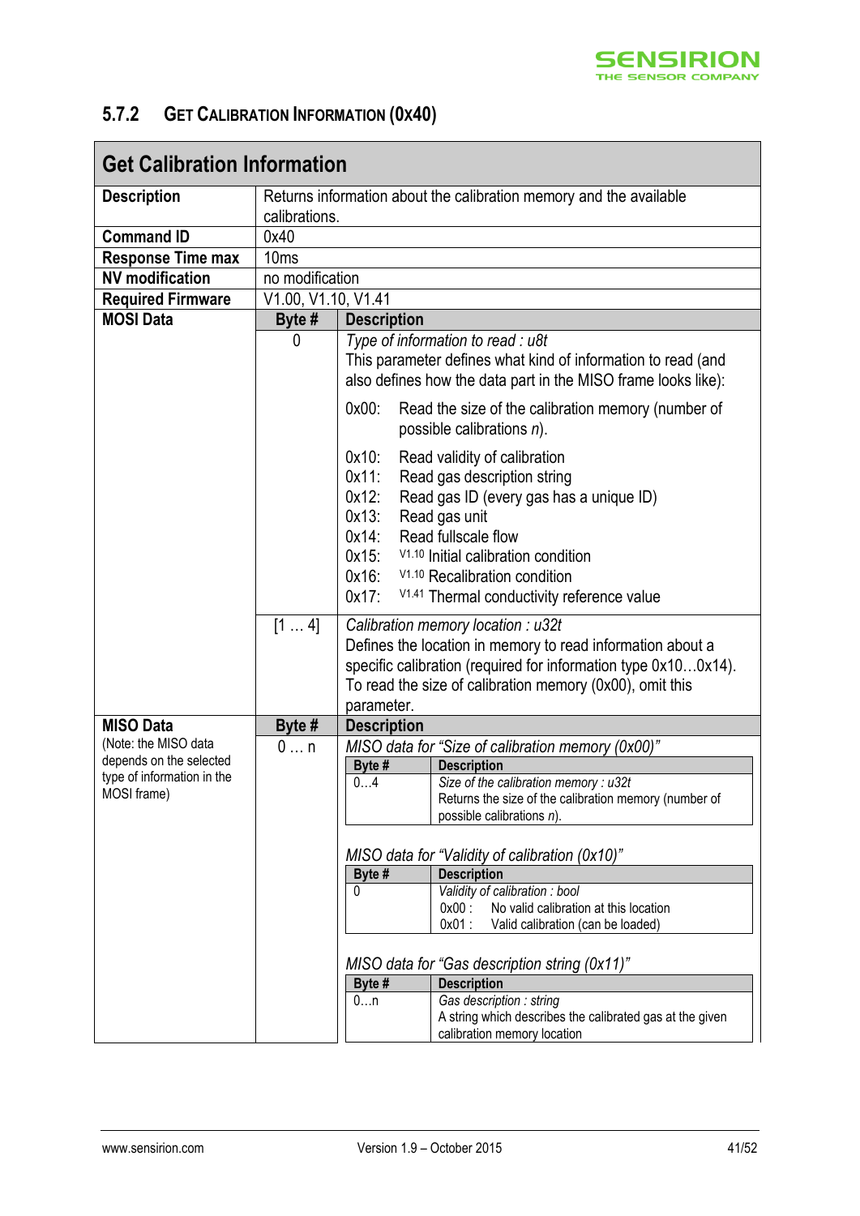### 5.7.2 Get Calibration Information (0x40)

| Get Calibration Information | | |
|---|---|---|
| **Description** | Returns information about the calibration memory and the available calibrations. | |
| **Command ID** | 0x40 | |
| **Response Time max** | 10ms | |
| **NV modification** | no modification | |
| **Required Firmware** | V1.00, V1.10, V1.41 | |
| **MOSI Data** | **Byte #** | **Description** |
| | 0 | *Type of information to read : u8t*<br>This parameter defines what kind of information to read (and also defines how the data part in the MISO frame looks like):<br>0x00: Read the size of the calibration memory (number of possible calibrations *n*).<br>0x10: Read validity of calibration<br>0x11: Read gas description string<br>0x12: Read gas ID (every gas has a unique ID)<br>0x13: Read gas unit<br>0x14: Read fullscale flow<br>0x15: V1.10 Initial calibration condition<br>0x16: V1.10 Recalibration condition<br>0x17: V1.41 Thermal conductivity reference value |
| | [1 … 4] | *Calibration memory location : u32t*<br>Defines the location in memory to read information about a specific calibration (required for information type 0x10…0x14). To read the size of calibration memory (0x00), omit this parameter. |
| **MISO Data**<br>(Note: the MISO data depends on the selected type of information in the MOSI frame) | **Byte #** | **Description** |
| | 0 … n | *MISO data for "Size of calibration memory (0x00)"*<br>**Byte #** 0…4 — *Size of the calibration memory : u32t*<br>Returns the size of the calibration memory (number of possible calibrations *n*).<br><br>*MISO data for "Validity of calibration (0x10)"*<br>**Byte #** 0 — *Validity of calibration : bool*<br>0x00 : No valid calibration at this location<br>0x01 : Valid calibration (can be loaded)<br><br>*MISO data for "Gas description string (0x11)"*<br>**Byte #** 0…n — *Gas description : string*<br>A string which describes the calibrated gas at the given calibration memory location |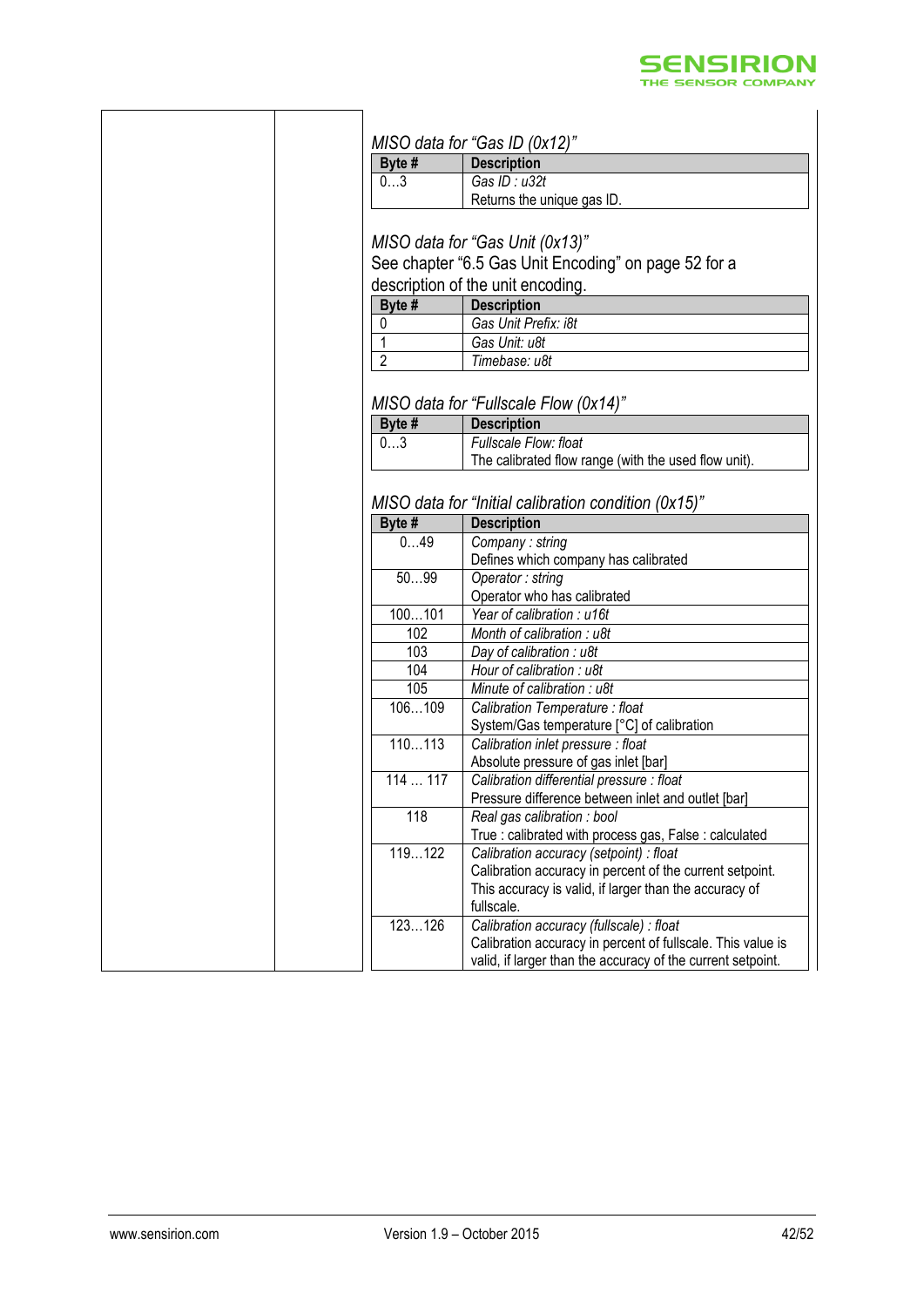*MISO data for "Gas ID (0x12)"*

| Byte # | Description |
|---|---|
| 0…3 | *Gas ID : u32t*<br>Returns the unique gas ID. |

*MISO data for "Gas Unit (0x13)"*

See chapter "6.5 Gas Unit Encoding" on page 52 for a description of the unit encoding.

| Byte # | Description |
|---|---|
| 0 | *Gas Unit Prefix: i8t* |
| 1 | *Gas Unit: u8t* |
| 2 | *Timebase: u8t* |

*MISO data for "Fullscale Flow (0x14)"*

| Byte # | Description |
|---|---|
| 0…3 | *Fullscale Flow: float*<br>The calibrated flow range (with the used flow unit). |

*MISO data for "Initial calibration condition (0x15)"*

| Byte # | Description |
|---|---|
| 0…49 | *Company : string*<br>Defines which company has calibrated |
| 50…99 | *Operator : string*<br>Operator who has calibrated |
| 100…101 | *Year of calibration : u16t* |
| 102 | *Month of calibration : u8t* |
| 103 | *Day of calibration : u8t* |
| 104 | *Hour of calibration : u8t* |
| 105 | *Minute of calibration : u8t* |
| 106…109 | *Calibration Temperature : float*<br>System/Gas temperature [°C] of calibration |
| 110…113 | *Calibration inlet pressure : float*<br>Absolute pressure of gas inlet [bar] |
| 114 … 117 | *Calibration differential pressure : float*<br>Pressure difference between inlet and outlet [bar] |
| 118 | *Real gas calibration : bool*<br>True : calibrated with process gas, False : calculated |
| 119…122 | *Calibration accuracy (setpoint) : float*<br>Calibration accuracy in percent of the current setpoint. This accuracy is valid, if larger than the accuracy of fullscale. |
| 123…126 | *Calibration accuracy (fullscale) : float*<br>Calibration accuracy in percent of fullscale. This value is valid, if larger than the accuracy of the current setpoint. |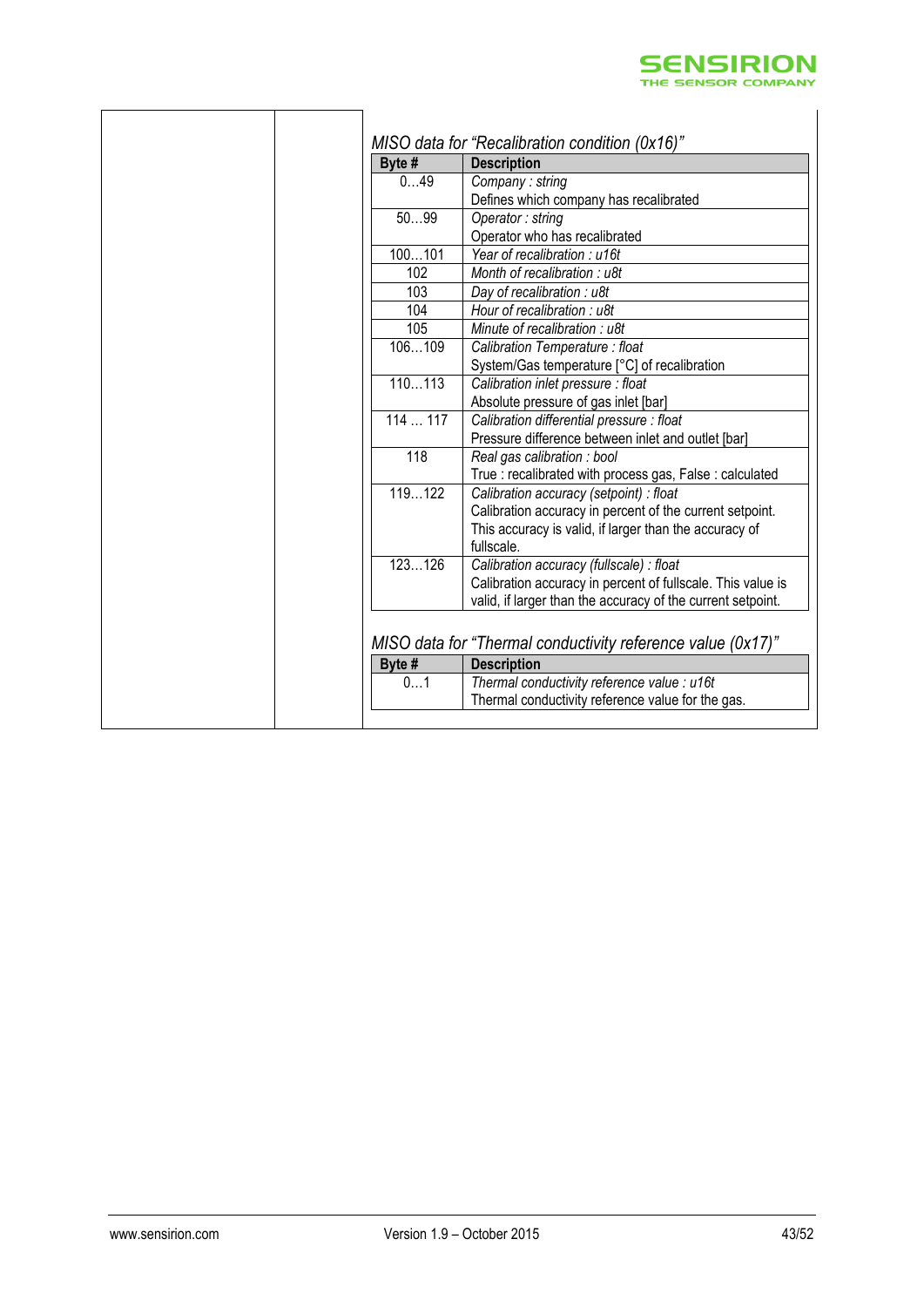*MISO data for "Recalibration condition (0x16)"*

| Byte # | Description |
|---|---|
| 0…49 | *Company : string*<br>Defines which company has recalibrated |
| 50…99 | *Operator : string*<br>Operator who has recalibrated |
| 100…101 | *Year of recalibration : u16t* |
| 102 | *Month of recalibration : u8t* |
| 103 | *Day of recalibration : u8t* |
| 104 | *Hour of recalibration : u8t* |
| 105 | *Minute of recalibration : u8t* |
| 106…109 | *Calibration Temperature : float*<br>System/Gas temperature [°C] of recalibration |
| 110…113 | *Calibration inlet pressure : float*<br>Absolute pressure of gas inlet [bar] |
| 114 … 117 | *Calibration differential pressure : float*<br>Pressure difference between inlet and outlet [bar] |
| 118 | *Real gas calibration : bool*<br>True : recalibrated with process gas, False : calculated |
| 119…122 | *Calibration accuracy (setpoint) : float*<br>Calibration accuracy in percent of the current setpoint. This accuracy is valid, if larger than the accuracy of fullscale. |
| 123…126 | *Calibration accuracy (fullscale) : float*<br>Calibration accuracy in percent of fullscale. This value is valid, if larger than the accuracy of the current setpoint. |

*MISO data for "Thermal conductivity reference value (0x17)"*

| Byte # | Description |
|---|---|
| 0…1 | *Thermal conductivity reference value : u16t*<br>Thermal conductivity reference value for the gas. |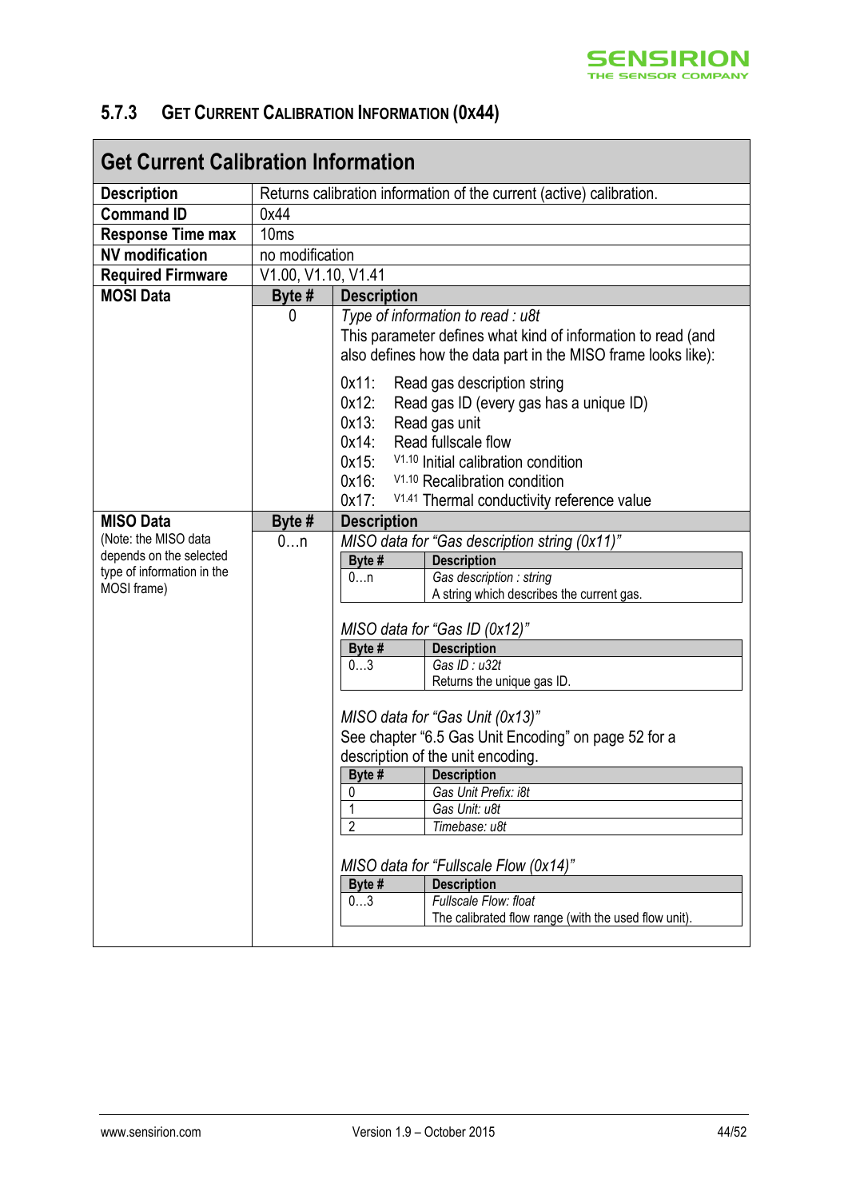### 5.7.3 Get Current Calibration Information (0x44)

| Get Current Calibration Information | | |
|---|---|---|
| **Description** | Returns calibration information of the current (active) calibration. | |
| **Command ID** | 0x44 | |
| **Response Time max** | 10ms | |
| **NV modification** | no modification | |
| **Required Firmware** | V1.00, V1.10, V1.41 | |
| **MOSI Data** | **Byte #** | **Description** |
| | 0 | *Type of information to read : u8t*<br>This parameter defines what kind of information to read (and also defines how the data part in the MISO frame looks like):<br>0x11: Read gas description string<br>0x12: Read gas ID (every gas has a unique ID)<br>0x13: Read gas unit<br>0x14: Read fullscale flow<br>0x15: V1.10 Initial calibration condition<br>0x16: V1.10 Recalibration condition<br>0x17: V1.41 Thermal conductivity reference value |
| **MISO Data**<br>(Note: the MISO data depends on the selected type of information in the MOSI frame) | **Byte #** | **Description** |
| | 0…n | See the MISO data tables below |

*MISO data for "Gas description string (0x11)"*

| Byte # | Description |
|---|---|
| 0…n | *Gas description : string*<br>A string which describes the current gas. |

*MISO data for "Gas ID (0x12)"*

| Byte # | Description |
|---|---|
| 0…3 | *Gas ID : u32t*<br>Returns the unique gas ID. |

*MISO data for "Gas Unit (0x13)"*

See chapter "6.5 Gas Unit Encoding" on page 52 for a description of the unit encoding.

| Byte # | Description |
|---|---|
| 0 | *Gas Unit Prefix: i8t* |
| 1 | *Gas Unit: u8t* |
| 2 | *Timebase: u8t* |

*MISO data for "Fullscale Flow (0x14)"*

| Byte # | Description |
|---|---|
| 0…3 | *Fullscale Flow: float*<br>The calibrated flow range (with the used flow unit). |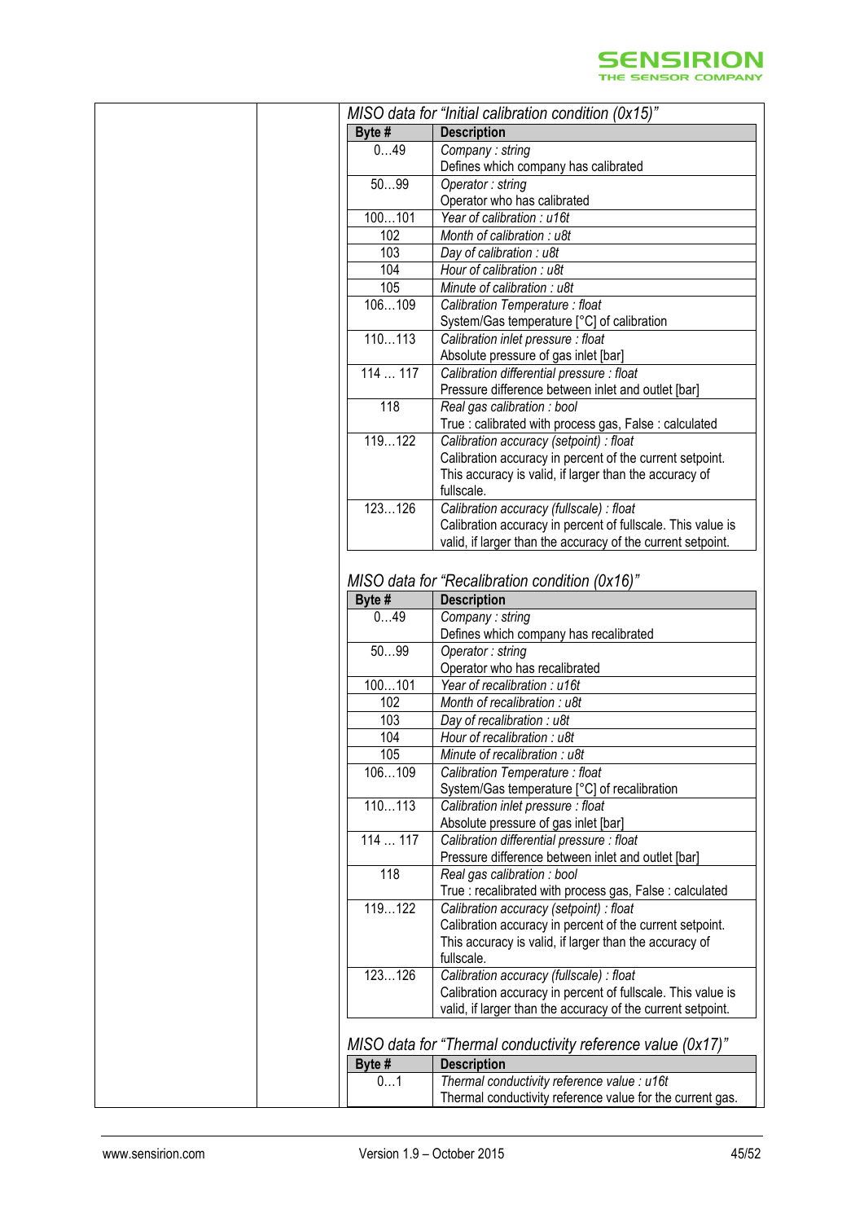*MISO data for "Initial calibration condition (0x15)"*

| Byte # | Description |
|---|---|
| 0…49 | *Company : string*<br>Defines which company has calibrated |
| 50…99 | *Operator : string*<br>Operator who has calibrated |
| 100…101 | *Year of calibration : u16t* |
| 102 | *Month of calibration : u8t* |
| 103 | *Day of calibration : u8t* |
| 104 | *Hour of calibration : u8t* |
| 105 | *Minute of calibration : u8t* |
| 106…109 | *Calibration Temperature : float*<br>System/Gas temperature [°C] of calibration |
| 110…113 | *Calibration inlet pressure : float*<br>Absolute pressure of gas inlet [bar] |
| 114 … 117 | *Calibration differential pressure : float*<br>Pressure difference between inlet and outlet [bar] |
| 118 | *Real gas calibration : bool*<br>True : calibrated with process gas, False : calculated |
| 119…122 | *Calibration accuracy (setpoint) : float*<br>Calibration accuracy in percent of the current setpoint. This accuracy is valid, if larger than the accuracy of fullscale. |
| 123…126 | *Calibration accuracy (fullscale) : float*<br>Calibration accuracy in percent of fullscale. This value is valid, if larger than the accuracy of the current setpoint. |

*MISO data for "Recalibration condition (0x16)"*

| Byte # | Description |
|---|---|
| 0…49 | *Company : string*<br>Defines which company has recalibrated |
| 50…99 | *Operator : string*<br>Operator who has recalibrated |
| 100…101 | *Year of recalibration : u16t* |
| 102 | *Month of recalibration : u8t* |
| 103 | *Day of recalibration : u8t* |
| 104 | *Hour of recalibration : u8t* |
| 105 | *Minute of recalibration : u8t* |
| 106…109 | *Calibration Temperature : float*<br>System/Gas temperature [°C] of recalibration |
| 110…113 | *Calibration inlet pressure : float*<br>Absolute pressure of gas inlet [bar] |
| 114 … 117 | *Calibration differential pressure : float*<br>Pressure difference between inlet and outlet [bar] |
| 118 | *Real gas calibration : bool*<br>True : recalibrated with process gas, False : calculated |
| 119…122 | *Calibration accuracy (setpoint) : float*<br>Calibration accuracy in percent of the current setpoint. This accuracy is valid, if larger than the accuracy of fullscale. |
| 123…126 | *Calibration accuracy (fullscale) : float*<br>Calibration accuracy in percent of fullscale. This value is valid, if larger than the accuracy of the current setpoint. |

*MISO data for "Thermal conductivity reference value (0x17)"*

| Byte # | Description |
|---|---|
| 0…1 | *Thermal conductivity reference value : u16t*<br>Thermal conductivity reference value for the current gas. |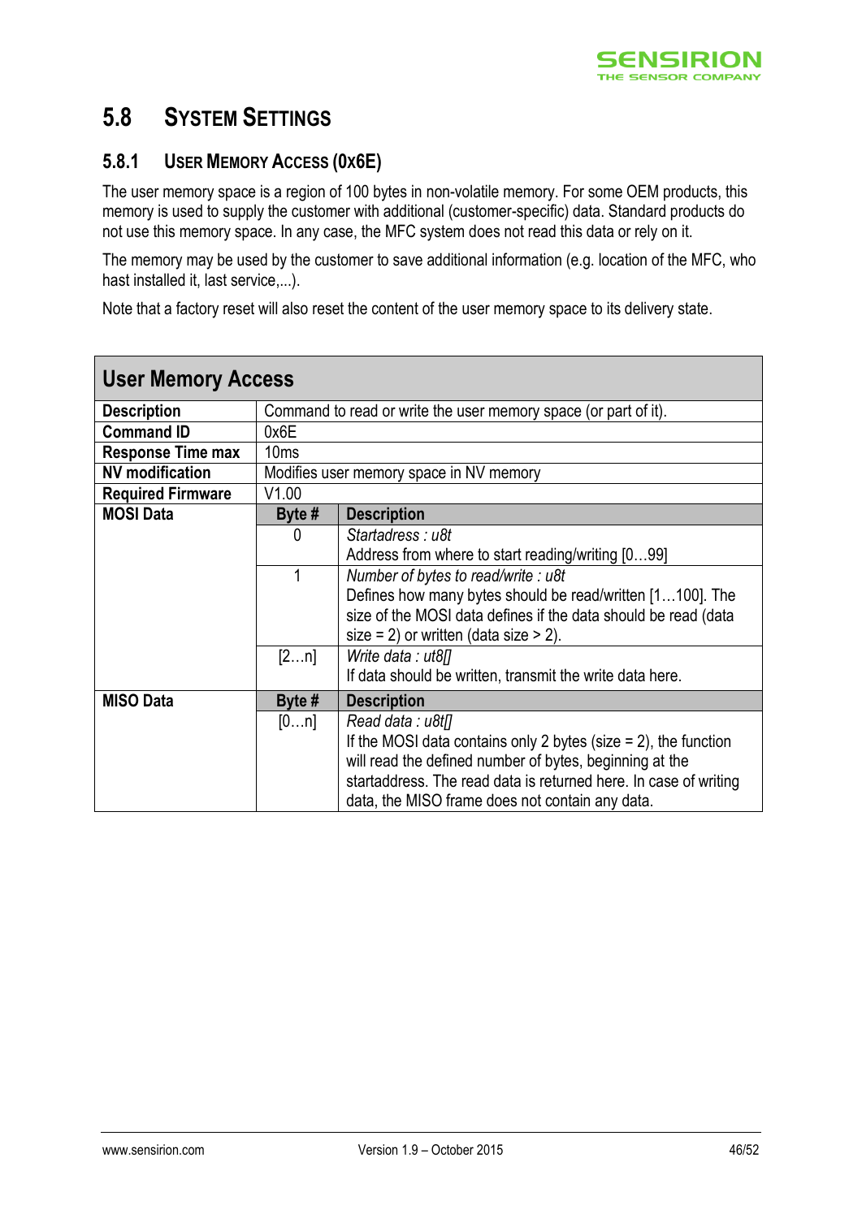## 5.8 System Settings

### 5.8.1 User Memory Access (0x6E)

The user memory space is a region of 100 bytes in non-volatile memory. For some OEM products, this memory is used to supply the customer with additional (customer-specific) data. Standard products do not use this memory space. In any case, the MFC system does not read this data or rely on it.

The memory may be used by the customer to save additional information (e.g. location of the MFC, who hast installed it, last service,...).

Note that a factory reset will also reset the content of the user memory space to its delivery state.

| **User Memory Access** | | |
|---|---|---|
| **Description** | Command to read or write the user memory space (or part of it). | |
| **Command ID** | 0x6E | |
| **Response Time max** | 10ms | |
| **NV modification** | Modifies user memory space in NV memory | |
| **Required Firmware** | V1.00 | |
| **MOSI Data** | **Byte #** | **Description** |
| | 0 | *Startadress : u8t*<br>Address from where to start reading/writing [0…99] |
| | 1 | *Number of bytes to read/write : u8t*<br>Defines how many bytes should be read/written [1…100]. The size of the MOSI data defines if the data should be read (data size = 2) or written (data size > 2). |
| | [2…n] | *Write data : ut8[]*<br>If data should be written, transmit the write data here. |
| **MISO Data** | **Byte #** | **Description** |
| | [0…n] | *Read data : u8t[]*<br>If the MOSI data contains only 2 bytes (size = 2), the function will read the defined number of bytes, beginning at the startaddress. The read data is returned here. In case of writing data, the MISO frame does not contain any data. |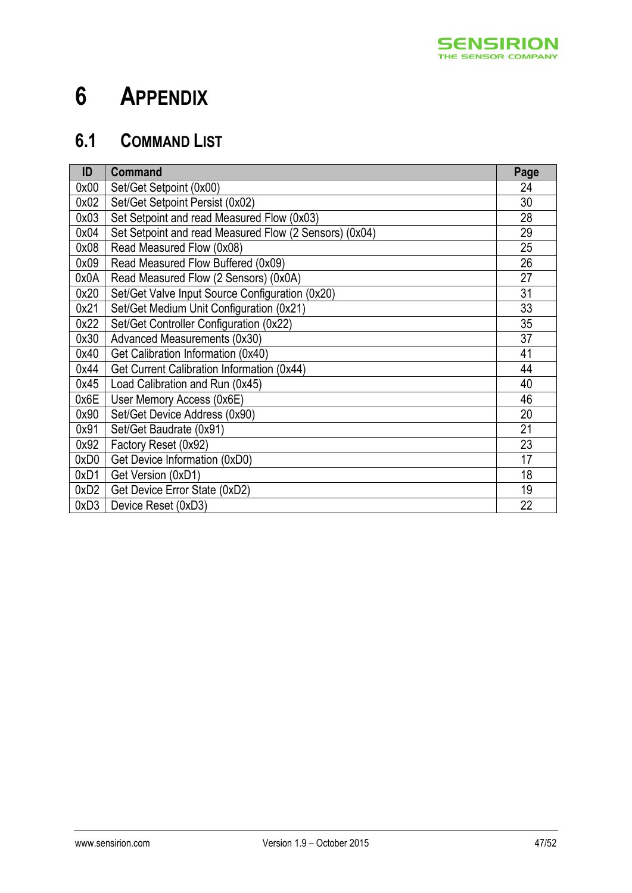# 6 Appendix

## 6.1 Command List

| ID | Command | Page |
|---|---|---|
| 0x00 | Set/Get Setpoint (0x00) | 24 |
| 0x02 | Set/Get Setpoint Persist (0x02) | 30 |
| 0x03 | Set Setpoint and read Measured Flow (0x03) | 28 |
| 0x04 | Set Setpoint and read Measured Flow (2 Sensors) (0x04) | 29 |
| 0x08 | Read Measured Flow (0x08) | 25 |
| 0x09 | Read Measured Flow Buffered (0x09) | 26 |
| 0x0A | Read Measured Flow (2 Sensors) (0x0A) | 27 |
| 0x20 | Set/Get Valve Input Source Configuration (0x20) | 31 |
| 0x21 | Set/Get Medium Unit Configuration (0x21) | 33 |
| 0x22 | Set/Get Controller Configuration (0x22) | 35 |
| 0x30 | Advanced Measurements (0x30) | 37 |
| 0x40 | Get Calibration Information (0x40) | 41 |
| 0x44 | Get Current Calibration Information (0x44) | 44 |
| 0x45 | Load Calibration and Run (0x45) | 40 |
| 0x6E | User Memory Access (0x6E) | 46 |
| 0x90 | Set/Get Device Address (0x90) | 20 |
| 0x91 | Set/Get Baudrate (0x91) | 21 |
| 0x92 | Factory Reset (0x92) | 23 |
| 0xD0 | Get Device Information (0xD0) | 17 |
| 0xD1 | Get Version (0xD1) | 18 |
| 0xD2 | Get Device Error State (0xD2) | 19 |
| 0xD3 | Device Reset (0xD3) | 22 |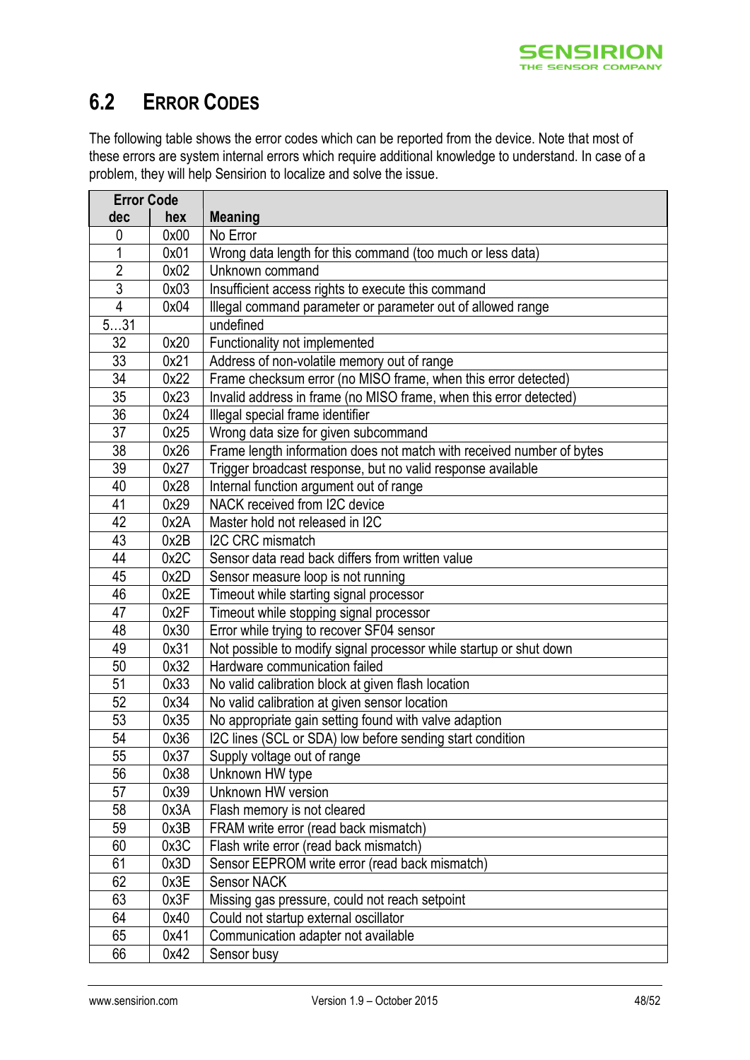## 6.2 Error Codes

The following table shows the error codes which can be reported from the device. Note that most of these errors are system internal errors which require additional knowledge to understand. In case of a problem, they will help Sensirion to localize and solve the issue.

| Error Code | | Meaning |
|---|---|---|
| dec | hex | |
| 0 | 0x00 | No Error |
| 1 | 0x01 | Wrong data length for this command (too much or less data) |
| 2 | 0x02 | Unknown command |
| 3 | 0x03 | Insufficient access rights to execute this command |
| 4 | 0x04 | Illegal command parameter or parameter out of allowed range |
| 5…31 | | undefined |
| 32 | 0x20 | Functionality not implemented |
| 33 | 0x21 | Address of non-volatile memory out of range |
| 34 | 0x22 | Frame checksum error (no MISO frame, when this error detected) |
| 35 | 0x23 | Invalid address in frame (no MISO frame, when this error detected) |
| 36 | 0x24 | Illegal special frame identifier |
| 37 | 0x25 | Wrong data size for given subcommand |
| 38 | 0x26 | Frame length information does not match with received number of bytes |
| 39 | 0x27 | Trigger broadcast response, but no valid response available |
| 40 | 0x28 | Internal function argument out of range |
| 41 | 0x29 | NACK received from I2C device |
| 42 | 0x2A | Master hold not released in I2C |
| 43 | 0x2B | I2C CRC mismatch |
| 44 | 0x2C | Sensor data read back differs from written value |
| 45 | 0x2D | Sensor measure loop is not running |
| 46 | 0x2E | Timeout while starting signal processor |
| 47 | 0x2F | Timeout while stopping signal processor |
| 48 | 0x30 | Error while trying to recover SF04 sensor |
| 49 | 0x31 | Not possible to modify signal processor while startup or shut down |
| 50 | 0x32 | Hardware communication failed |
| 51 | 0x33 | No valid calibration block at given flash location |
| 52 | 0x34 | No valid calibration at given sensor location |
| 53 | 0x35 | No appropriate gain setting found with valve adaption |
| 54 | 0x36 | I2C lines (SCL or SDA) low before sending start condition |
| 55 | 0x37 | Supply voltage out of range |
| 56 | 0x38 | Unknown HW type |
| 57 | 0x39 | Unknown HW version |
| 58 | 0x3A | Flash memory is not cleared |
| 59 | 0x3B | FRAM write error (read back mismatch) |
| 60 | 0x3C | Flash write error (read back mismatch) |
| 61 | 0x3D | Sensor EEPROM write error (read back mismatch) |
| 62 | 0x3E | Sensor NACK |
| 63 | 0x3F | Missing gas pressure, could not reach setpoint |
| 64 | 0x40 | Could not startup external oscillator |
| 65 | 0x41 | Communication adapter not available |
| 66 | 0x42 | Sensor busy |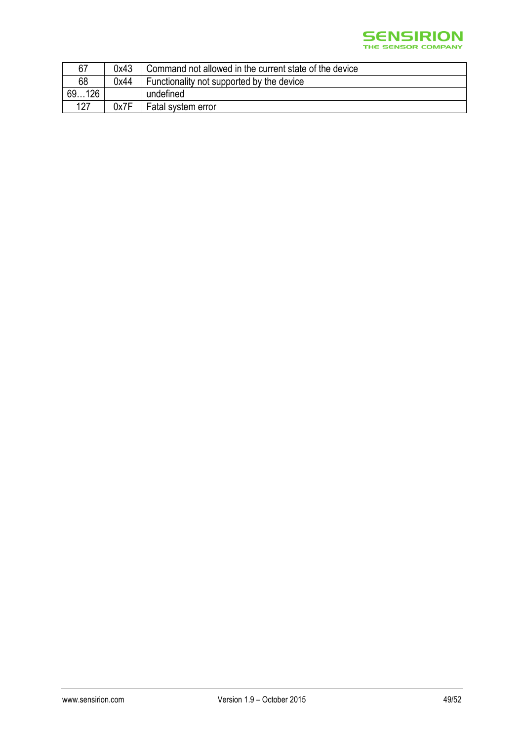| 67 | 0x43 | Command not allowed in the current state of the device |
|---|---|---|
| 68 | 0x44 | Functionality not supported by the device |
| 69…126 | | undefined |
| 127 | 0x7F | Fatal system error |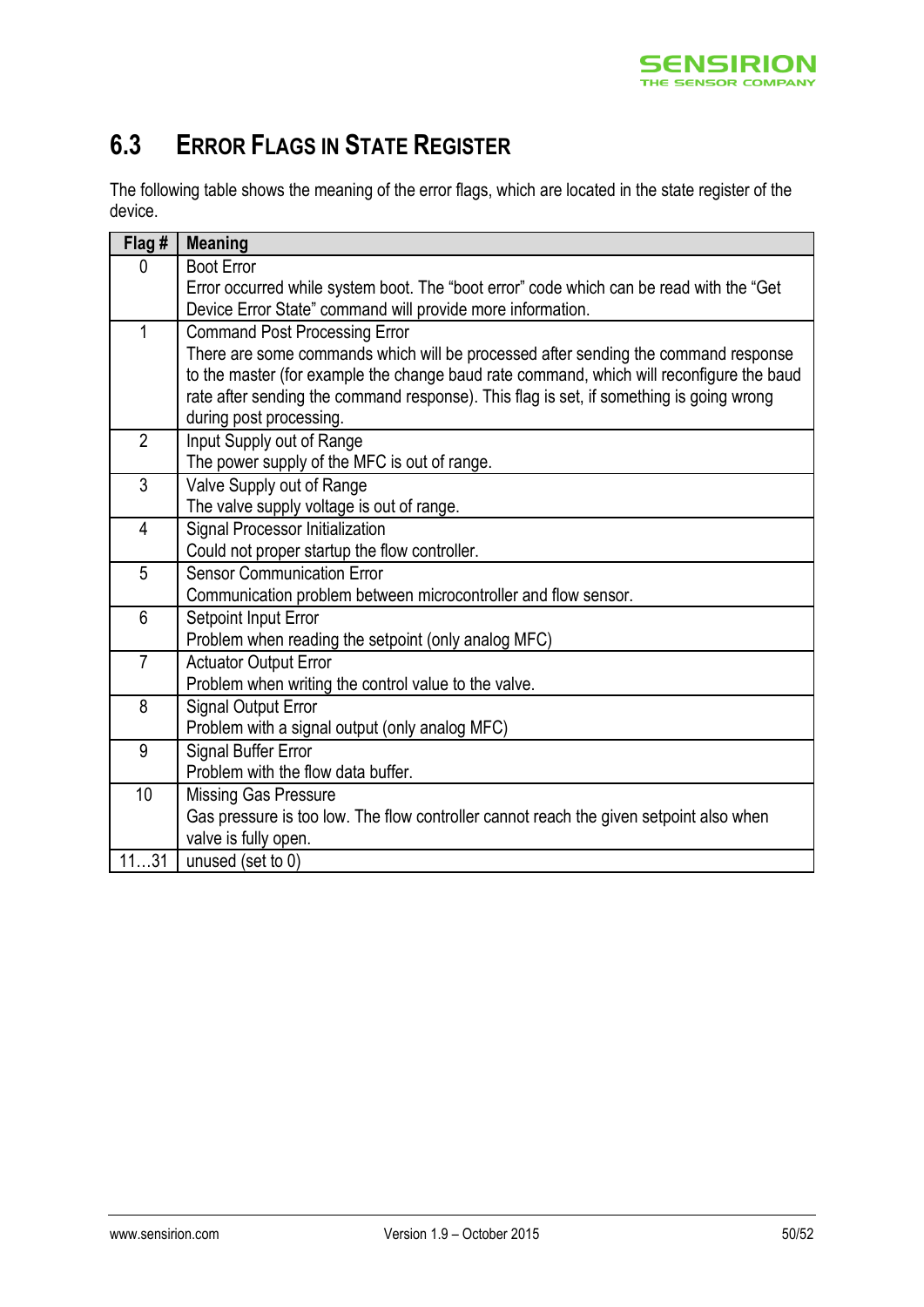## 6.3 Error Flags in State Register

The following table shows the meaning of the error flags, which are located in the state register of the device.

| Flag # | Meaning |
|---|---|
| 0 | Boot Error<br>Error occurred while system boot. The "boot error" code which can be read with the "Get Device Error State" command will provide more information. |
| 1 | Command Post Processing Error<br>There are some commands which will be processed after sending the command response to the master (for example the change baud rate command, which will reconfigure the baud rate after sending the command response). This flag is set, if something is going wrong during post processing. |
| 2 | Input Supply out of Range<br>The power supply of the MFC is out of range. |
| 3 | Valve Supply out of Range<br>The valve supply voltage is out of range. |
| 4 | Signal Processor Initialization<br>Could not proper startup the flow controller. |
| 5 | Sensor Communication Error<br>Communication problem between microcontroller and flow sensor. |
| 6 | Setpoint Input Error<br>Problem when reading the setpoint (only analog MFC) |
| 7 | Actuator Output Error<br>Problem when writing the control value to the valve. |
| 8 | Signal Output Error<br>Problem with a signal output (only analog MFC) |
| 9 | Signal Buffer Error<br>Problem with the flow data buffer. |
| 10 | Missing Gas Pressure<br>Gas pressure is too low. The flow controller cannot reach the given setpoint also when valve is fully open. |
| 11…31 | unused (set to 0) |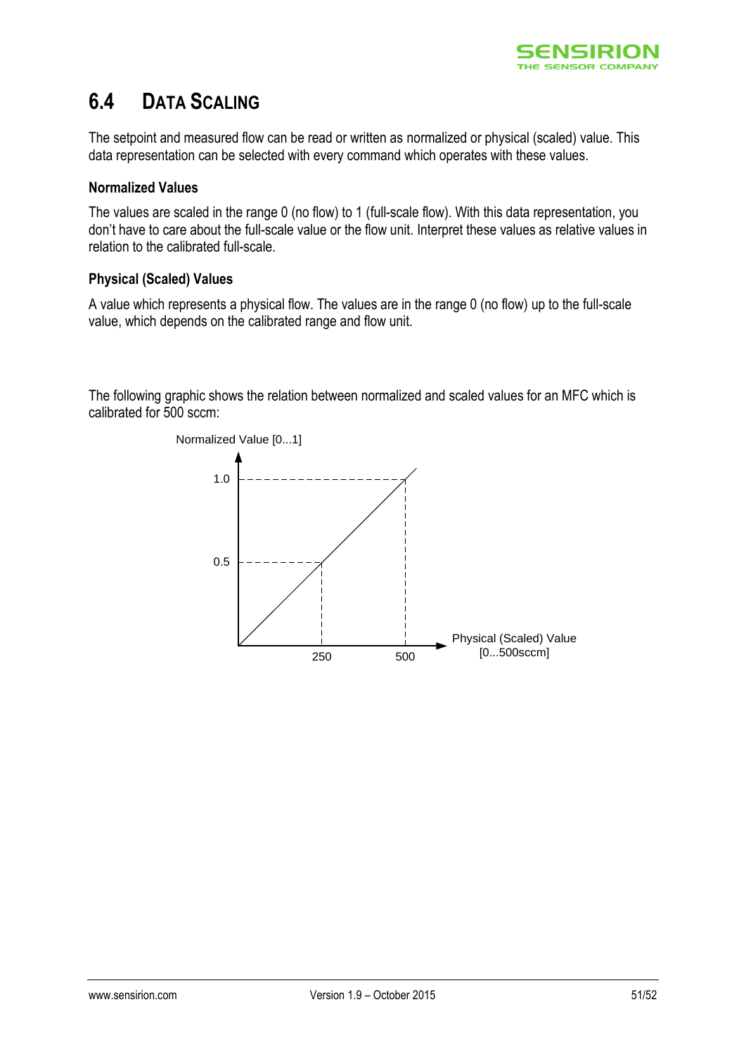## 6.4 Data Scaling

The setpoint and measured flow can be read or written as normalized or physical (scaled) value. This data representation can be selected with every command which operates with these values.

### Normalized Values

The values are scaled in the range 0 (no flow) to 1 (full-scale flow). With this data representation, you don't have to care about the full-scale value or the flow unit. Interpret these values as relative values in relation to the calibrated full-scale.

### Physical (Scaled) Values

A value which represents a physical flow. The values are in the range 0 (no flow) up to the full-scale value, which depends on the calibrated range and flow unit.

The following graphic shows the relation between normalized and scaled values for an MFC which is calibrated for 500 sccm:

Normalized Value [0...1]

1.0

0.5

250

500

Physical (Scaled) Value [0...500sccm]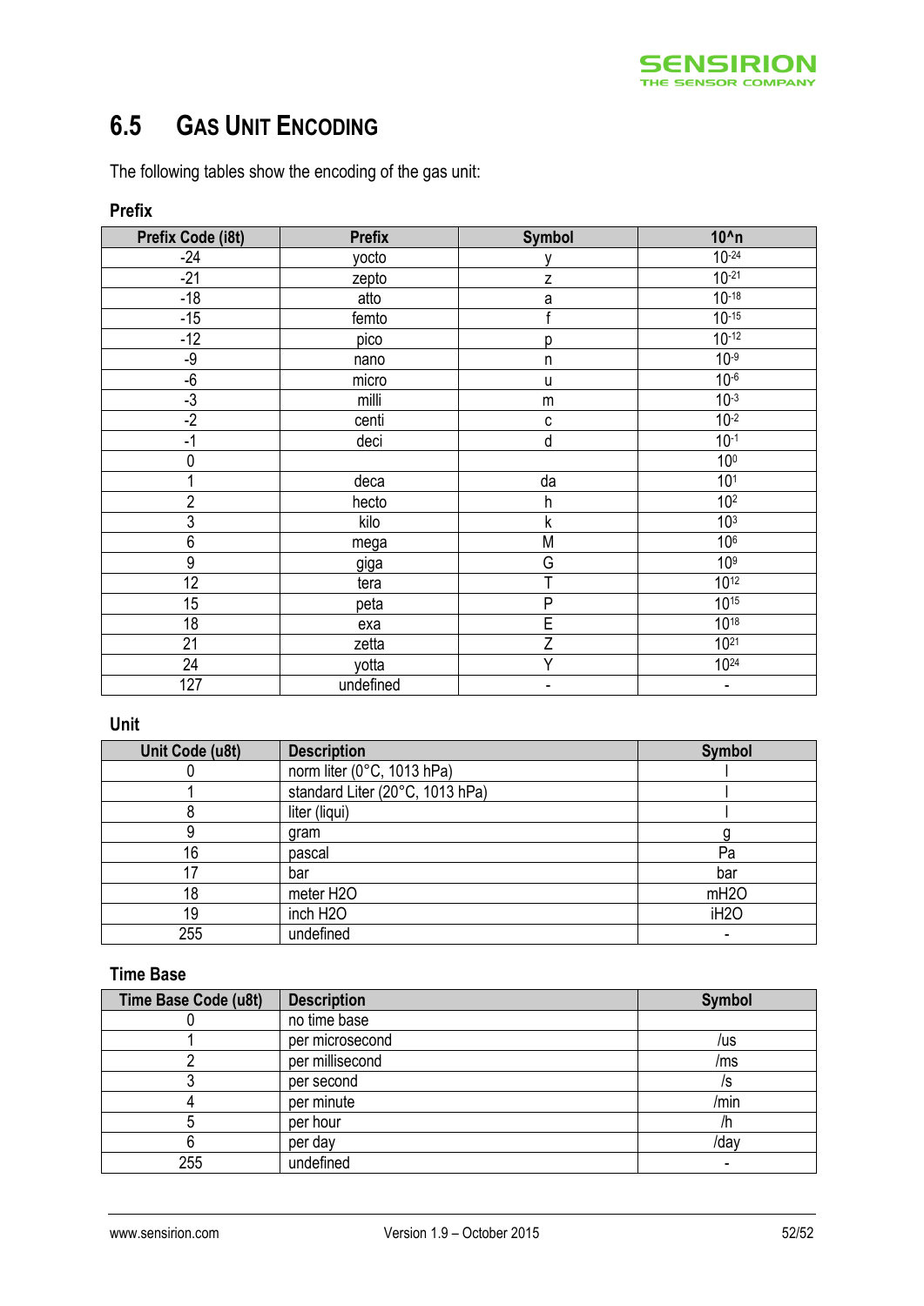## 6.5 Gas Unit Encoding

The following tables show the encoding of the gas unit:

### Prefix

| Prefix Code (i8t) | Prefix | Symbol | 10^n |
|---|---|---|---|
| -24 | yocto | y | $10^{-24}$ |
| -21 | zepto | z | $10^{-21}$ |
| -18 | atto | a | $10^{-18}$ |
| -15 | femto | f | $10^{-15}$ |
| -12 | pico | p | $10^{-12}$ |
| -9 | nano | n | $10^{-9}$ |
| -6 | micro | u | $10^{-6}$ |
| -3 | milli | m | $10^{-3}$ |
| -2 | centi | c | $10^{-2}$ |
| -1 | deci | d | $10^{-1}$ |
| 0 | | | $10^{0}$ |
| 1 | deca | da | $10^{1}$ |
| 2 | hecto | h | $10^{2}$ |
| 3 | kilo | k | $10^{3}$ |
| 6 | mega | M | $10^{6}$ |
| 9 | giga | G | $10^{9}$ |
| 12 | tera | T | $10^{12}$ |
| 15 | peta | P | $10^{15}$ |
| 18 | exa | E | $10^{18}$ |
| 21 | zetta | Z | $10^{21}$ |
| 24 | yotta | Y | $10^{24}$ |
| 127 | undefined | - | - |

### Unit

| Unit Code (u8t) | Description | Symbol |
|---|---|---|
| 0 | norm liter (0°C, 1013 hPa) | l |
| 1 | standard Liter (20°C, 1013 hPa) | l |
| 8 | liter (liqui) | l |
| 9 | gram | g |
| 16 | pascal | Pa |
| 17 | bar | bar |
| 18 | meter H2O | mH2O |
| 19 | inch H2O | iH2O |
| 255 | undefined | - |

### Time Base

| Time Base Code (u8t) | Description | Symbol |
|---|---|---|
| 0 | no time base | |
| 1 | per microsecond | /us |
| 2 | per millisecond | /ms |
| 3 | per second | /s |
| 4 | per minute | /min |
| 5 | per hour | /h |
| 6 | per day | /day |
| 255 | undefined | - |